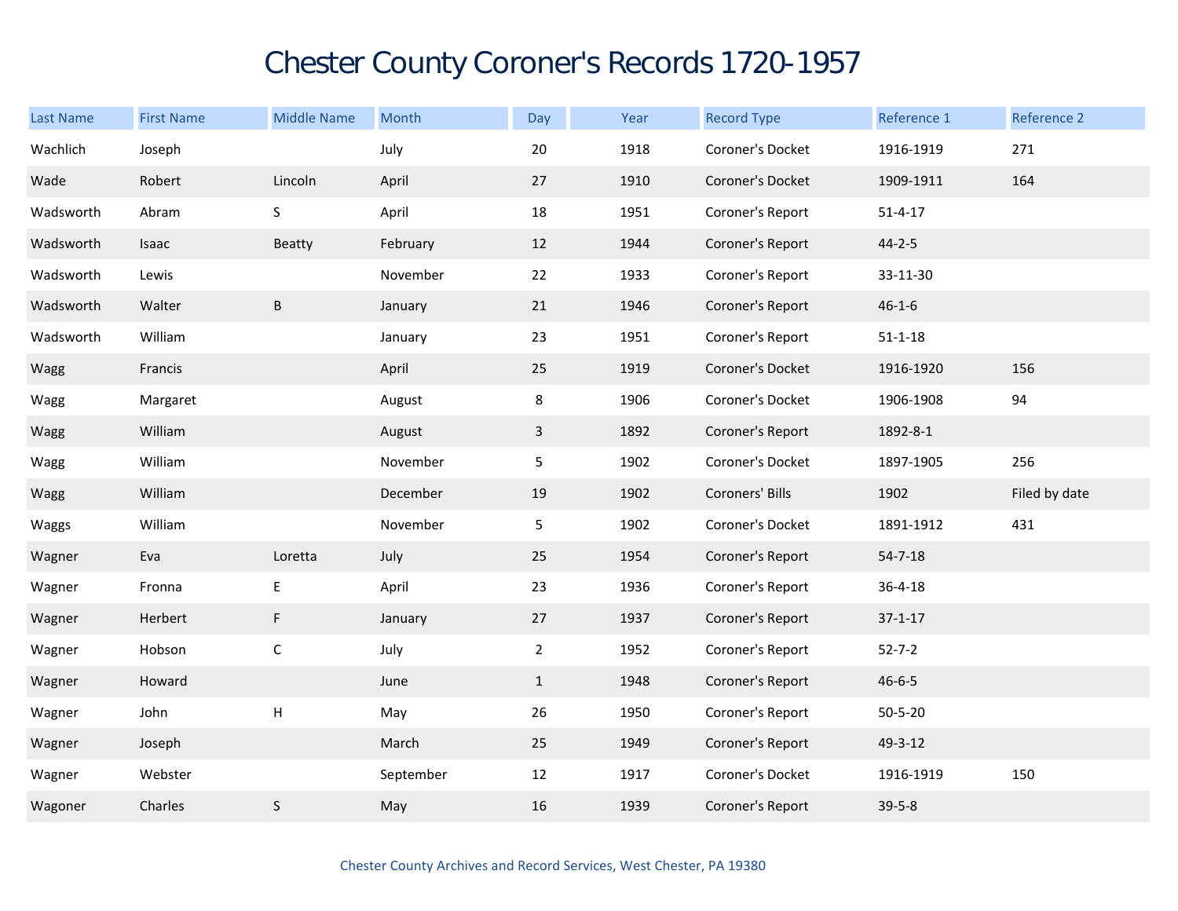# Chester County Coroner's Records 1720-1957

| Last Name | First Name | Middle Name | Month | Day | Year | Record Type | Reference 1 | Reference 2 |
| --- | --- | --- | --- | --- | --- | --- | --- | --- |
| Wachlich | Joseph | | July | 20 | 1918 | Coroner's Docket | 1916-1919 | 271 |
| Wade | Robert | Lincoln | April | 27 | 1910 | Coroner's Docket | 1909-1911 | 164 |
| Wadsworth | Abram | S | April | 18 | 1951 | Coroner's Report | 51-4-17 | |
| Wadsworth | Isaac | Beatty | February | 12 | 1944 | Coroner's Report | 44-2-5 | |
| Wadsworth | Lewis | | November | 22 | 1933 | Coroner's Report | 33-11-30 | |
| Wadsworth | Walter | B | January | 21 | 1946 | Coroner's Report | 46-1-6 | |
| Wadsworth | William | | January | 23 | 1951 | Coroner's Report | 51-1-18 | |
| Wagg | Francis | | April | 25 | 1919 | Coroner's Docket | 1916-1920 | 156 |
| Wagg | Margaret | | August | 8 | 1906 | Coroner's Docket | 1906-1908 | 94 |
| Wagg | William | | August | 3 | 1892 | Coroner's Report | 1892-8-1 | |
| Wagg | William | | November | 5 | 1902 | Coroner's Docket | 1897-1905 | 256 |
| Wagg | William | | December | 19 | 1902 | Coroners' Bills | 1902 | Filed by date |
| Waggs | William | | November | 5 | 1902 | Coroner's Docket | 1891-1912 | 431 |
| Wagner | Eva | Loretta | July | 25 | 1954 | Coroner's Report | 54-7-18 | |
| Wagner | Fronna | E | April | 23 | 1936 | Coroner's Report | 36-4-18 | |
| Wagner | Herbert | F | January | 27 | 1937 | Coroner's Report | 37-1-17 | |
| Wagner | Hobson | C | July | 2 | 1952 | Coroner's Report | 52-7-2 | |
| Wagner | Howard | | June | 1 | 1948 | Coroner's Report | 46-6-5 | |
| Wagner | John | H | May | 26 | 1950 | Coroner's Report | 50-5-20 | |
| Wagner | Joseph | | March | 25 | 1949 | Coroner's Report | 49-3-12 | |
| Wagner | Webster | | September | 12 | 1917 | Coroner's Docket | 1916-1919 | 150 |
| Wagoner | Charles | S | May | 16 | 1939 | Coroner's Report | 39-5-8 | |

Chester County Archives and Record Services, West Chester, PA 19380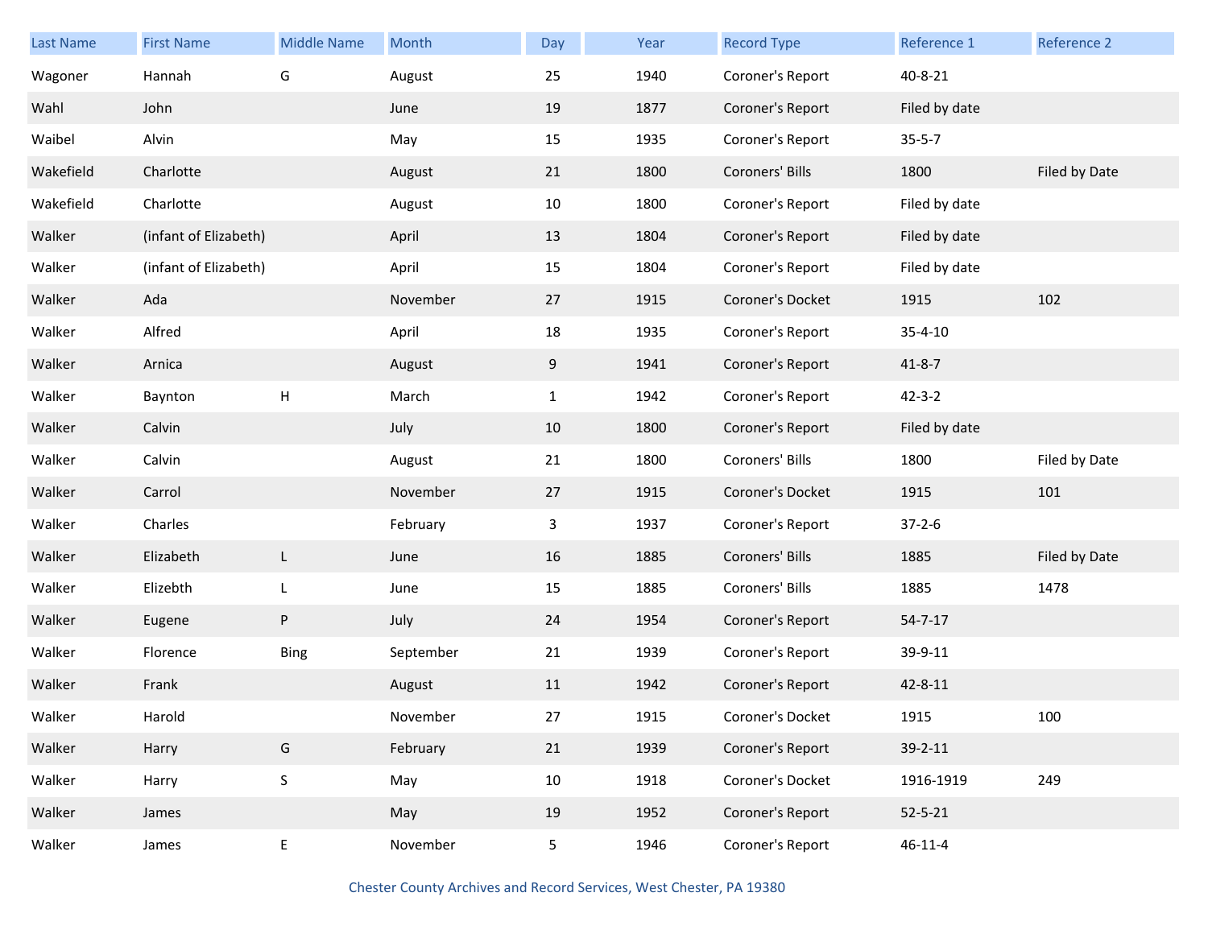| Last Name | First Name | Middle Name | Month | Day | Year | Record Type | Reference 1 | Reference 2 |
|---|---|---|---|---|---|---|---|---|
| Wagoner | Hannah | G | August | 25 | 1940 | Coroner's Report | 40-8-21 | |
| Wahl | John | | June | 19 | 1877 | Coroner's Report | Filed by date | |
| Waibel | Alvin | | May | 15 | 1935 | Coroner's Report | 35-5-7 | |
| Wakefield | Charlotte | | August | 21 | 1800 | Coroners' Bills | 1800 | Filed by Date |
| Wakefield | Charlotte | | August | 10 | 1800 | Coroner's Report | Filed by date | |
| Walker | (infant of Elizabeth) | | April | 13 | 1804 | Coroner's Report | Filed by date | |
| Walker | (infant of Elizabeth) | | April | 15 | 1804 | Coroner's Report | Filed by date | |
| Walker | Ada | | November | 27 | 1915 | Coroner's Docket | 1915 | 102 |
| Walker | Alfred | | April | 18 | 1935 | Coroner's Report | 35-4-10 | |
| Walker | Arnica | | August | 9 | 1941 | Coroner's Report | 41-8-7 | |
| Walker | Baynton | H | March | 1 | 1942 | Coroner's Report | 42-3-2 | |
| Walker | Calvin | | July | 10 | 1800 | Coroner's Report | Filed by date | |
| Walker | Calvin | | August | 21 | 1800 | Coroners' Bills | 1800 | Filed by Date |
| Walker | Carrol | | November | 27 | 1915 | Coroner's Docket | 1915 | 101 |
| Walker | Charles | | February | 3 | 1937 | Coroner's Report | 37-2-6 | |
| Walker | Elizabeth | L | June | 16 | 1885 | Coroners' Bills | 1885 | Filed by Date |
| Walker | Elizebth | L | June | 15 | 1885 | Coroners' Bills | 1885 | 1478 |
| Walker | Eugene | P | July | 24 | 1954 | Coroner's Report | 54-7-17 | |
| Walker | Florence | Bing | September | 21 | 1939 | Coroner's Report | 39-9-11 | |
| Walker | Frank | | August | 11 | 1942 | Coroner's Report | 42-8-11 | |
| Walker | Harold | | November | 27 | 1915 | Coroner's Docket | 1915 | 100 |
| Walker | Harry | G | February | 21 | 1939 | Coroner's Report | 39-2-11 | |
| Walker | Harry | S | May | 10 | 1918 | Coroner's Docket | 1916-1919 | 249 |
| Walker | James | | May | 19 | 1952 | Coroner's Report | 52-5-21 | |
| Walker | James | E | November | 5 | 1946 | Coroner's Report | 46-11-4 | |

Chester County Archives and Record Services, West Chester, PA 19380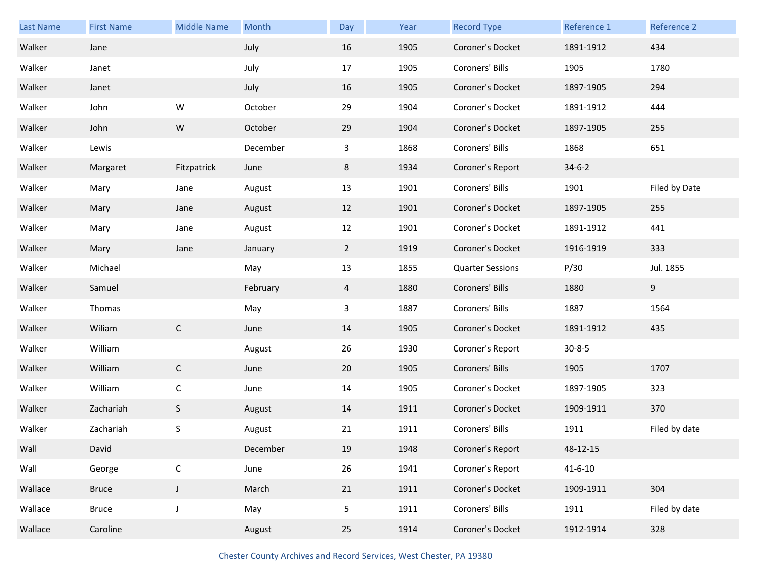| Last Name | First Name | Middle Name | Month | Day | Year | Record Type | Reference 1 | Reference 2 |
|---|---|---|---|---|---|---|---|---|
| Walker | Jane | | July | 16 | 1905 | Coroner's Docket | 1891-1912 | 434 |
| Walker | Janet | | July | 17 | 1905 | Coroners' Bills | 1905 | 1780 |
| Walker | Janet | | July | 16 | 1905 | Coroner's Docket | 1897-1905 | 294 |
| Walker | John | W | October | 29 | 1904 | Coroner's Docket | 1891-1912 | 444 |
| Walker | John | W | October | 29 | 1904 | Coroner's Docket | 1897-1905 | 255 |
| Walker | Lewis | | December | 3 | 1868 | Coroners' Bills | 1868 | 651 |
| Walker | Margaret | Fitzpatrick | June | 8 | 1934 | Coroner's Report | 34-6-2 | |
| Walker | Mary | Jane | August | 13 | 1901 | Coroners' Bills | 1901 | Filed by Date |
| Walker | Mary | Jane | August | 12 | 1901 | Coroner's Docket | 1897-1905 | 255 |
| Walker | Mary | Jane | August | 12 | 1901 | Coroner's Docket | 1891-1912 | 441 |
| Walker | Mary | Jane | January | 2 | 1919 | Coroner's Docket | 1916-1919 | 333 |
| Walker | Michael | | May | 13 | 1855 | Quarter Sessions | P/30 | Jul. 1855 |
| Walker | Samuel | | February | 4 | 1880 | Coroners' Bills | 1880 | 9 |
| Walker | Thomas | | May | 3 | 1887 | Coroners' Bills | 1887 | 1564 |
| Walker | Wiliam | C | June | 14 | 1905 | Coroner's Docket | 1891-1912 | 435 |
| Walker | William | | August | 26 | 1930 | Coroner's Report | 30-8-5 | |
| Walker | William | C | June | 20 | 1905 | Coroners' Bills | 1905 | 1707 |
| Walker | William | C | June | 14 | 1905 | Coroner's Docket | 1897-1905 | 323 |
| Walker | Zachariah | S | August | 14 | 1911 | Coroner's Docket | 1909-1911 | 370 |
| Walker | Zachariah | S | August | 21 | 1911 | Coroners' Bills | 1911 | Filed by date |
| Wall | David | | December | 19 | 1948 | Coroner's Report | 48-12-15 | |
| Wall | George | C | June | 26 | 1941 | Coroner's Report | 41-6-10 | |
| Wallace | Bruce | J | March | 21 | 1911 | Coroner's Docket | 1909-1911 | 304 |
| Wallace | Bruce | J | May | 5 | 1911 | Coroners' Bills | 1911 | Filed by date |
| Wallace | Caroline | | August | 25 | 1914 | Coroner's Docket | 1912-1914 | 328 |

Chester County Archives and Record Services, West Chester, PA 19380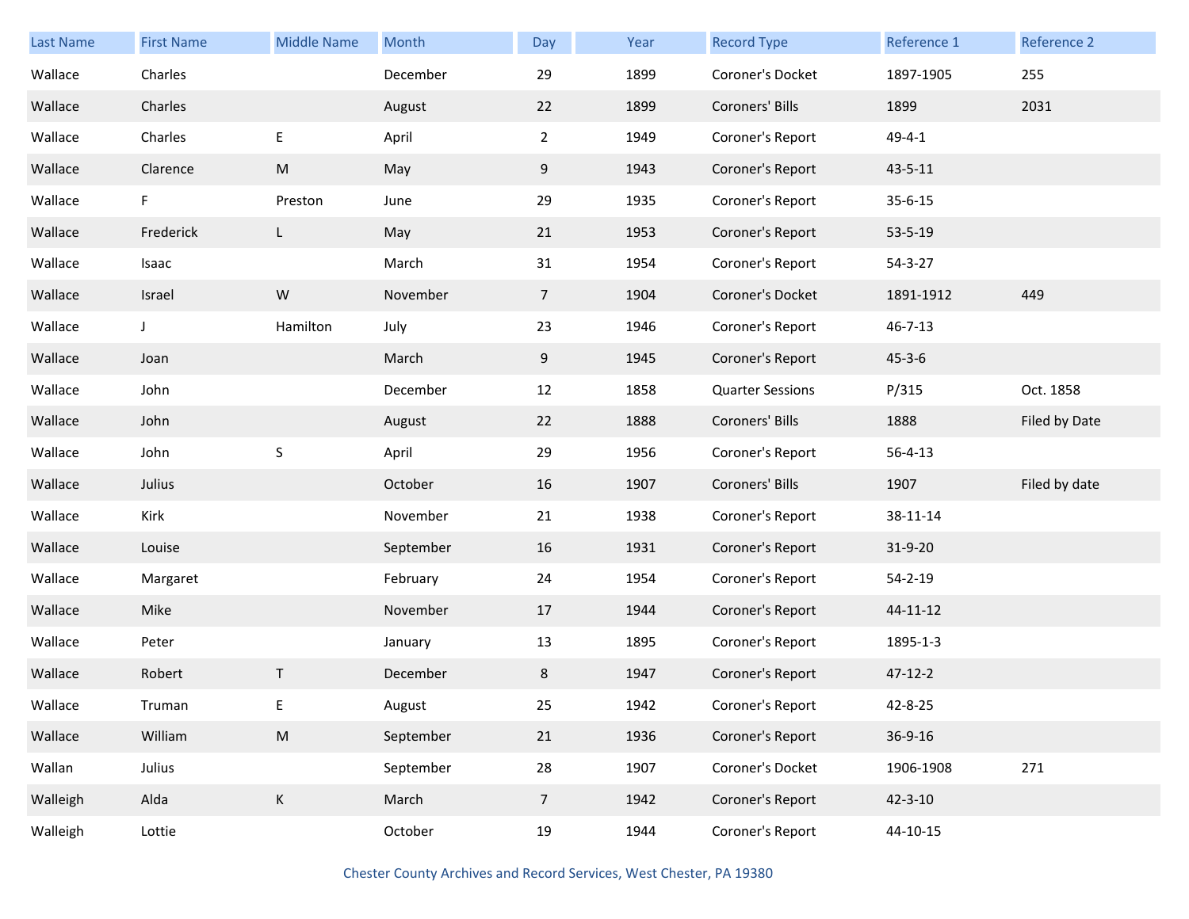| Last Name | First Name | Middle Name | Month | Day | Year | Record Type | Reference 1 | Reference 2 |
|---|---|---|---|---|---|---|---|---|
| Wallace | Charles | | December | 29 | 1899 | Coroner's Docket | 1897-1905 | 255 |
| Wallace | Charles | | August | 22 | 1899 | Coroners' Bills | 1899 | 2031 |
| Wallace | Charles | E | April | 2 | 1949 | Coroner's Report | 49-4-1 | |
| Wallace | Clarence | M | May | 9 | 1943 | Coroner's Report | 43-5-11 | |
| Wallace | F | Preston | June | 29 | 1935 | Coroner's Report | 35-6-15 | |
| Wallace | Frederick | L | May | 21 | 1953 | Coroner's Report | 53-5-19 | |
| Wallace | Isaac | | March | 31 | 1954 | Coroner's Report | 54-3-27 | |
| Wallace | Israel | W | November | 7 | 1904 | Coroner's Docket | 1891-1912 | 449 |
| Wallace | J | Hamilton | July | 23 | 1946 | Coroner's Report | 46-7-13 | |
| Wallace | Joan | | March | 9 | 1945 | Coroner's Report | 45-3-6 | |
| Wallace | John | | December | 12 | 1858 | Quarter Sessions | P/315 | Oct. 1858 |
| Wallace | John | | August | 22 | 1888 | Coroners' Bills | 1888 | Filed by Date |
| Wallace | John | S | April | 29 | 1956 | Coroner's Report | 56-4-13 | |
| Wallace | Julius | | October | 16 | 1907 | Coroners' Bills | 1907 | Filed by date |
| Wallace | Kirk | | November | 21 | 1938 | Coroner's Report | 38-11-14 | |
| Wallace | Louise | | September | 16 | 1931 | Coroner's Report | 31-9-20 | |
| Wallace | Margaret | | February | 24 | 1954 | Coroner's Report | 54-2-19 | |
| Wallace | Mike | | November | 17 | 1944 | Coroner's Report | 44-11-12 | |
| Wallace | Peter | | January | 13 | 1895 | Coroner's Report | 1895-1-3 | |
| Wallace | Robert | T | December | 8 | 1947 | Coroner's Report | 47-12-2 | |
| Wallace | Truman | E | August | 25 | 1942 | Coroner's Report | 42-8-25 | |
| Wallace | William | M | September | 21 | 1936 | Coroner's Report | 36-9-16 | |
| Wallan | Julius | | September | 28 | 1907 | Coroner's Docket | 1906-1908 | 271 |
| Walleigh | Alda | K | March | 7 | 1942 | Coroner's Report | 42-3-10 | |
| Walleigh | Lottie | | October | 19 | 1944 | Coroner's Report | 44-10-15 | |

Chester County Archives and Record Services, West Chester, PA 19380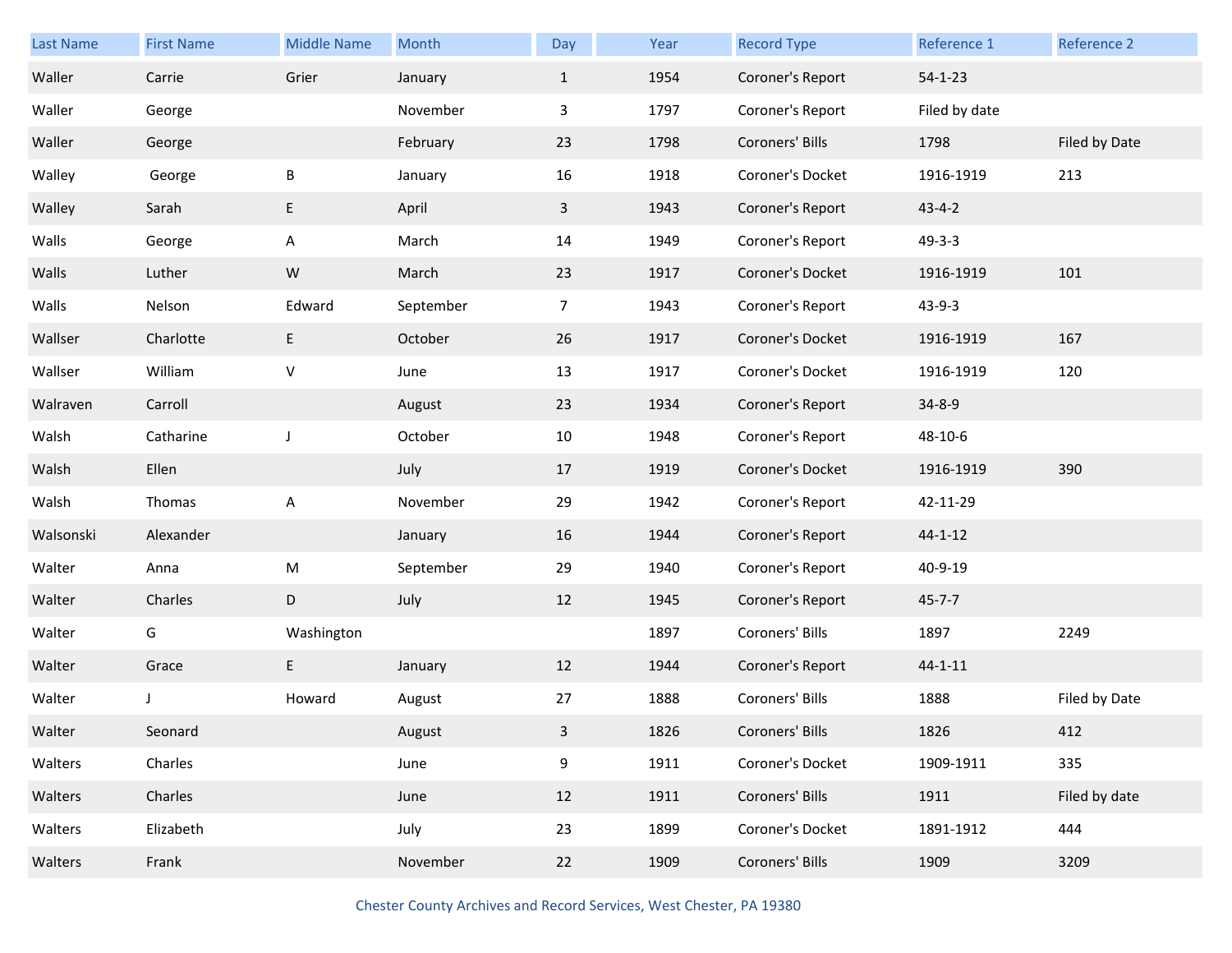| Last Name | First Name | Middle Name | Month | Day | Year | Record Type | Reference 1 | Reference 2 |
|---|---|---|---|---|---|---|---|---|
| Waller | Carrie | Grier | January | 1 | 1954 | Coroner's Report | 54-1-23 | |
| Waller | George | | November | 3 | 1797 | Coroner's Report | Filed by date | |
| Waller | George | | February | 23 | 1798 | Coroners' Bills | 1798 | Filed by Date |
| Walley | George | B | January | 16 | 1918 | Coroner's Docket | 1916-1919 | 213 |
| Walley | Sarah | E | April | 3 | 1943 | Coroner's Report | 43-4-2 | |
| Walls | George | A | March | 14 | 1949 | Coroner's Report | 49-3-3 | |
| Walls | Luther | W | March | 23 | 1917 | Coroner's Docket | 1916-1919 | 101 |
| Walls | Nelson | Edward | September | 7 | 1943 | Coroner's Report | 43-9-3 | |
| Wallser | Charlotte | E | October | 26 | 1917 | Coroner's Docket | 1916-1919 | 167 |
| Wallser | William | V | June | 13 | 1917 | Coroner's Docket | 1916-1919 | 120 |
| Walraven | Carroll | | August | 23 | 1934 | Coroner's Report | 34-8-9 | |
| Walsh | Catharine | J | October | 10 | 1948 | Coroner's Report | 48-10-6 | |
| Walsh | Ellen | | July | 17 | 1919 | Coroner's Docket | 1916-1919 | 390 |
| Walsh | Thomas | A | November | 29 | 1942 | Coroner's Report | 42-11-29 | |
| Walsonski | Alexander | | January | 16 | 1944 | Coroner's Report | 44-1-12 | |
| Walter | Anna | M | September | 29 | 1940 | Coroner's Report | 40-9-19 | |
| Walter | Charles | D | July | 12 | 1945 | Coroner's Report | 45-7-7 | |
| Walter | G | Washington | | | 1897 | Coroners' Bills | 1897 | 2249 |
| Walter | Grace | E | January | 12 | 1944 | Coroner's Report | 44-1-11 | |
| Walter | J | Howard | August | 27 | 1888 | Coroners' Bills | 1888 | Filed by Date |
| Walter | Seonard | | August | 3 | 1826 | Coroners' Bills | 1826 | 412 |
| Walters | Charles | | June | 9 | 1911 | Coroner's Docket | 1909-1911 | 335 |
| Walters | Charles | | June | 12 | 1911 | Coroners' Bills | 1911 | Filed by date |
| Walters | Elizabeth | | July | 23 | 1899 | Coroner's Docket | 1891-1912 | 444 |
| Walters | Frank | | November | 22 | 1909 | Coroners' Bills | 1909 | 3209 |

Chester County Archives and Record Services, West Chester, PA 19380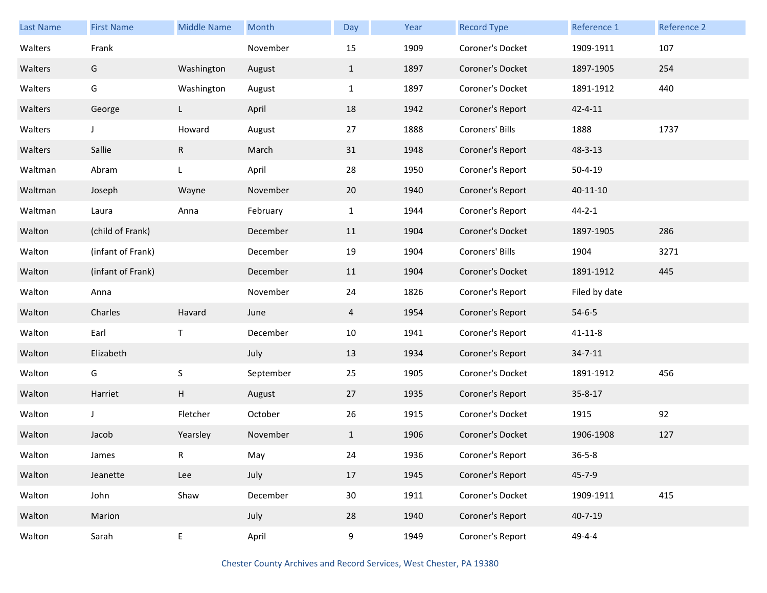| Last Name | First Name | Middle Name | Month | Day | Year | Record Type | Reference 1 | Reference 2 |
|---|---|---|---|---|---|---|---|---|
| Walters | Frank | | November | 15 | 1909 | Coroner's Docket | 1909-1911 | 107 |
| Walters | G | Washington | August | 1 | 1897 | Coroner's Docket | 1897-1905 | 254 |
| Walters | G | Washington | August | 1 | 1897 | Coroner's Docket | 1891-1912 | 440 |
| Walters | George | L | April | 18 | 1942 | Coroner's Report | 42-4-11 | |
| Walters | J | Howard | August | 27 | 1888 | Coroners' Bills | 1888 | 1737 |
| Walters | Sallie | R | March | 31 | 1948 | Coroner's Report | 48-3-13 | |
| Waltman | Abram | L | April | 28 | 1950 | Coroner's Report | 50-4-19 | |
| Waltman | Joseph | Wayne | November | 20 | 1940 | Coroner's Report | 40-11-10 | |
| Waltman | Laura | Anna | February | 1 | 1944 | Coroner's Report | 44-2-1 | |
| Walton | (child of Frank) | | December | 11 | 1904 | Coroner's Docket | 1897-1905 | 286 |
| Walton | (infant of Frank) | | December | 19 | 1904 | Coroners' Bills | 1904 | 3271 |
| Walton | (infant of Frank) | | December | 11 | 1904 | Coroner's Docket | 1891-1912 | 445 |
| Walton | Anna | | November | 24 | 1826 | Coroner's Report | Filed by date | |
| Walton | Charles | Havard | June | 4 | 1954 | Coroner's Report | 54-6-5 | |
| Walton | Earl | T | December | 10 | 1941 | Coroner's Report | 41-11-8 | |
| Walton | Elizabeth | | July | 13 | 1934 | Coroner's Report | 34-7-11 | |
| Walton | G | S | September | 25 | 1905 | Coroner's Docket | 1891-1912 | 456 |
| Walton | Harriet | H | August | 27 | 1935 | Coroner's Report | 35-8-17 | |
| Walton | J | Fletcher | October | 26 | 1915 | Coroner's Docket | 1915 | 92 |
| Walton | Jacob | Yearsley | November | 1 | 1906 | Coroner's Docket | 1906-1908 | 127 |
| Walton | James | R | May | 24 | 1936 | Coroner's Report | 36-5-8 | |
| Walton | Jeanette | Lee | July | 17 | 1945 | Coroner's Report | 45-7-9 | |
| Walton | John | Shaw | December | 30 | 1911 | Coroner's Docket | 1909-1911 | 415 |
| Walton | Marion | | July | 28 | 1940 | Coroner's Report | 40-7-19 | |
| Walton | Sarah | E | April | 9 | 1949 | Coroner's Report | 49-4-4 | |

Chester County Archives and Record Services, West Chester, PA 19380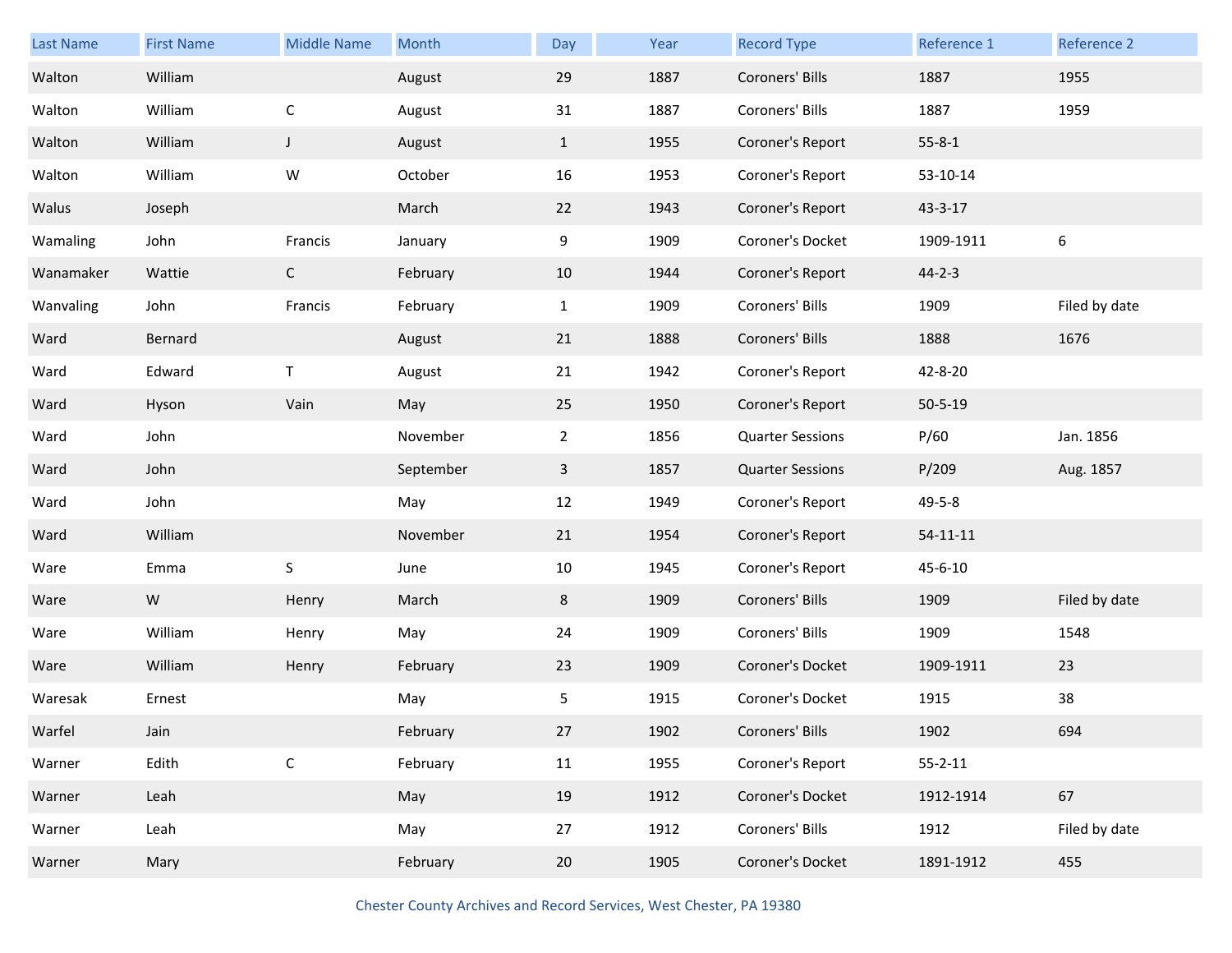| Last Name | First Name | Middle Name | Month | Day | Year | Record Type | Reference 1 | Reference 2 |
|---|---|---|---|---|---|---|---|---|
| Walton | William | | August | 29 | 1887 | Coroners' Bills | 1887 | 1955 |
| Walton | William | C | August | 31 | 1887 | Coroners' Bills | 1887 | 1959 |
| Walton | William | J | August | 1 | 1955 | Coroner's Report | 55-8-1 | |
| Walton | William | W | October | 16 | 1953 | Coroner's Report | 53-10-14 | |
| Walus | Joseph | | March | 22 | 1943 | Coroner's Report | 43-3-17 | |
| Wamaling | John | Francis | January | 9 | 1909 | Coroner's Docket | 1909-1911 | 6 |
| Wanamaker | Wattie | C | February | 10 | 1944 | Coroner's Report | 44-2-3 | |
| Wanvaling | John | Francis | February | 1 | 1909 | Coroners' Bills | 1909 | Filed by date |
| Ward | Bernard | | August | 21 | 1888 | Coroners' Bills | 1888 | 1676 |
| Ward | Edward | T | August | 21 | 1942 | Coroner's Report | 42-8-20 | |
| Ward | Hyson | Vain | May | 25 | 1950 | Coroner's Report | 50-5-19 | |
| Ward | John | | November | 2 | 1856 | Quarter Sessions | P/60 | Jan. 1856 |
| Ward | John | | September | 3 | 1857 | Quarter Sessions | P/209 | Aug. 1857 |
| Ward | John | | May | 12 | 1949 | Coroner's Report | 49-5-8 | |
| Ward | William | | November | 21 | 1954 | Coroner's Report | 54-11-11 | |
| Ware | Emma | S | June | 10 | 1945 | Coroner's Report | 45-6-10 | |
| Ware | W | Henry | March | 8 | 1909 | Coroners' Bills | 1909 | Filed by date |
| Ware | William | Henry | May | 24 | 1909 | Coroners' Bills | 1909 | 1548 |
| Ware | William | Henry | February | 23 | 1909 | Coroner's Docket | 1909-1911 | 23 |
| Waresak | Ernest | | May | 5 | 1915 | Coroner's Docket | 1915 | 38 |
| Warfel | Jain | | February | 27 | 1902 | Coroners' Bills | 1902 | 694 |
| Warner | Edith | C | February | 11 | 1955 | Coroner's Report | 55-2-11 | |
| Warner | Leah | | May | 19 | 1912 | Coroner's Docket | 1912-1914 | 67 |
| Warner | Leah | | May | 27 | 1912 | Coroners' Bills | 1912 | Filed by date |
| Warner | Mary | | February | 20 | 1905 | Coroner's Docket | 1891-1912 | 455 |

Chester County Archives and Record Services, West Chester, PA 19380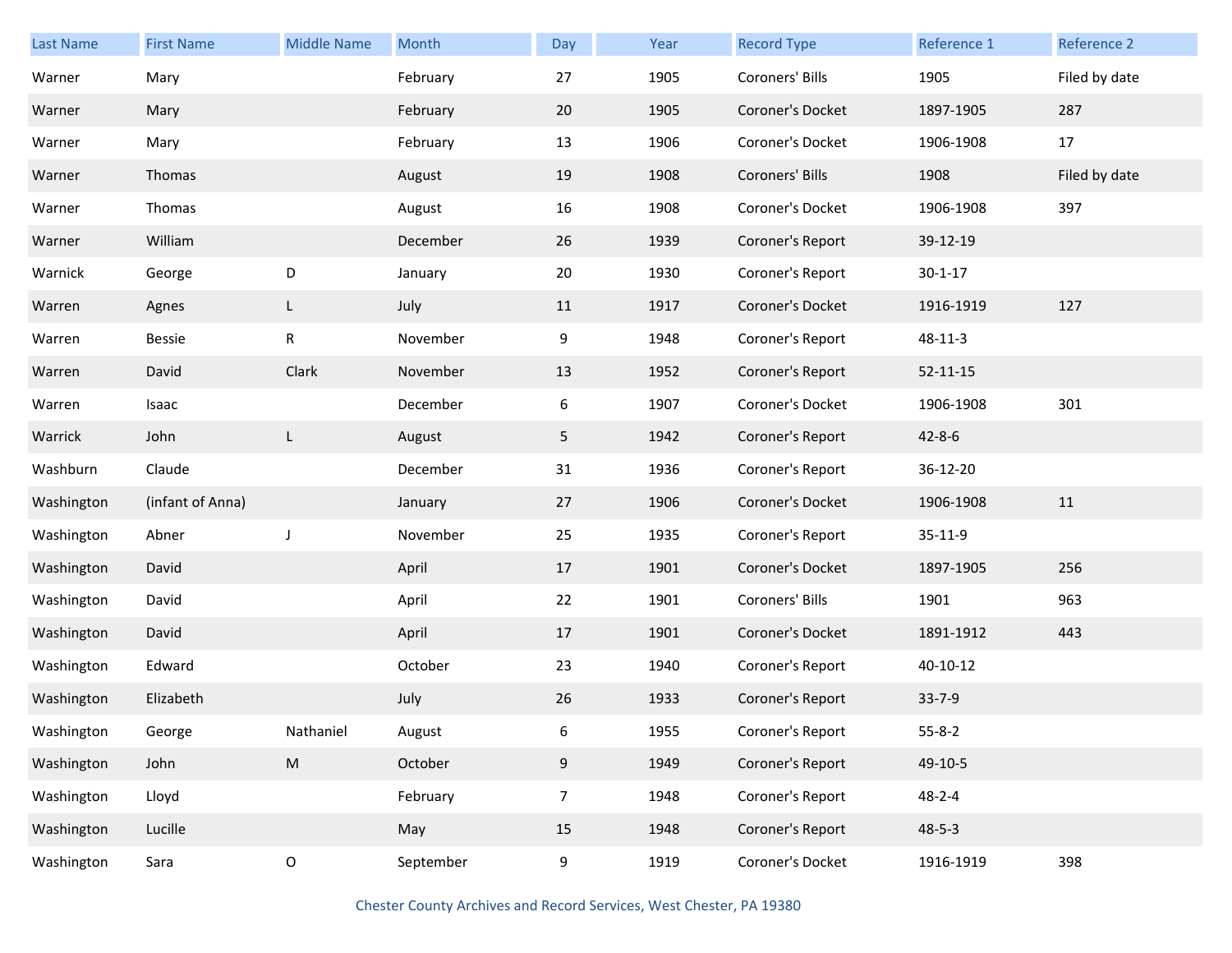| Last Name | First Name | Middle Name | Month | Day | Year | Record Type | Reference 1 | Reference 2 |
|---|---|---|---|---|---|---|---|---|
| Warner | Mary | | February | 27 | 1905 | Coroners' Bills | 1905 | Filed by date |
| Warner | Mary | | February | 20 | 1905 | Coroner's Docket | 1897-1905 | 287 |
| Warner | Mary | | February | 13 | 1906 | Coroner's Docket | 1906-1908 | 17 |
| Warner | Thomas | | August | 19 | 1908 | Coroners' Bills | 1908 | Filed by date |
| Warner | Thomas | | August | 16 | 1908 | Coroner's Docket | 1906-1908 | 397 |
| Warner | William | | December | 26 | 1939 | Coroner's Report | 39-12-19 | |
| Warnick | George | D | January | 20 | 1930 | Coroner's Report | 30-1-17 | |
| Warren | Agnes | L | July | 11 | 1917 | Coroner's Docket | 1916-1919 | 127 |
| Warren | Bessie | R | November | 9 | 1948 | Coroner's Report | 48-11-3 | |
| Warren | David | Clark | November | 13 | 1952 | Coroner's Report | 52-11-15 | |
| Warren | Isaac | | December | 6 | 1907 | Coroner's Docket | 1906-1908 | 301 |
| Warrick | John | L | August | 5 | 1942 | Coroner's Report | 42-8-6 | |
| Washburn | Claude | | December | 31 | 1936 | Coroner's Report | 36-12-20 | |
| Washington | (infant of Anna) | | January | 27 | 1906 | Coroner's Docket | 1906-1908 | 11 |
| Washington | Abner | J | November | 25 | 1935 | Coroner's Report | 35-11-9 | |
| Washington | David | | April | 17 | 1901 | Coroner's Docket | 1897-1905 | 256 |
| Washington | David | | April | 22 | 1901 | Coroners' Bills | 1901 | 963 |
| Washington | David | | April | 17 | 1901 | Coroner's Docket | 1891-1912 | 443 |
| Washington | Edward | | October | 23 | 1940 | Coroner's Report | 40-10-12 | |
| Washington | Elizabeth | | July | 26 | 1933 | Coroner's Report | 33-7-9 | |
| Washington | George | Nathaniel | August | 6 | 1955 | Coroner's Report | 55-8-2 | |
| Washington | John | M | October | 9 | 1949 | Coroner's Report | 49-10-5 | |
| Washington | Lloyd | | February | 7 | 1948 | Coroner's Report | 48-2-4 | |
| Washington | Lucille | | May | 15 | 1948 | Coroner's Report | 48-5-3 | |
| Washington | Sara | O | September | 9 | 1919 | Coroner's Docket | 1916-1919 | 398 |

Chester County Archives and Record Services, West Chester, PA 19380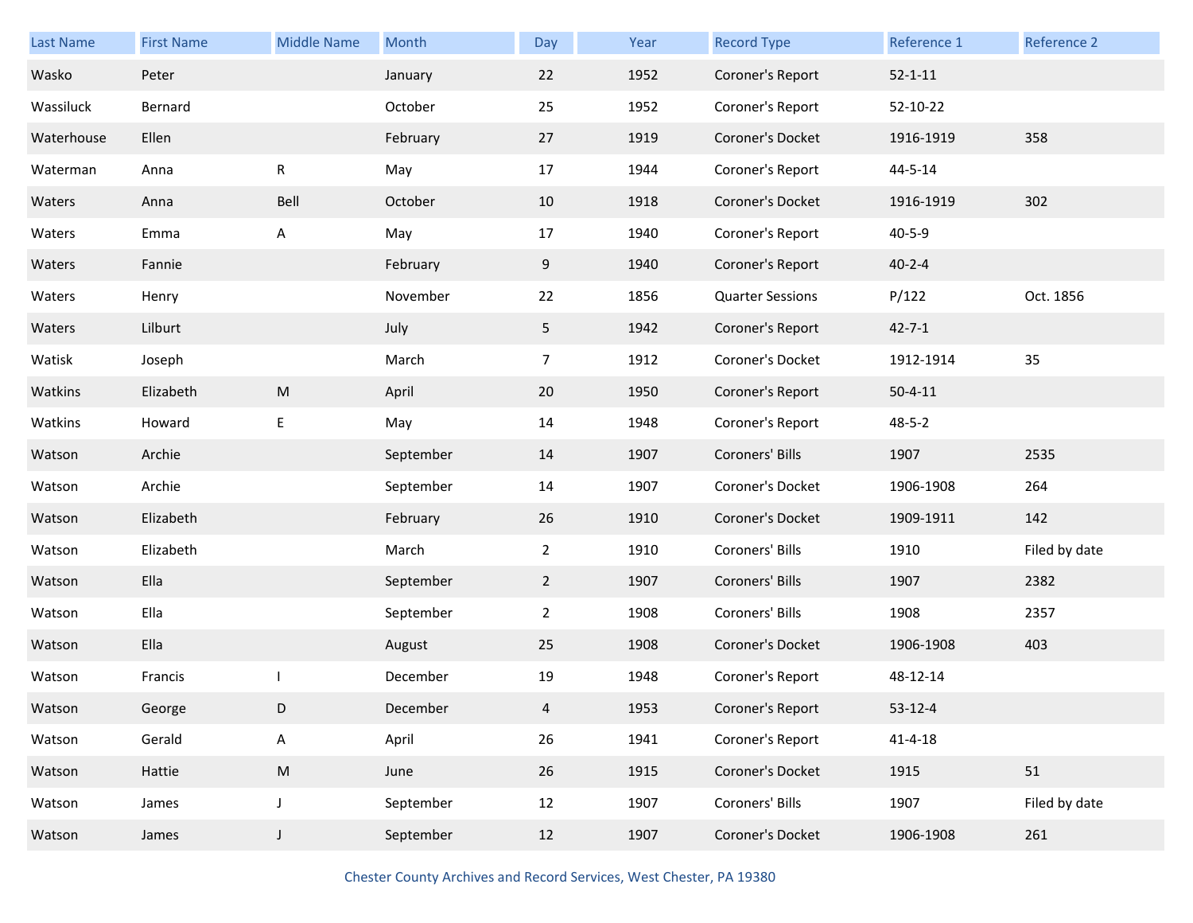| Last Name | First Name | Middle Name | Month | Day | Year | Record Type | Reference 1 | Reference 2 |
|---|---|---|---|---|---|---|---|---|
| Wasko | Peter | | January | 22 | 1952 | Coroner's Report | 52-1-11 | |
| Wassiluck | Bernard | | October | 25 | 1952 | Coroner's Report | 52-10-22 | |
| Waterhouse | Ellen | | February | 27 | 1919 | Coroner's Docket | 1916-1919 | 358 |
| Waterman | Anna | R | May | 17 | 1944 | Coroner's Report | 44-5-14 | |
| Waters | Anna | Bell | October | 10 | 1918 | Coroner's Docket | 1916-1919 | 302 |
| Waters | Emma | A | May | 17 | 1940 | Coroner's Report | 40-5-9 | |
| Waters | Fannie | | February | 9 | 1940 | Coroner's Report | 40-2-4 | |
| Waters | Henry | | November | 22 | 1856 | Quarter Sessions | P/122 | Oct. 1856 |
| Waters | Lilburt | | July | 5 | 1942 | Coroner's Report | 42-7-1 | |
| Watisk | Joseph | | March | 7 | 1912 | Coroner's Docket | 1912-1914 | 35 |
| Watkins | Elizabeth | M | April | 20 | 1950 | Coroner's Report | 50-4-11 | |
| Watkins | Howard | E | May | 14 | 1948 | Coroner's Report | 48-5-2 | |
| Watson | Archie | | September | 14 | 1907 | Coroners' Bills | 1907 | 2535 |
| Watson | Archie | | September | 14 | 1907 | Coroner's Docket | 1906-1908 | 264 |
| Watson | Elizabeth | | February | 26 | 1910 | Coroner's Docket | 1909-1911 | 142 |
| Watson | Elizabeth | | March | 2 | 1910 | Coroners' Bills | 1910 | Filed by date |
| Watson | Ella | | September | 2 | 1907 | Coroners' Bills | 1907 | 2382 |
| Watson | Ella | | September | 2 | 1908 | Coroners' Bills | 1908 | 2357 |
| Watson | Ella | | August | 25 | 1908 | Coroner's Docket | 1906-1908 | 403 |
| Watson | Francis | I | December | 19 | 1948 | Coroner's Report | 48-12-14 | |
| Watson | George | D | December | 4 | 1953 | Coroner's Report | 53-12-4 | |
| Watson | Gerald | A | April | 26 | 1941 | Coroner's Report | 41-4-18 | |
| Watson | Hattie | M | June | 26 | 1915 | Coroner's Docket | 1915 | 51 |
| Watson | James | J | September | 12 | 1907 | Coroners' Bills | 1907 | Filed by date |
| Watson | James | J | September | 12 | 1907 | Coroner's Docket | 1906-1908 | 261 |

Chester County Archives and Record Services, West Chester, PA 19380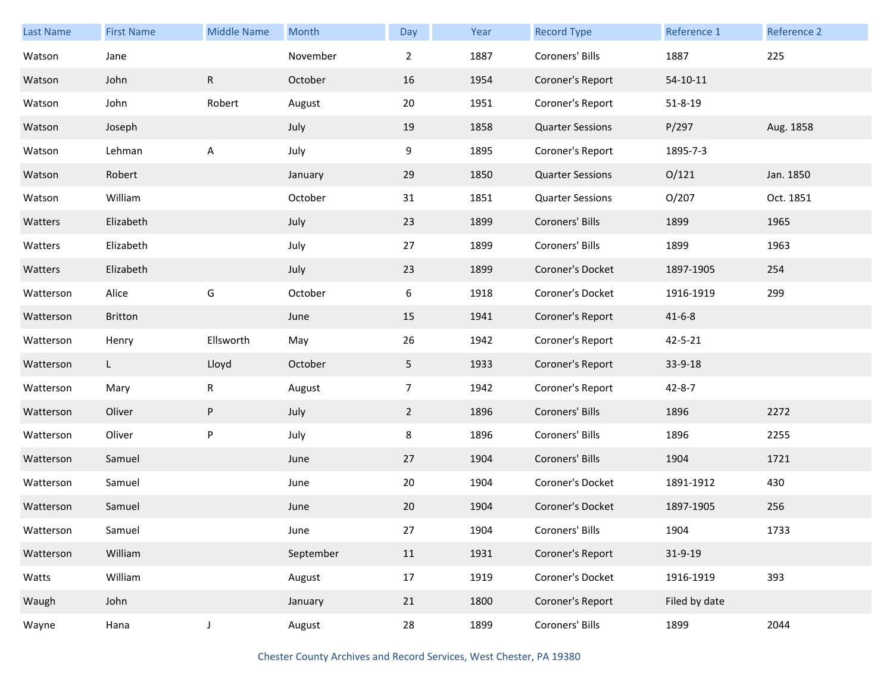| Last Name | First Name | Middle Name | Month | Day | Year | Record Type | Reference 1 | Reference 2 |
| --- | --- | --- | --- | --- | --- | --- | --- | --- |
| Watson | Jane | | November | 2 | 1887 | Coroners' Bills | 1887 | 225 |
| Watson | John | R | October | 16 | 1954 | Coroner's Report | 54-10-11 | |
| Watson | John | Robert | August | 20 | 1951 | Coroner's Report | 51-8-19 | |
| Watson | Joseph | | July | 19 | 1858 | Quarter Sessions | P/297 | Aug. 1858 |
| Watson | Lehman | A | July | 9 | 1895 | Coroner's Report | 1895-7-3 | |
| Watson | Robert | | January | 29 | 1850 | Quarter Sessions | O/121 | Jan. 1850 |
| Watson | William | | October | 31 | 1851 | Quarter Sessions | O/207 | Oct. 1851 |
| Watters | Elizabeth | | July | 23 | 1899 | Coroners' Bills | 1899 | 1965 |
| Watters | Elizabeth | | July | 27 | 1899 | Coroners' Bills | 1899 | 1963 |
| Watters | Elizabeth | | July | 23 | 1899 | Coroner's Docket | 1897-1905 | 254 |
| Watterson | Alice | G | October | 6 | 1918 | Coroner's Docket | 1916-1919 | 299 |
| Watterson | Britton | | June | 15 | 1941 | Coroner's Report | 41-6-8 | |
| Watterson | Henry | Ellsworth | May | 26 | 1942 | Coroner's Report | 42-5-21 | |
| Watterson | L | Lloyd | October | 5 | 1933 | Coroner's Report | 33-9-18 | |
| Watterson | Mary | R | August | 7 | 1942 | Coroner's Report | 42-8-7 | |
| Watterson | Oliver | P | July | 2 | 1896 | Coroners' Bills | 1896 | 2272 |
| Watterson | Oliver | P | July | 8 | 1896 | Coroners' Bills | 1896 | 2255 |
| Watterson | Samuel | | June | 27 | 1904 | Coroners' Bills | 1904 | 1721 |
| Watterson | Samuel | | June | 20 | 1904 | Coroner's Docket | 1891-1912 | 430 |
| Watterson | Samuel | | June | 20 | 1904 | Coroner's Docket | 1897-1905 | 256 |
| Watterson | Samuel | | June | 27 | 1904 | Coroners' Bills | 1904 | 1733 |
| Watterson | William | | September | 11 | 1931 | Coroner's Report | 31-9-19 | |
| Watts | William | | August | 17 | 1919 | Coroner's Docket | 1916-1919 | 393 |
| Waugh | John | | January | 21 | 1800 | Coroner's Report | Filed by date | |
| Wayne | Hana | J | August | 28 | 1899 | Coroners' Bills | 1899 | 2044 |

Chester County Archives and Record Services, West Chester, PA 19380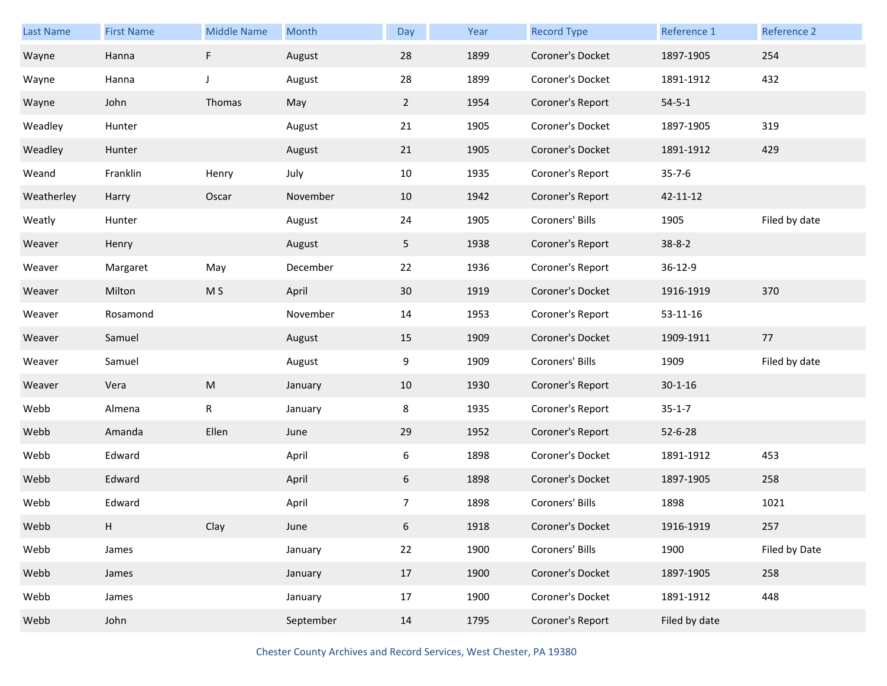| Last Name | First Name | Middle Name | Month | Day | Year | Record Type | Reference 1 | Reference 2 |
|---|---|---|---|---|---|---|---|---|
| Wayne | Hanna | F | August | 28 | 1899 | Coroner's Docket | 1897-1905 | 254 |
| Wayne | Hanna | J | August | 28 | 1899 | Coroner's Docket | 1891-1912 | 432 |
| Wayne | John | Thomas | May | 2 | 1954 | Coroner's Report | 54-5-1 | |
| Weadley | Hunter | | August | 21 | 1905 | Coroner's Docket | 1897-1905 | 319 |
| Weadley | Hunter | | August | 21 | 1905 | Coroner's Docket | 1891-1912 | 429 |
| Weand | Franklin | Henry | July | 10 | 1935 | Coroner's Report | 35-7-6 | |
| Weatherley | Harry | Oscar | November | 10 | 1942 | Coroner's Report | 42-11-12 | |
| Weatly | Hunter | | August | 24 | 1905 | Coroners' Bills | 1905 | Filed by date |
| Weaver | Henry | | August | 5 | 1938 | Coroner's Report | 38-8-2 | |
| Weaver | Margaret | May | December | 22 | 1936 | Coroner's Report | 36-12-9 | |
| Weaver | Milton | M S | April | 30 | 1919 | Coroner's Docket | 1916-1919 | 370 |
| Weaver | Rosamond | | November | 14 | 1953 | Coroner's Report | 53-11-16 | |
| Weaver | Samuel | | August | 15 | 1909 | Coroner's Docket | 1909-1911 | 77 |
| Weaver | Samuel | | August | 9 | 1909 | Coroners' Bills | 1909 | Filed by date |
| Weaver | Vera | M | January | 10 | 1930 | Coroner's Report | 30-1-16 | |
| Webb | Almena | R | January | 8 | 1935 | Coroner's Report | 35-1-7 | |
| Webb | Amanda | Ellen | June | 29 | 1952 | Coroner's Report | 52-6-28 | |
| Webb | Edward | | April | 6 | 1898 | Coroner's Docket | 1891-1912 | 453 |
| Webb | Edward | | April | 6 | 1898 | Coroner's Docket | 1897-1905 | 258 |
| Webb | Edward | | April | 7 | 1898 | Coroners' Bills | 1898 | 1021 |
| Webb | H | Clay | June | 6 | 1918 | Coroner's Docket | 1916-1919 | 257 |
| Webb | James | | January | 22 | 1900 | Coroners' Bills | 1900 | Filed by Date |
| Webb | James | | January | 17 | 1900 | Coroner's Docket | 1897-1905 | 258 |
| Webb | James | | January | 17 | 1900 | Coroner's Docket | 1891-1912 | 448 |
| Webb | John | | September | 14 | 1795 | Coroner's Report | Filed by date | |

Chester County Archives and Record Services, West Chester, PA 19380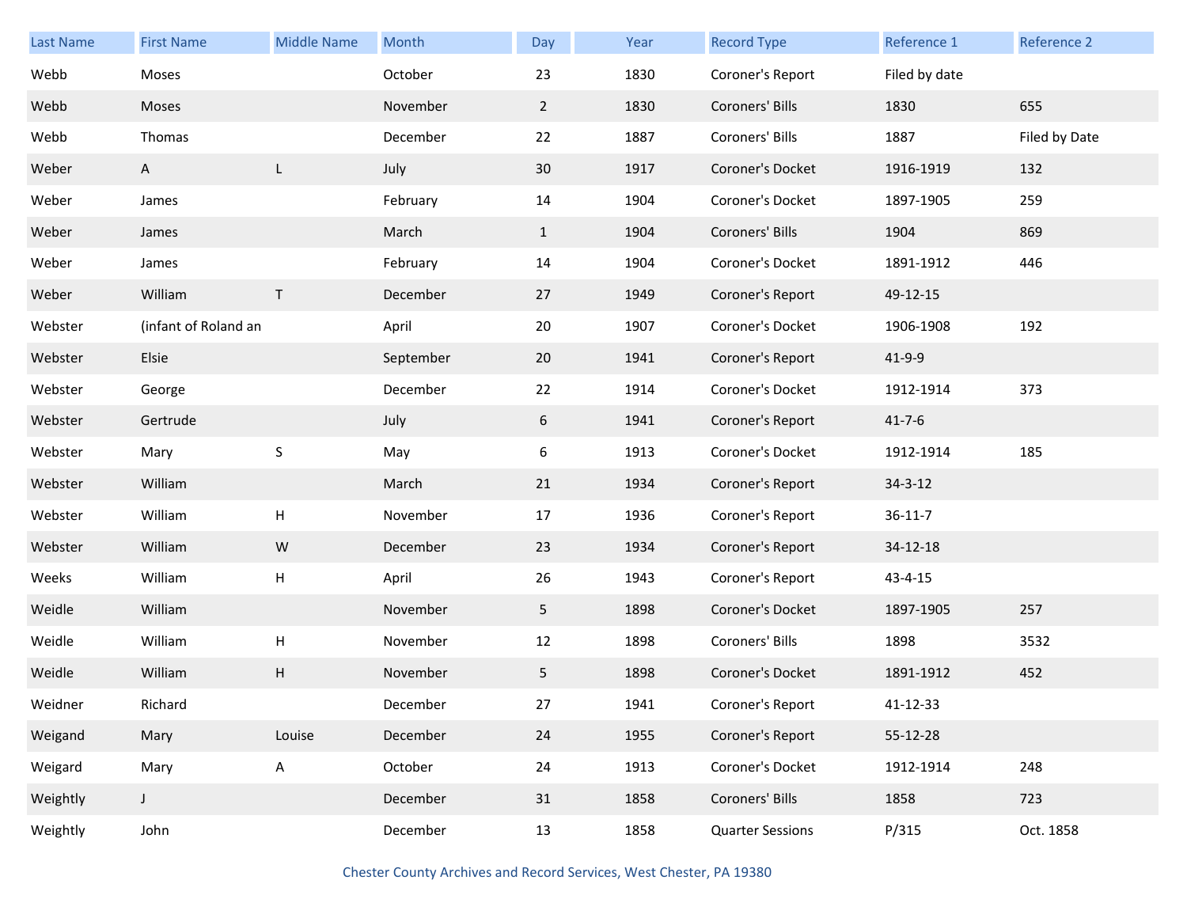| Last Name | First Name | Middle Name | Month | Day | Year | Record Type | Reference 1 | Reference 2 |
|---|---|---|---|---|---|---|---|---|
| Webb | Moses | | October | 23 | 1830 | Coroner's Report | Filed by date | |
| Webb | Moses | | November | 2 | 1830 | Coroners' Bills | 1830 | 655 |
| Webb | Thomas | | December | 22 | 1887 | Coroners' Bills | 1887 | Filed by Date |
| Weber | A | L | July | 30 | 1917 | Coroner's Docket | 1916-1919 | 132 |
| Weber | James | | February | 14 | 1904 | Coroner's Docket | 1897-1905 | 259 |
| Weber | James | | March | 1 | 1904 | Coroners' Bills | 1904 | 869 |
| Weber | James | | February | 14 | 1904 | Coroner's Docket | 1891-1912 | 446 |
| Weber | William | T | December | 27 | 1949 | Coroner's Report | 49-12-15 | |
| Webster | (infant of Roland an | | April | 20 | 1907 | Coroner's Docket | 1906-1908 | 192 |
| Webster | Elsie | | September | 20 | 1941 | Coroner's Report | 41-9-9 | |
| Webster | George | | December | 22 | 1914 | Coroner's Docket | 1912-1914 | 373 |
| Webster | Gertrude | | July | 6 | 1941 | Coroner's Report | 41-7-6 | |
| Webster | Mary | S | May | 6 | 1913 | Coroner's Docket | 1912-1914 | 185 |
| Webster | William | | March | 21 | 1934 | Coroner's Report | 34-3-12 | |
| Webster | William | H | November | 17 | 1936 | Coroner's Report | 36-11-7 | |
| Webster | William | W | December | 23 | 1934 | Coroner's Report | 34-12-18 | |
| Weeks | William | H | April | 26 | 1943 | Coroner's Report | 43-4-15 | |
| Weidle | William | | November | 5 | 1898 | Coroner's Docket | 1897-1905 | 257 |
| Weidle | William | H | November | 12 | 1898 | Coroners' Bills | 1898 | 3532 |
| Weidle | William | H | November | 5 | 1898 | Coroner's Docket | 1891-1912 | 452 |
| Weidner | Richard | | December | 27 | 1941 | Coroner's Report | 41-12-33 | |
| Weigand | Mary | Louise | December | 24 | 1955 | Coroner's Report | 55-12-28 | |
| Weigard | Mary | A | October | 24 | 1913 | Coroner's Docket | 1912-1914 | 248 |
| Weightly | J | | December | 31 | 1858 | Coroners' Bills | 1858 | 723 |
| Weightly | John | | December | 13 | 1858 | Quarter Sessions | P/315 | Oct. 1858 |

Chester County Archives and Record Services, West Chester, PA 19380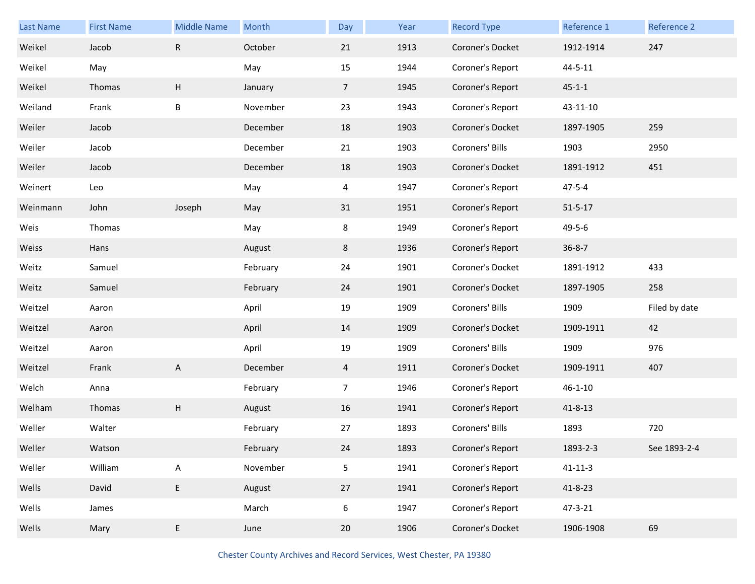| Last Name | First Name | Middle Name | Month | Day | Year | Record Type | Reference 1 | Reference 2 |
|---|---|---|---|---|---|---|---|---|
| Weikel | Jacob | R | October | 21 | 1913 | Coroner's Docket | 1912-1914 | 247 |
| Weikel | May | | May | 15 | 1944 | Coroner's Report | 44-5-11 | |
| Weikel | Thomas | H | January | 7 | 1945 | Coroner's Report | 45-1-1 | |
| Weiland | Frank | B | November | 23 | 1943 | Coroner's Report | 43-11-10 | |
| Weiler | Jacob | | December | 18 | 1903 | Coroner's Docket | 1897-1905 | 259 |
| Weiler | Jacob | | December | 21 | 1903 | Coroners' Bills | 1903 | 2950 |
| Weiler | Jacob | | December | 18 | 1903 | Coroner's Docket | 1891-1912 | 451 |
| Weinert | Leo | | May | 4 | 1947 | Coroner's Report | 47-5-4 | |
| Weinmann | John | Joseph | May | 31 | 1951 | Coroner's Report | 51-5-17 | |
| Weis | Thomas | | May | 8 | 1949 | Coroner's Report | 49-5-6 | |
| Weiss | Hans | | August | 8 | 1936 | Coroner's Report | 36-8-7 | |
| Weitz | Samuel | | February | 24 | 1901 | Coroner's Docket | 1891-1912 | 433 |
| Weitz | Samuel | | February | 24 | 1901 | Coroner's Docket | 1897-1905 | 258 |
| Weitzel | Aaron | | April | 19 | 1909 | Coroners' Bills | 1909 | Filed by date |
| Weitzel | Aaron | | April | 14 | 1909 | Coroner's Docket | 1909-1911 | 42 |
| Weitzel | Aaron | | April | 19 | 1909 | Coroners' Bills | 1909 | 976 |
| Weitzel | Frank | A | December | 4 | 1911 | Coroner's Docket | 1909-1911 | 407 |
| Welch | Anna | | February | 7 | 1946 | Coroner's Report | 46-1-10 | |
| Welham | Thomas | H | August | 16 | 1941 | Coroner's Report | 41-8-13 | |
| Weller | Walter | | February | 27 | 1893 | Coroners' Bills | 1893 | 720 |
| Weller | Watson | | February | 24 | 1893 | Coroner's Report | 1893-2-3 | See 1893-2-4 |
| Weller | William | A | November | 5 | 1941 | Coroner's Report | 41-11-3 | |
| Wells | David | E | August | 27 | 1941 | Coroner's Report | 41-8-23 | |
| Wells | James | | March | 6 | 1947 | Coroner's Report | 47-3-21 | |
| Wells | Mary | E | June | 20 | 1906 | Coroner's Docket | 1906-1908 | 69 |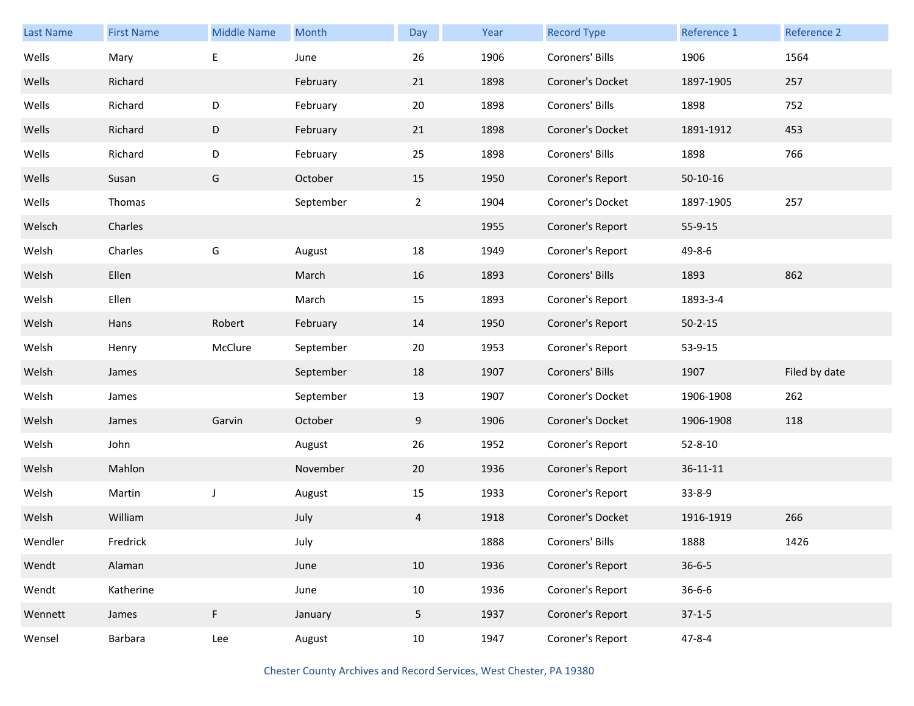| Last Name | First Name | Middle Name | Month | Day | Year | Record Type | Reference 1 | Reference 2 |
|---|---|---|---|---|---|---|---|---|
| Wells | Mary | E | June | 26 | 1906 | Coroners' Bills | 1906 | 1564 |
| Wells | Richard | | February | 21 | 1898 | Coroner's Docket | 1897-1905 | 257 |
| Wells | Richard | D | February | 20 | 1898 | Coroners' Bills | 1898 | 752 |
| Wells | Richard | D | February | 21 | 1898 | Coroner's Docket | 1891-1912 | 453 |
| Wells | Richard | D | February | 25 | 1898 | Coroners' Bills | 1898 | 766 |
| Wells | Susan | G | October | 15 | 1950 | Coroner's Report | 50-10-16 | |
| Wells | Thomas | | September | 2 | 1904 | Coroner's Docket | 1897-1905 | 257 |
| Welsch | Charles | | | | 1955 | Coroner's Report | 55-9-15 | |
| Welsh | Charles | G | August | 18 | 1949 | Coroner's Report | 49-8-6 | |
| Welsh | Ellen | | March | 16 | 1893 | Coroners' Bills | 1893 | 862 |
| Welsh | Ellen | | March | 15 | 1893 | Coroner's Report | 1893-3-4 | |
| Welsh | Hans | Robert | February | 14 | 1950 | Coroner's Report | 50-2-15 | |
| Welsh | Henry | McClure | September | 20 | 1953 | Coroner's Report | 53-9-15 | |
| Welsh | James | | September | 18 | 1907 | Coroners' Bills | 1907 | Filed by date |
| Welsh | James | | September | 13 | 1907 | Coroner's Docket | 1906-1908 | 262 |
| Welsh | James | Garvin | October | 9 | 1906 | Coroner's Docket | 1906-1908 | 118 |
| Welsh | John | | August | 26 | 1952 | Coroner's Report | 52-8-10 | |
| Welsh | Mahlon | | November | 20 | 1936 | Coroner's Report | 36-11-11 | |
| Welsh | Martin | J | August | 15 | 1933 | Coroner's Report | 33-8-9 | |
| Welsh | William | | July | 4 | 1918 | Coroner's Docket | 1916-1919 | 266 |
| Wendler | Fredrick | | July | | 1888 | Coroners' Bills | 1888 | 1426 |
| Wendt | Alaman | | June | 10 | 1936 | Coroner's Report | 36-6-5 | |
| Wendt | Katherine | | June | 10 | 1936 | Coroner's Report | 36-6-6 | |
| Wennett | James | F | January | 5 | 1937 | Coroner's Report | 37-1-5 | |
| Wensel | Barbara | Lee | August | 10 | 1947 | Coroner's Report | 47-8-4 | |

Chester County Archives and Record Services, West Chester, PA 19380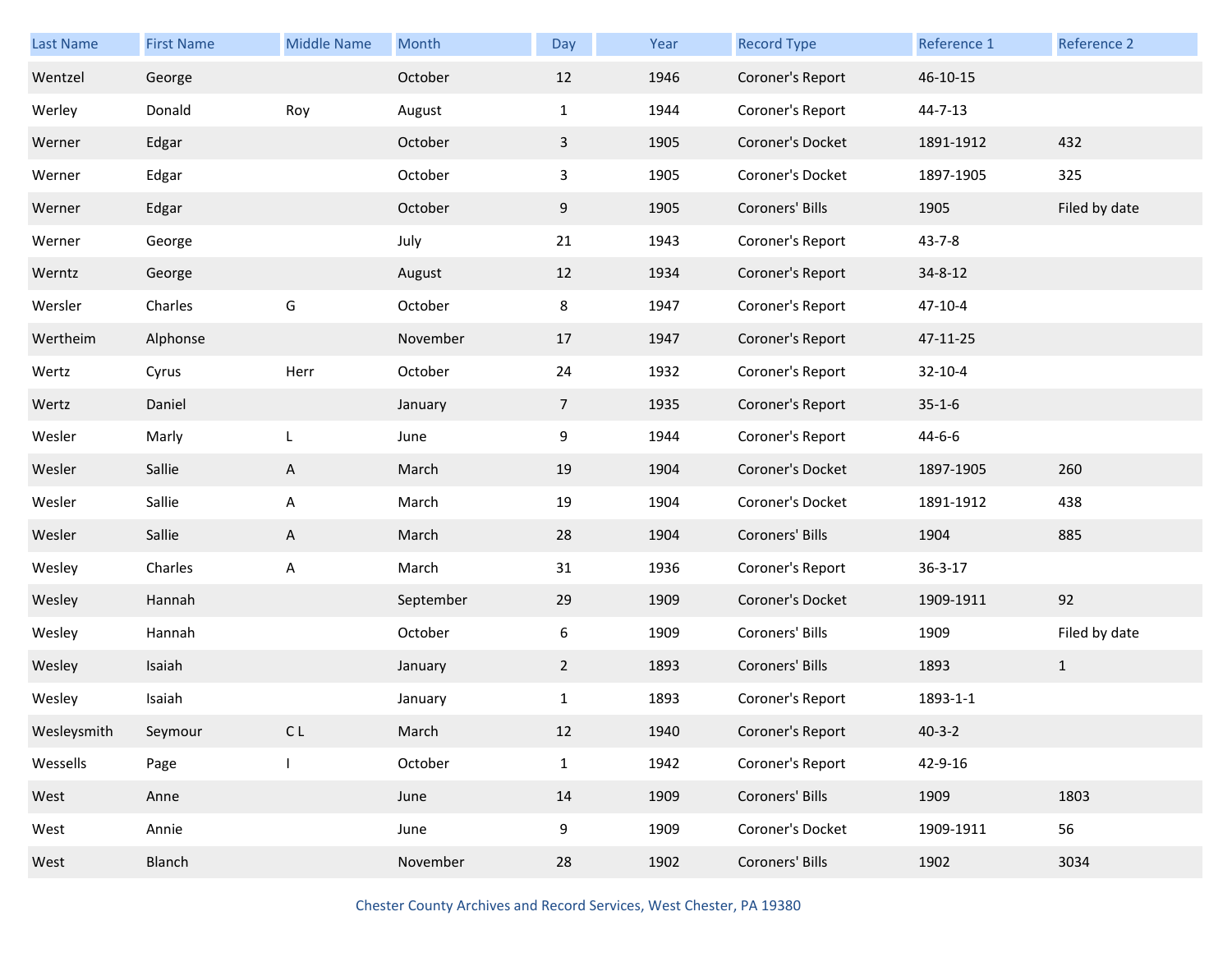| Last Name | First Name | Middle Name | Month | Day | Year | Record Type | Reference 1 | Reference 2 |
|---|---|---|---|---|---|---|---|---|
| Wentzel | George | | October | 12 | 1946 | Coroner's Report | 46-10-15 | |
| Werley | Donald | Roy | August | 1 | 1944 | Coroner's Report | 44-7-13 | |
| Werner | Edgar | | October | 3 | 1905 | Coroner's Docket | 1891-1912 | 432 |
| Werner | Edgar | | October | 3 | 1905 | Coroner's Docket | 1897-1905 | 325 |
| Werner | Edgar | | October | 9 | 1905 | Coroners' Bills | 1905 | Filed by date |
| Werner | George | | July | 21 | 1943 | Coroner's Report | 43-7-8 | |
| Werntz | George | | August | 12 | 1934 | Coroner's Report | 34-8-12 | |
| Wersler | Charles | G | October | 8 | 1947 | Coroner's Report | 47-10-4 | |
| Wertheim | Alphonse | | November | 17 | 1947 | Coroner's Report | 47-11-25 | |
| Wertz | Cyrus | Herr | October | 24 | 1932 | Coroner's Report | 32-10-4 | |
| Wertz | Daniel | | January | 7 | 1935 | Coroner's Report | 35-1-6 | |
| Wesler | Marly | L | June | 9 | 1944 | Coroner's Report | 44-6-6 | |
| Wesler | Sallie | A | March | 19 | 1904 | Coroner's Docket | 1897-1905 | 260 |
| Wesler | Sallie | A | March | 19 | 1904 | Coroner's Docket | 1891-1912 | 438 |
| Wesler | Sallie | A | March | 28 | 1904 | Coroners' Bills | 1904 | 885 |
| Wesley | Charles | A | March | 31 | 1936 | Coroner's Report | 36-3-17 | |
| Wesley | Hannah | | September | 29 | 1909 | Coroner's Docket | 1909-1911 | 92 |
| Wesley | Hannah | | October | 6 | 1909 | Coroners' Bills | 1909 | Filed by date |
| Wesley | Isaiah | | January | 2 | 1893 | Coroners' Bills | 1893 | 1 |
| Wesley | Isaiah | | January | 1 | 1893 | Coroner's Report | 1893-1-1 | |
| Wesleysmith | Seymour | C L | March | 12 | 1940 | Coroner's Report | 40-3-2 | |
| Wessells | Page | I | October | 1 | 1942 | Coroner's Report | 42-9-16 | |
| West | Anne | | June | 14 | 1909 | Coroners' Bills | 1909 | 1803 |
| West | Annie | | June | 9 | 1909 | Coroner's Docket | 1909-1911 | 56 |
| West | Blanch | | November | 28 | 1902 | Coroners' Bills | 1902 | 3034 |

Chester County Archives and Record Services, West Chester, PA 19380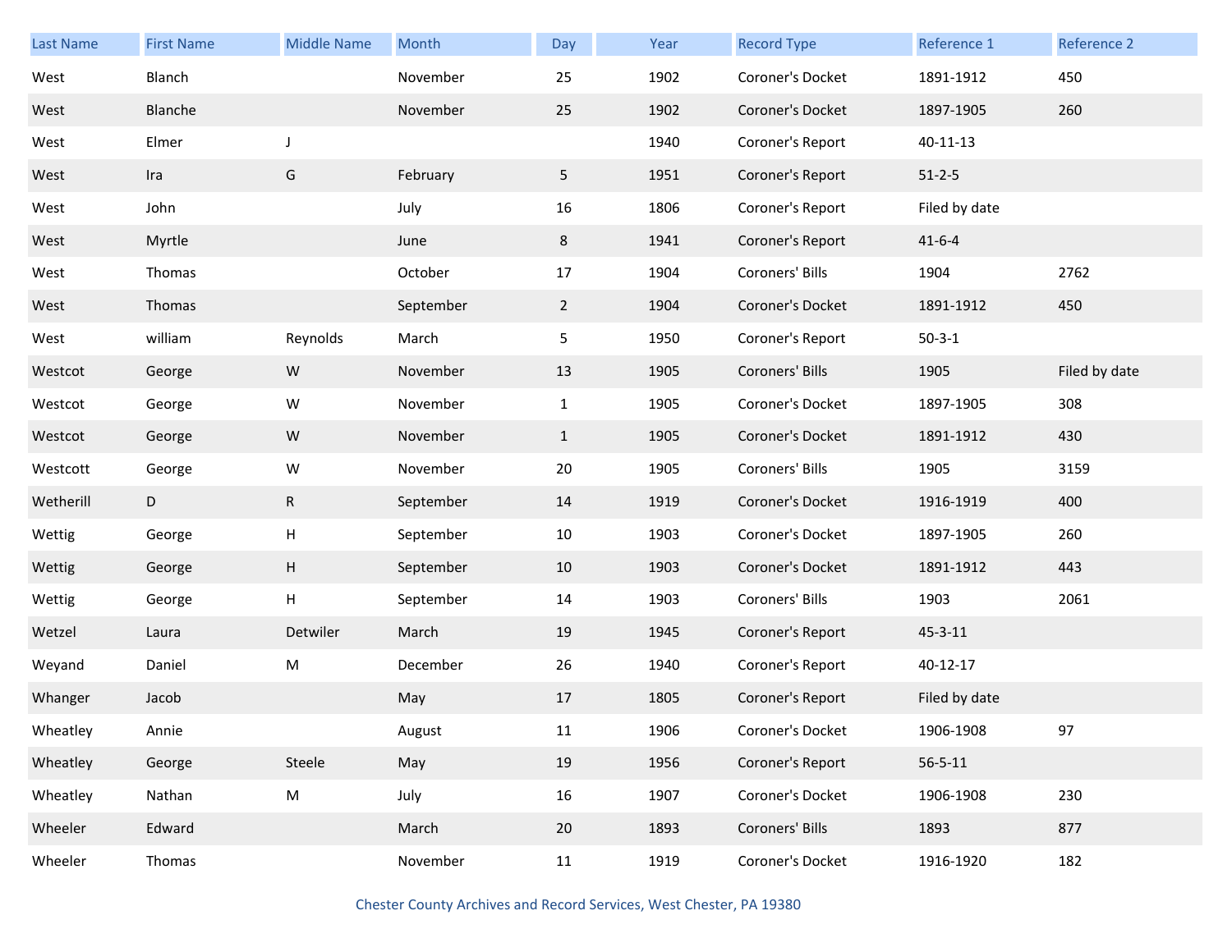| Last Name | First Name | Middle Name | Month | Day | Year | Record Type | Reference 1 | Reference 2 |
|---|---|---|---|---|---|---|---|---|
| West | Blanch | | November | 25 | 1902 | Coroner's Docket | 1891-1912 | 450 |
| West | Blanche | | November | 25 | 1902 | Coroner's Docket | 1897-1905 | 260 |
| West | Elmer | J | | | 1940 | Coroner's Report | 40-11-13 | |
| West | Ira | G | February | 5 | 1951 | Coroner's Report | 51-2-5 | |
| West | John | | July | 16 | 1806 | Coroner's Report | Filed by date | |
| West | Myrtle | | June | 8 | 1941 | Coroner's Report | 41-6-4 | |
| West | Thomas | | October | 17 | 1904 | Coroners' Bills | 1904 | 2762 |
| West | Thomas | | September | 2 | 1904 | Coroner's Docket | 1891-1912 | 450 |
| West | william | Reynolds | March | 5 | 1950 | Coroner's Report | 50-3-1 | |
| Westcot | George | W | November | 13 | 1905 | Coroners' Bills | 1905 | Filed by date |
| Westcot | George | W | November | 1 | 1905 | Coroner's Docket | 1897-1905 | 308 |
| Westcot | George | W | November | 1 | 1905 | Coroner's Docket | 1891-1912 | 430 |
| Westcott | George | W | November | 20 | 1905 | Coroners' Bills | 1905 | 3159 |
| Wetherill | D | R | September | 14 | 1919 | Coroner's Docket | 1916-1919 | 400 |
| Wettig | George | H | September | 10 | 1903 | Coroner's Docket | 1897-1905 | 260 |
| Wettig | George | H | September | 10 | 1903 | Coroner's Docket | 1891-1912 | 443 |
| Wettig | George | H | September | 14 | 1903 | Coroners' Bills | 1903 | 2061 |
| Wetzel | Laura | Detwiler | March | 19 | 1945 | Coroner's Report | 45-3-11 | |
| Weyand | Daniel | M | December | 26 | 1940 | Coroner's Report | 40-12-17 | |
| Whanger | Jacob | | May | 17 | 1805 | Coroner's Report | Filed by date | |
| Wheatley | Annie | | August | 11 | 1906 | Coroner's Docket | 1906-1908 | 97 |
| Wheatley | George | Steele | May | 19 | 1956 | Coroner's Report | 56-5-11 | |
| Wheatley | Nathan | M | July | 16 | 1907 | Coroner's Docket | 1906-1908 | 230 |
| Wheeler | Edward | | March | 20 | 1893 | Coroners' Bills | 1893 | 877 |
| Wheeler | Thomas | | November | 11 | 1919 | Coroner's Docket | 1916-1920 | 182 |

Chester County Archives and Record Services, West Chester, PA 19380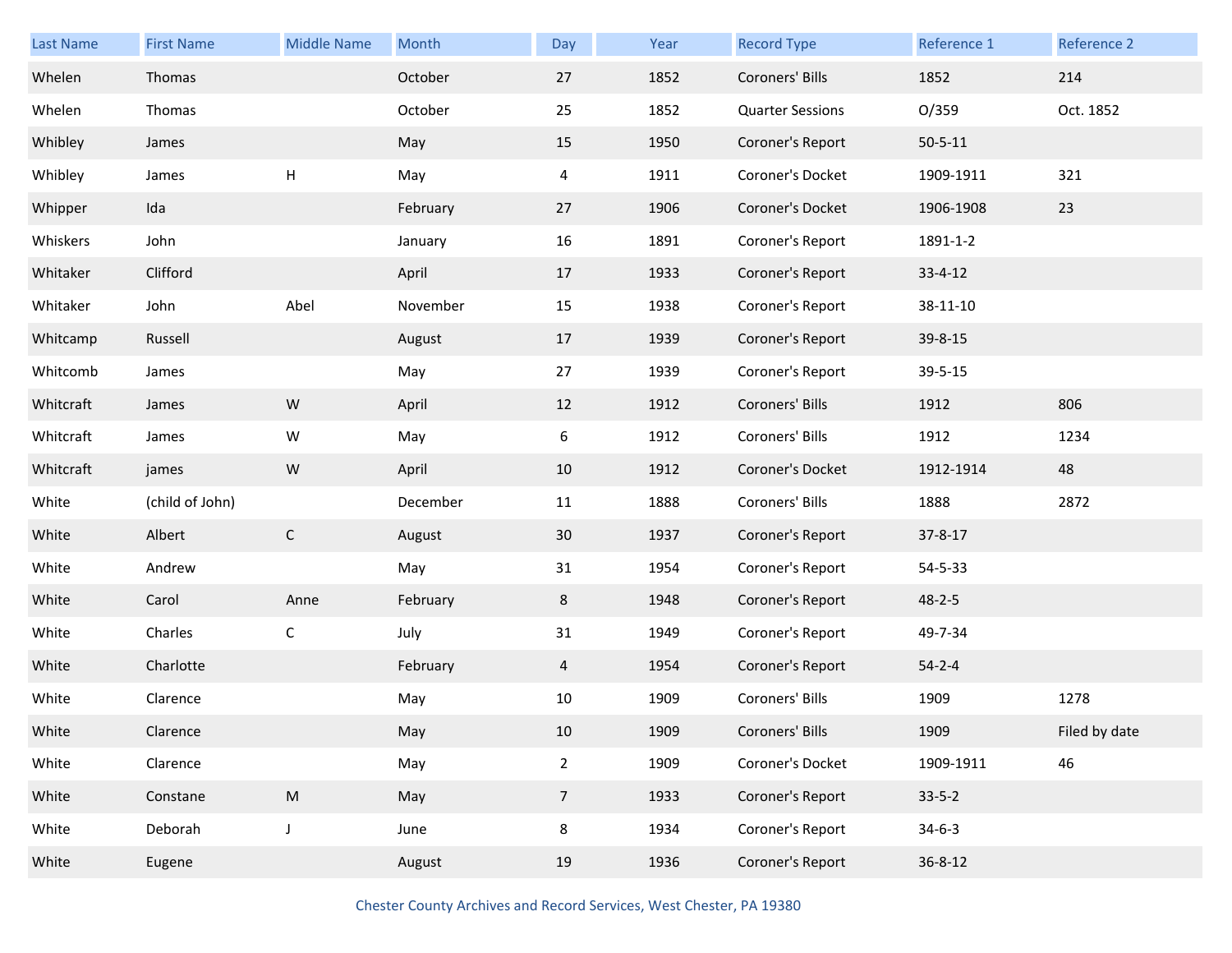| Last Name | First Name | Middle Name | Month | Day | Year | Record Type | Reference 1 | Reference 2 |
|---|---|---|---|---|---|---|---|---|
| Whelen | Thomas | | October | 27 | 1852 | Coroners' Bills | 1852 | 214 |
| Whelen | Thomas | | October | 25 | 1852 | Quarter Sessions | O/359 | Oct. 1852 |
| Whibley | James | | May | 15 | 1950 | Coroner's Report | 50-5-11 | |
| Whibley | James | H | May | 4 | 1911 | Coroner's Docket | 1909-1911 | 321 |
| Whipper | Ida | | February | 27 | 1906 | Coroner's Docket | 1906-1908 | 23 |
| Whiskers | John | | January | 16 | 1891 | Coroner's Report | 1891-1-2 | |
| Whitaker | Clifford | | April | 17 | 1933 | Coroner's Report | 33-4-12 | |
| Whitaker | John | Abel | November | 15 | 1938 | Coroner's Report | 38-11-10 | |
| Whitcamp | Russell | | August | 17 | 1939 | Coroner's Report | 39-8-15 | |
| Whitcomb | James | | May | 27 | 1939 | Coroner's Report | 39-5-15 | |
| Whitcraft | James | W | April | 12 | 1912 | Coroners' Bills | 1912 | 806 |
| Whitcraft | James | W | May | 6 | 1912 | Coroners' Bills | 1912 | 1234 |
| Whitcraft | james | W | April | 10 | 1912 | Coroner's Docket | 1912-1914 | 48 |
| White | (child of John) | | December | 11 | 1888 | Coroners' Bills | 1888 | 2872 |
| White | Albert | C | August | 30 | 1937 | Coroner's Report | 37-8-17 | |
| White | Andrew | | May | 31 | 1954 | Coroner's Report | 54-5-33 | |
| White | Carol | Anne | February | 8 | 1948 | Coroner's Report | 48-2-5 | |
| White | Charles | C | July | 31 | 1949 | Coroner's Report | 49-7-34 | |
| White | Charlotte | | February | 4 | 1954 | Coroner's Report | 54-2-4 | |
| White | Clarence | | May | 10 | 1909 | Coroners' Bills | 1909 | 1278 |
| White | Clarence | | May | 10 | 1909 | Coroners' Bills | 1909 | Filed by date |
| White | Clarence | | May | 2 | 1909 | Coroner's Docket | 1909-1911 | 46 |
| White | Constane | M | May | 7 | 1933 | Coroner's Report | 33-5-2 | |
| White | Deborah | J | June | 8 | 1934 | Coroner's Report | 34-6-3 | |
| White | Eugene | | August | 19 | 1936 | Coroner's Report | 36-8-12 | |

Chester County Archives and Record Services, West Chester, PA 19380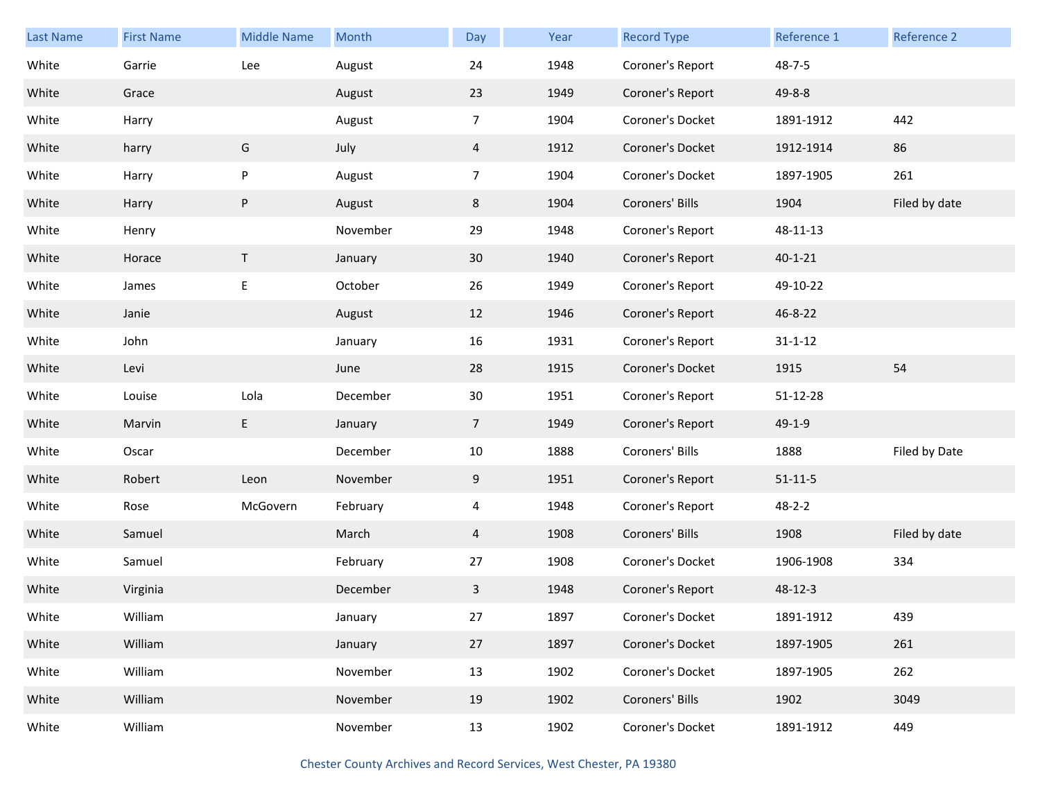| Last Name | First Name | Middle Name | Month | Day | Year | Record Type | Reference 1 | Reference 2 |
|---|---|---|---|---|---|---|---|---|
| White | Garrie | Lee | August | 24 | 1948 | Coroner's Report | 48-7-5 | |
| White | Grace | | August | 23 | 1949 | Coroner's Report | 49-8-8 | |
| White | Harry | | August | 7 | 1904 | Coroner's Docket | 1891-1912 | 442 |
| White | harry | G | July | 4 | 1912 | Coroner's Docket | 1912-1914 | 86 |
| White | Harry | P | August | 7 | 1904 | Coroner's Docket | 1897-1905 | 261 |
| White | Harry | P | August | 8 | 1904 | Coroners' Bills | 1904 | Filed by date |
| White | Henry | | November | 29 | 1948 | Coroner's Report | 48-11-13 | |
| White | Horace | T | January | 30 | 1940 | Coroner's Report | 40-1-21 | |
| White | James | E | October | 26 | 1949 | Coroner's Report | 49-10-22 | |
| White | Janie | | August | 12 | 1946 | Coroner's Report | 46-8-22 | |
| White | John | | January | 16 | 1931 | Coroner's Report | 31-1-12 | |
| White | Levi | | June | 28 | 1915 | Coroner's Docket | 1915 | 54 |
| White | Louise | Lola | December | 30 | 1951 | Coroner's Report | 51-12-28 | |
| White | Marvin | E | January | 7 | 1949 | Coroner's Report | 49-1-9 | |
| White | Oscar | | December | 10 | 1888 | Coroners' Bills | 1888 | Filed by Date |
| White | Robert | Leon | November | 9 | 1951 | Coroner's Report | 51-11-5 | |
| White | Rose | McGovern | February | 4 | 1948 | Coroner's Report | 48-2-2 | |
| White | Samuel | | March | 4 | 1908 | Coroners' Bills | 1908 | Filed by date |
| White | Samuel | | February | 27 | 1908 | Coroner's Docket | 1906-1908 | 334 |
| White | Virginia | | December | 3 | 1948 | Coroner's Report | 48-12-3 | |
| White | William | | January | 27 | 1897 | Coroner's Docket | 1891-1912 | 439 |
| White | William | | January | 27 | 1897 | Coroner's Docket | 1897-1905 | 261 |
| White | William | | November | 13 | 1902 | Coroner's Docket | 1897-1905 | 262 |
| White | William | | November | 19 | 1902 | Coroners' Bills | 1902 | 3049 |
| White | William | | November | 13 | 1902 | Coroner's Docket | 1891-1912 | 449 |

Chester County Archives and Record Services, West Chester, PA 19380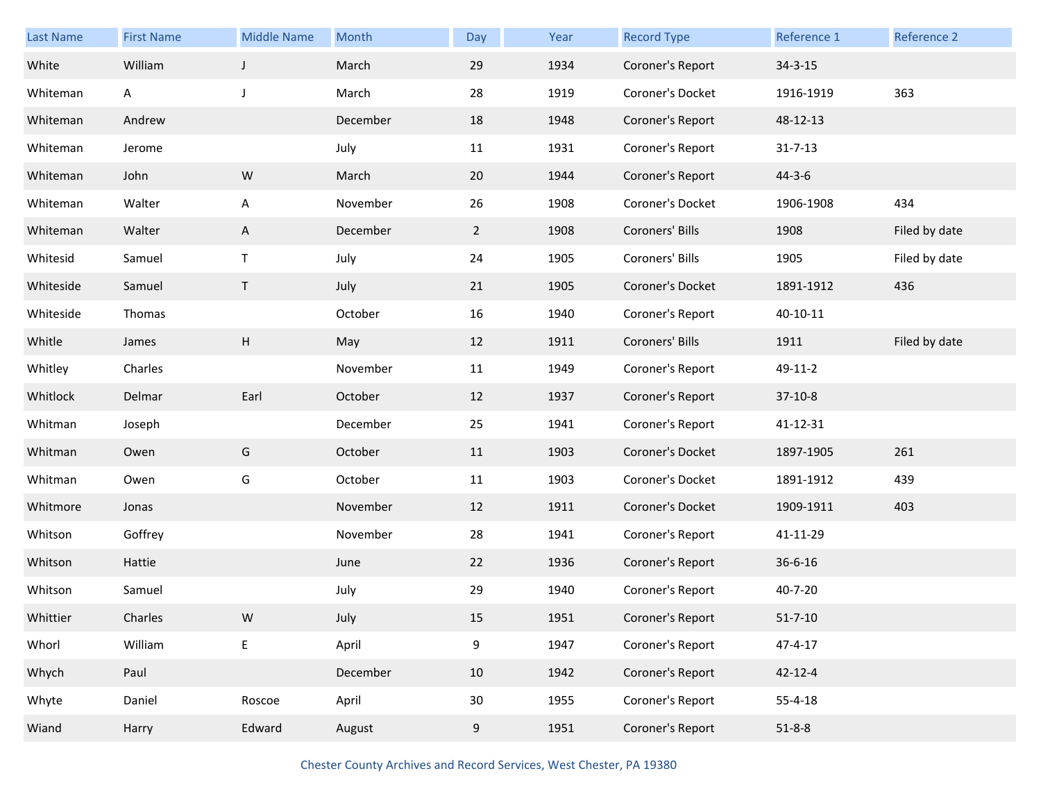| Last Name | First Name | Middle Name | Month | Day | Year | Record Type | Reference 1 | Reference 2 |
|---|---|---|---|---|---|---|---|---|
| White | William | J | March | 29 | 1934 | Coroner's Report | 34-3-15 | |
| Whiteman | A | J | March | 28 | 1919 | Coroner's Docket | 1916-1919 | 363 |
| Whiteman | Andrew | | December | 18 | 1948 | Coroner's Report | 48-12-13 | |
| Whiteman | Jerome | | July | 11 | 1931 | Coroner's Report | 31-7-13 | |
| Whiteman | John | W | March | 20 | 1944 | Coroner's Report | 44-3-6 | |
| Whiteman | Walter | A | November | 26 | 1908 | Coroner's Docket | 1906-1908 | 434 |
| Whiteman | Walter | A | December | 2 | 1908 | Coroners' Bills | 1908 | Filed by date |
| Whitesid | Samuel | T | July | 24 | 1905 | Coroners' Bills | 1905 | Filed by date |
| Whiteside | Samuel | T | July | 21 | 1905 | Coroner's Docket | 1891-1912 | 436 |
| Whiteside | Thomas | | October | 16 | 1940 | Coroner's Report | 40-10-11 | |
| Whitle | James | H | May | 12 | 1911 | Coroners' Bills | 1911 | Filed by date |
| Whitley | Charles | | November | 11 | 1949 | Coroner's Report | 49-11-2 | |
| Whitlock | Delmar | Earl | October | 12 | 1937 | Coroner's Report | 37-10-8 | |
| Whitman | Joseph | | December | 25 | 1941 | Coroner's Report | 41-12-31 | |
| Whitman | Owen | G | October | 11 | 1903 | Coroner's Docket | 1897-1905 | 261 |
| Whitman | Owen | G | October | 11 | 1903 | Coroner's Docket | 1891-1912 | 439 |
| Whitmore | Jonas | | November | 12 | 1911 | Coroner's Docket | 1909-1911 | 403 |
| Whitson | Goffrey | | November | 28 | 1941 | Coroner's Report | 41-11-29 | |
| Whitson | Hattie | | June | 22 | 1936 | Coroner's Report | 36-6-16 | |
| Whitson | Samuel | | July | 29 | 1940 | Coroner's Report | 40-7-20 | |
| Whittier | Charles | W | July | 15 | 1951 | Coroner's Report | 51-7-10 | |
| Whorl | William | E | April | 9 | 1947 | Coroner's Report | 47-4-17 | |
| Whych | Paul | | December | 10 | 1942 | Coroner's Report | 42-12-4 | |
| Whyte | Daniel | Roscoe | April | 30 | 1955 | Coroner's Report | 55-4-18 | |
| Wiand | Harry | Edward | August | 9 | 1951 | Coroner's Report | 51-8-8 | |

Chester County Archives and Record Services, West Chester, PA 19380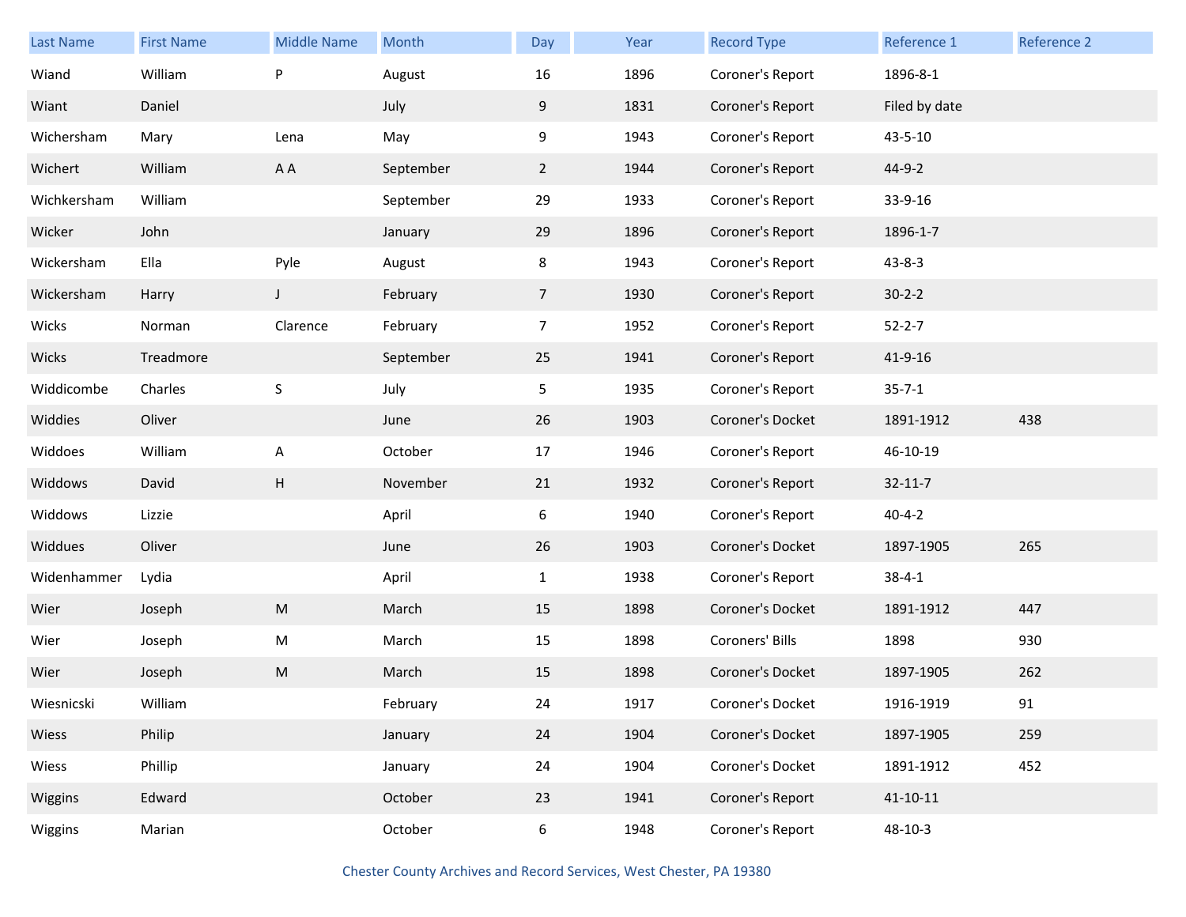| Last Name | First Name | Middle Name | Month | Day | Year | Record Type | Reference 1 | Reference 2 |
|---|---|---|---|---|---|---|---|---|
| Wiand | William | P | August | 16 | 1896 | Coroner's Report | 1896-8-1 | |
| Wiant | Daniel | | July | 9 | 1831 | Coroner's Report | Filed by date | |
| Wichersham | Mary | Lena | May | 9 | 1943 | Coroner's Report | 43-5-10 | |
| Wichert | William | A A | September | 2 | 1944 | Coroner's Report | 44-9-2 | |
| Wichkersham | William | | September | 29 | 1933 | Coroner's Report | 33-9-16 | |
| Wicker | John | | January | 29 | 1896 | Coroner's Report | 1896-1-7 | |
| Wickersham | Ella | Pyle | August | 8 | 1943 | Coroner's Report | 43-8-3 | |
| Wickersham | Harry | J | February | 7 | 1930 | Coroner's Report | 30-2-2 | |
| Wicks | Norman | Clarence | February | 7 | 1952 | Coroner's Report | 52-2-7 | |
| Wicks | Treadmore | | September | 25 | 1941 | Coroner's Report | 41-9-16 | |
| Widdicombe | Charles | S | July | 5 | 1935 | Coroner's Report | 35-7-1 | |
| Widdies | Oliver | | June | 26 | 1903 | Coroner's Docket | 1891-1912 | 438 |
| Widdoes | William | A | October | 17 | 1946 | Coroner's Report | 46-10-19 | |
| Widdows | David | H | November | 21 | 1932 | Coroner's Report | 32-11-7 | |
| Widdows | Lizzie | | April | 6 | 1940 | Coroner's Report | 40-4-2 | |
| Widdues | Oliver | | June | 26 | 1903 | Coroner's Docket | 1897-1905 | 265 |
| Widenhammer | Lydia | | April | 1 | 1938 | Coroner's Report | 38-4-1 | |
| Wier | Joseph | M | March | 15 | 1898 | Coroner's Docket | 1891-1912 | 447 |
| Wier | Joseph | M | March | 15 | 1898 | Coroners' Bills | 1898 | 930 |
| Wier | Joseph | M | March | 15 | 1898 | Coroner's Docket | 1897-1905 | 262 |
| Wiesnicski | William | | February | 24 | 1917 | Coroner's Docket | 1916-1919 | 91 |
| Wiess | Philip | | January | 24 | 1904 | Coroner's Docket | 1897-1905 | 259 |
| Wiess | Phillip | | January | 24 | 1904 | Coroner's Docket | 1891-1912 | 452 |
| Wiggins | Edward | | October | 23 | 1941 | Coroner's Report | 41-10-11 | |
| Wiggins | Marian | | October | 6 | 1948 | Coroner's Report | 48-10-3 | |

Chester County Archives and Record Services, West Chester, PA 19380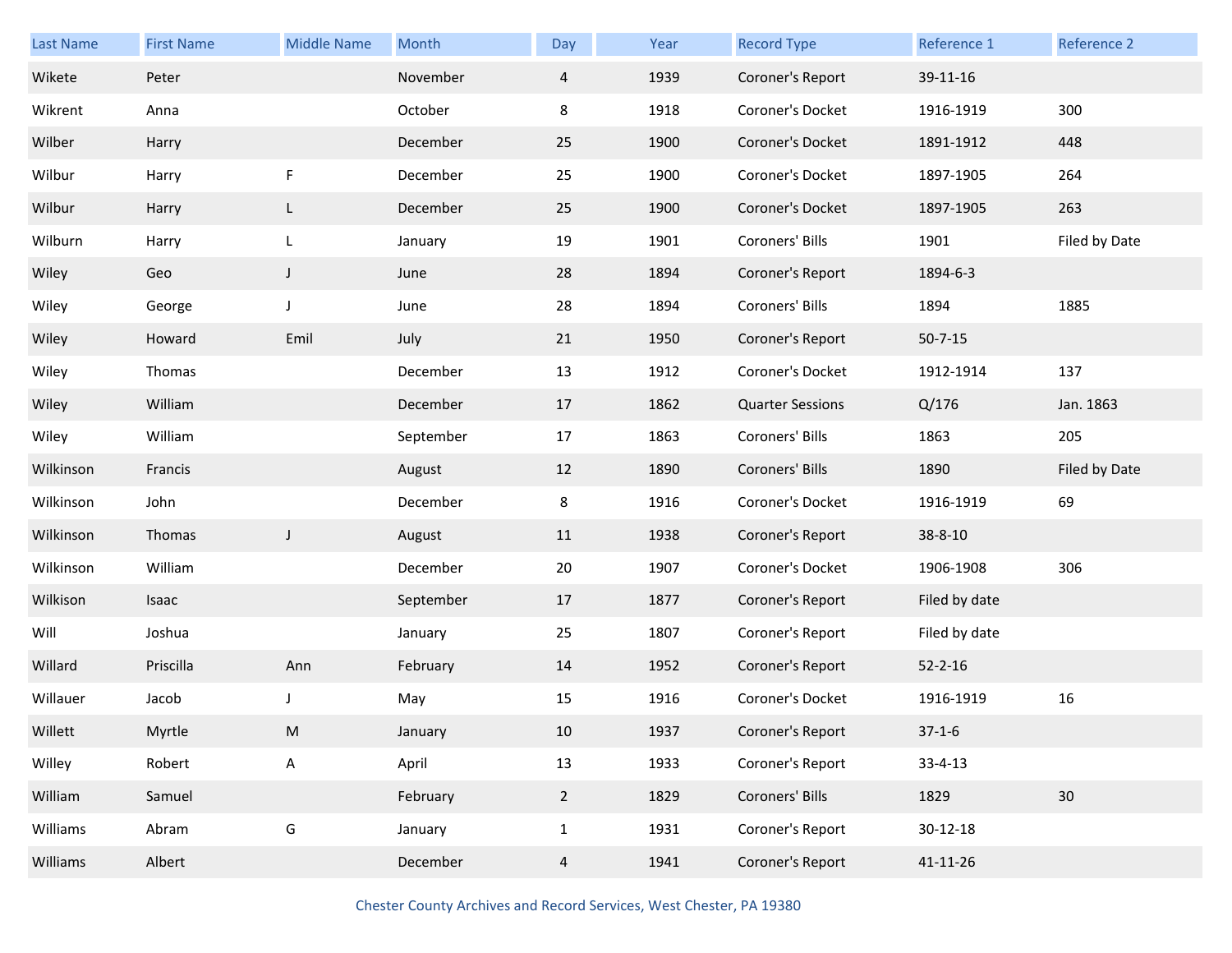| Last Name | First Name | Middle Name | Month | Day | Year | Record Type | Reference 1 | Reference 2 |
|---|---|---|---|---|---|---|---|---|
| Wikete | Peter | | November | 4 | 1939 | Coroner's Report | 39-11-16 | |
| Wikrent | Anna | | October | 8 | 1918 | Coroner's Docket | 1916-1919 | 300 |
| Wilber | Harry | | December | 25 | 1900 | Coroner's Docket | 1891-1912 | 448 |
| Wilbur | Harry | F | December | 25 | 1900 | Coroner's Docket | 1897-1905 | 264 |
| Wilbur | Harry | L | December | 25 | 1900 | Coroner's Docket | 1897-1905 | 263 |
| Wilburn | Harry | L | January | 19 | 1901 | Coroners' Bills | 1901 | Filed by Date |
| Wiley | Geo | J | June | 28 | 1894 | Coroner's Report | 1894-6-3 | |
| Wiley | George | J | June | 28 | 1894 | Coroners' Bills | 1894 | 1885 |
| Wiley | Howard | Emil | July | 21 | 1950 | Coroner's Report | 50-7-15 | |
| Wiley | Thomas | | December | 13 | 1912 | Coroner's Docket | 1912-1914 | 137 |
| Wiley | William | | December | 17 | 1862 | Quarter Sessions | Q/176 | Jan. 1863 |
| Wiley | William | | September | 17 | 1863 | Coroners' Bills | 1863 | 205 |
| Wilkinson | Francis | | August | 12 | 1890 | Coroners' Bills | 1890 | Filed by Date |
| Wilkinson | John | | December | 8 | 1916 | Coroner's Docket | 1916-1919 | 69 |
| Wilkinson | Thomas | J | August | 11 | 1938 | Coroner's Report | 38-8-10 | |
| Wilkinson | William | | December | 20 | 1907 | Coroner's Docket | 1906-1908 | 306 |
| Wilkison | Isaac | | September | 17 | 1877 | Coroner's Report | Filed by date | |
| Will | Joshua | | January | 25 | 1807 | Coroner's Report | Filed by date | |
| Willard | Priscilla | Ann | February | 14 | 1952 | Coroner's Report | 52-2-16 | |
| Willauer | Jacob | J | May | 15 | 1916 | Coroner's Docket | 1916-1919 | 16 |
| Willett | Myrtle | M | January | 10 | 1937 | Coroner's Report | 37-1-6 | |
| Willey | Robert | A | April | 13 | 1933 | Coroner's Report | 33-4-13 | |
| William | Samuel | | February | 2 | 1829 | Coroners' Bills | 1829 | 30 |
| Williams | Abram | G | January | 1 | 1931 | Coroner's Report | 30-12-18 | |
| Williams | Albert | | December | 4 | 1941 | Coroner's Report | 41-11-26 | |

Chester County Archives and Record Services, West Chester, PA 19380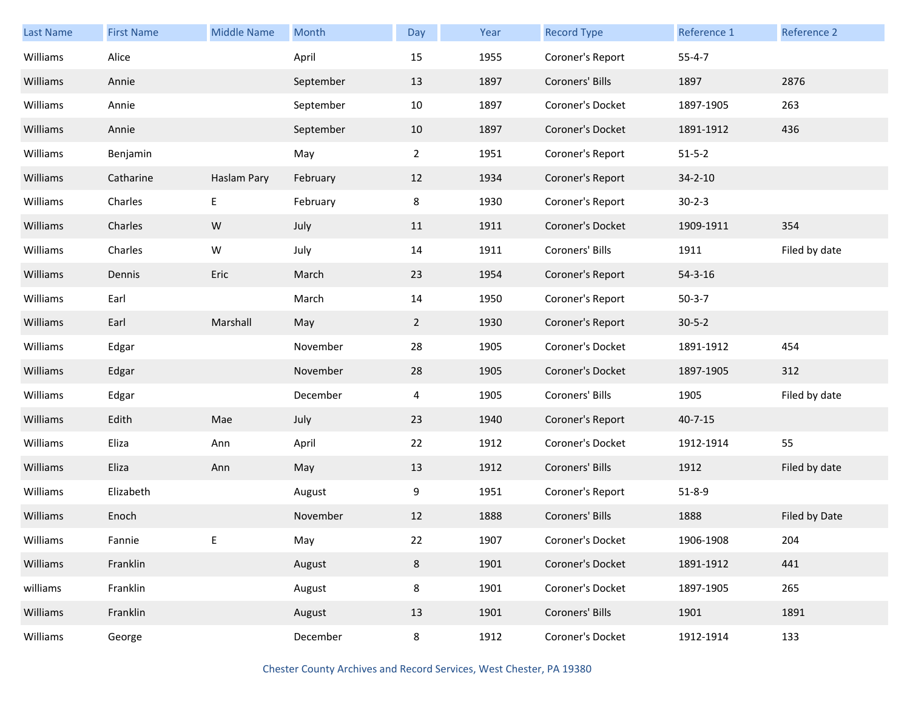| Last Name | First Name | Middle Name | Month | Day | Year | Record Type | Reference 1 | Reference 2 |
|---|---|---|---|---|---|---|---|---|
| Williams | Alice | | April | 15 | 1955 | Coroner's Report | 55-4-7 | |
| Williams | Annie | | September | 13 | 1897 | Coroners' Bills | 1897 | 2876 |
| Williams | Annie | | September | 10 | 1897 | Coroner's Docket | 1897-1905 | 263 |
| Williams | Annie | | September | 10 | 1897 | Coroner's Docket | 1891-1912 | 436 |
| Williams | Benjamin | | May | 2 | 1951 | Coroner's Report | 51-5-2 | |
| Williams | Catharine | Haslam Pary | February | 12 | 1934 | Coroner's Report | 34-2-10 | |
| Williams | Charles | E | February | 8 | 1930 | Coroner's Report | 30-2-3 | |
| Williams | Charles | W | July | 11 | 1911 | Coroner's Docket | 1909-1911 | 354 |
| Williams | Charles | W | July | 14 | 1911 | Coroners' Bills | 1911 | Filed by date |
| Williams | Dennis | Eric | March | 23 | 1954 | Coroner's Report | 54-3-16 | |
| Williams | Earl | | March | 14 | 1950 | Coroner's Report | 50-3-7 | |
| Williams | Earl | Marshall | May | 2 | 1930 | Coroner's Report | 30-5-2 | |
| Williams | Edgar | | November | 28 | 1905 | Coroner's Docket | 1891-1912 | 454 |
| Williams | Edgar | | November | 28 | 1905 | Coroner's Docket | 1897-1905 | 312 |
| Williams | Edgar | | December | 4 | 1905 | Coroners' Bills | 1905 | Filed by date |
| Williams | Edith | Mae | July | 23 | 1940 | Coroner's Report | 40-7-15 | |
| Williams | Eliza | Ann | April | 22 | 1912 | Coroner's Docket | 1912-1914 | 55 |
| Williams | Eliza | Ann | May | 13 | 1912 | Coroners' Bills | 1912 | Filed by date |
| Williams | Elizabeth | | August | 9 | 1951 | Coroner's Report | 51-8-9 | |
| Williams | Enoch | | November | 12 | 1888 | Coroners' Bills | 1888 | Filed by Date |
| Williams | Fannie | E | May | 22 | 1907 | Coroner's Docket | 1906-1908 | 204 |
| Williams | Franklin | | August | 8 | 1901 | Coroner's Docket | 1891-1912 | 441 |
| williams | Franklin | | August | 8 | 1901 | Coroner's Docket | 1897-1905 | 265 |
| Williams | Franklin | | August | 13 | 1901 | Coroners' Bills | 1901 | 1891 |
| Williams | George | | December | 8 | 1912 | Coroner's Docket | 1912-1914 | 133 |

Chester County Archives and Record Services, West Chester, PA 19380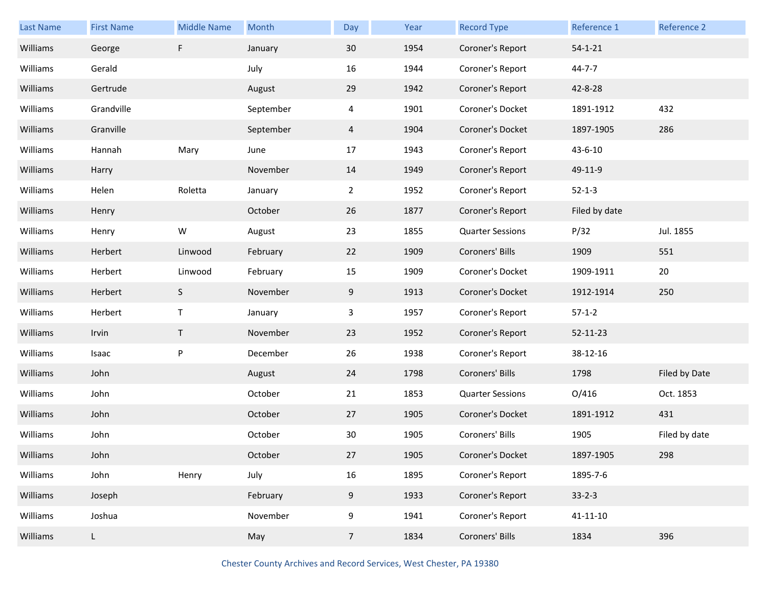| Last Name | First Name | Middle Name | Month | Day | Year | Record Type | Reference 1 | Reference 2 |
|---|---|---|---|---|---|---|---|---|
| Williams | George | F | January | 30 | 1954 | Coroner's Report | 54-1-21 | |
| Williams | Gerald | | July | 16 | 1944 | Coroner's Report | 44-7-7 | |
| Williams | Gertrude | | August | 29 | 1942 | Coroner's Report | 42-8-28 | |
| Williams | Grandville | | September | 4 | 1901 | Coroner's Docket | 1891-1912 | 432 |
| Williams | Granville | | September | 4 | 1904 | Coroner's Docket | 1897-1905 | 286 |
| Williams | Hannah | Mary | June | 17 | 1943 | Coroner's Report | 43-6-10 | |
| Williams | Harry | | November | 14 | 1949 | Coroner's Report | 49-11-9 | |
| Williams | Helen | Roletta | January | 2 | 1952 | Coroner's Report | 52-1-3 | |
| Williams | Henry | | October | 26 | 1877 | Coroner's Report | Filed by date | |
| Williams | Henry | W | August | 23 | 1855 | Quarter Sessions | P/32 | Jul. 1855 |
| Williams | Herbert | Linwood | February | 22 | 1909 | Coroners' Bills | 1909 | 551 |
| Williams | Herbert | Linwood | February | 15 | 1909 | Coroner's Docket | 1909-1911 | 20 |
| Williams | Herbert | S | November | 9 | 1913 | Coroner's Docket | 1912-1914 | 250 |
| Williams | Herbert | T | January | 3 | 1957 | Coroner's Report | 57-1-2 | |
| Williams | Irvin | T | November | 23 | 1952 | Coroner's Report | 52-11-23 | |
| Williams | Isaac | P | December | 26 | 1938 | Coroner's Report | 38-12-16 | |
| Williams | John | | August | 24 | 1798 | Coroners' Bills | 1798 | Filed by Date |
| Williams | John | | October | 21 | 1853 | Quarter Sessions | O/416 | Oct. 1853 |
| Williams | John | | October | 27 | 1905 | Coroner's Docket | 1891-1912 | 431 |
| Williams | John | | October | 30 | 1905 | Coroners' Bills | 1905 | Filed by date |
| Williams | John | | October | 27 | 1905 | Coroner's Docket | 1897-1905 | 298 |
| Williams | John | Henry | July | 16 | 1895 | Coroner's Report | 1895-7-6 | |
| Williams | Joseph | | February | 9 | 1933 | Coroner's Report | 33-2-3 | |
| Williams | Joshua | | November | 9 | 1941 | Coroner's Report | 41-11-10 | |
| Williams | L | | May | 7 | 1834 | Coroners' Bills | 1834 | 396 |

Chester County Archives and Record Services, West Chester, PA 19380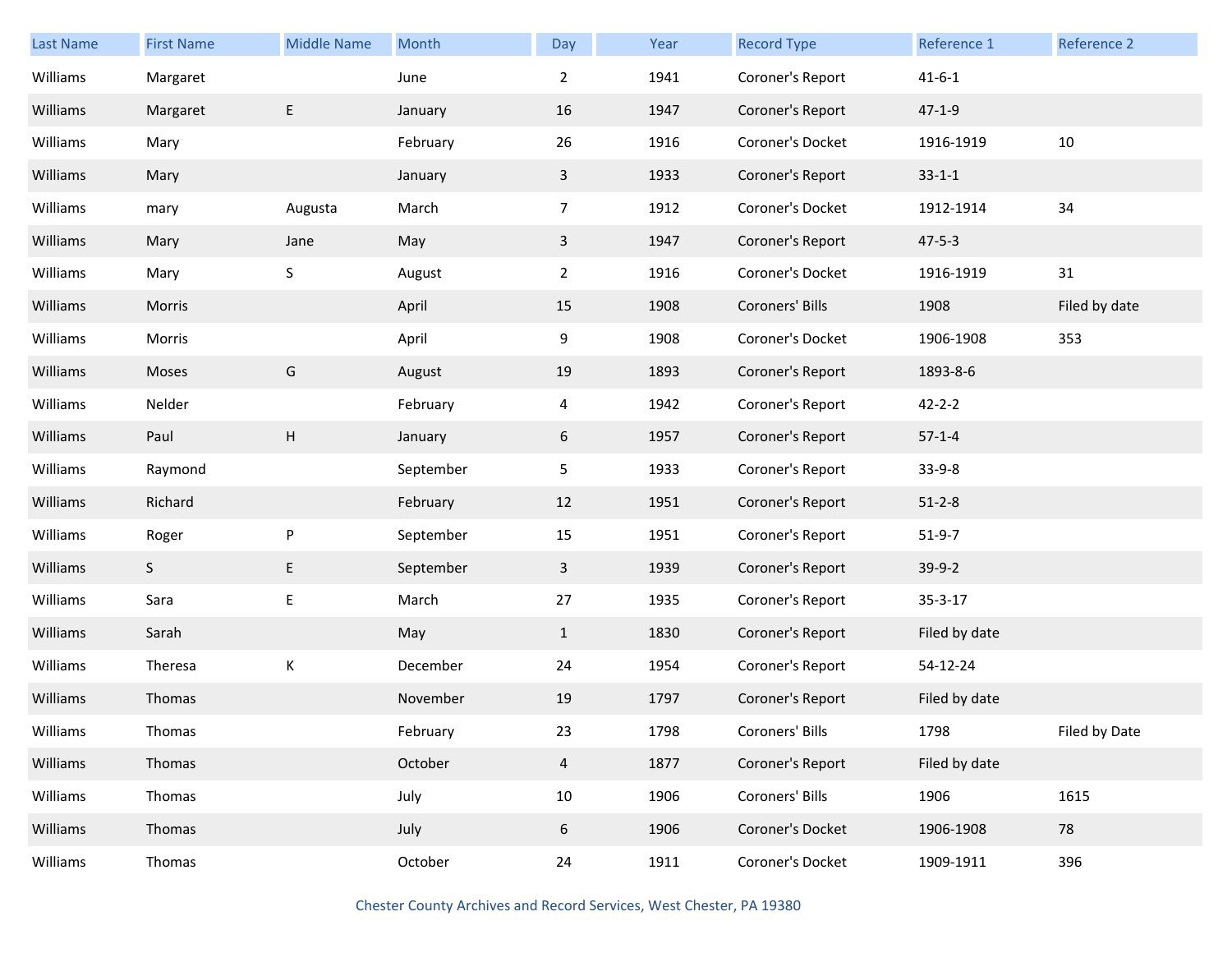| Last Name | First Name | Middle Name | Month | Day | Year | Record Type | Reference 1 | Reference 2 |
| --- | --- | --- | --- | --- | --- | --- | --- | --- |
| Williams | Margaret | | June | 2 | 1941 | Coroner's Report | 41-6-1 | |
| Williams | Margaret | E | January | 16 | 1947 | Coroner's Report | 47-1-9 | |
| Williams | Mary | | February | 26 | 1916 | Coroner's Docket | 1916-1919 | 10 |
| Williams | Mary | | January | 3 | 1933 | Coroner's Report | 33-1-1 | |
| Williams | mary | Augusta | March | 7 | 1912 | Coroner's Docket | 1912-1914 | 34 |
| Williams | Mary | Jane | May | 3 | 1947 | Coroner's Report | 47-5-3 | |
| Williams | Mary | S | August | 2 | 1916 | Coroner's Docket | 1916-1919 | 31 |
| Williams | Morris | | April | 15 | 1908 | Coroners' Bills | 1908 | Filed by date |
| Williams | Morris | | April | 9 | 1908 | Coroner's Docket | 1906-1908 | 353 |
| Williams | Moses | G | August | 19 | 1893 | Coroner's Report | 1893-8-6 | |
| Williams | Nelder | | February | 4 | 1942 | Coroner's Report | 42-2-2 | |
| Williams | Paul | H | January | 6 | 1957 | Coroner's Report | 57-1-4 | |
| Williams | Raymond | | September | 5 | 1933 | Coroner's Report | 33-9-8 | |
| Williams | Richard | | February | 12 | 1951 | Coroner's Report | 51-2-8 | |
| Williams | Roger | P | September | 15 | 1951 | Coroner's Report | 51-9-7 | |
| Williams | S | E | September | 3 | 1939 | Coroner's Report | 39-9-2 | |
| Williams | Sara | E | March | 27 | 1935 | Coroner's Report | 35-3-17 | |
| Williams | Sarah | | May | 1 | 1830 | Coroner's Report | Filed by date | |
| Williams | Theresa | K | December | 24 | 1954 | Coroner's Report | 54-12-24 | |
| Williams | Thomas | | November | 19 | 1797 | Coroner's Report | Filed by date | |
| Williams | Thomas | | February | 23 | 1798 | Coroners' Bills | 1798 | Filed by Date |
| Williams | Thomas | | October | 4 | 1877 | Coroner's Report | Filed by date | |
| Williams | Thomas | | July | 10 | 1906 | Coroners' Bills | 1906 | 1615 |
| Williams | Thomas | | July | 6 | 1906 | Coroner's Docket | 1906-1908 | 78 |
| Williams | Thomas | | October | 24 | 1911 | Coroner's Docket | 1909-1911 | 396 |

Chester County Archives and Record Services, West Chester, PA 19380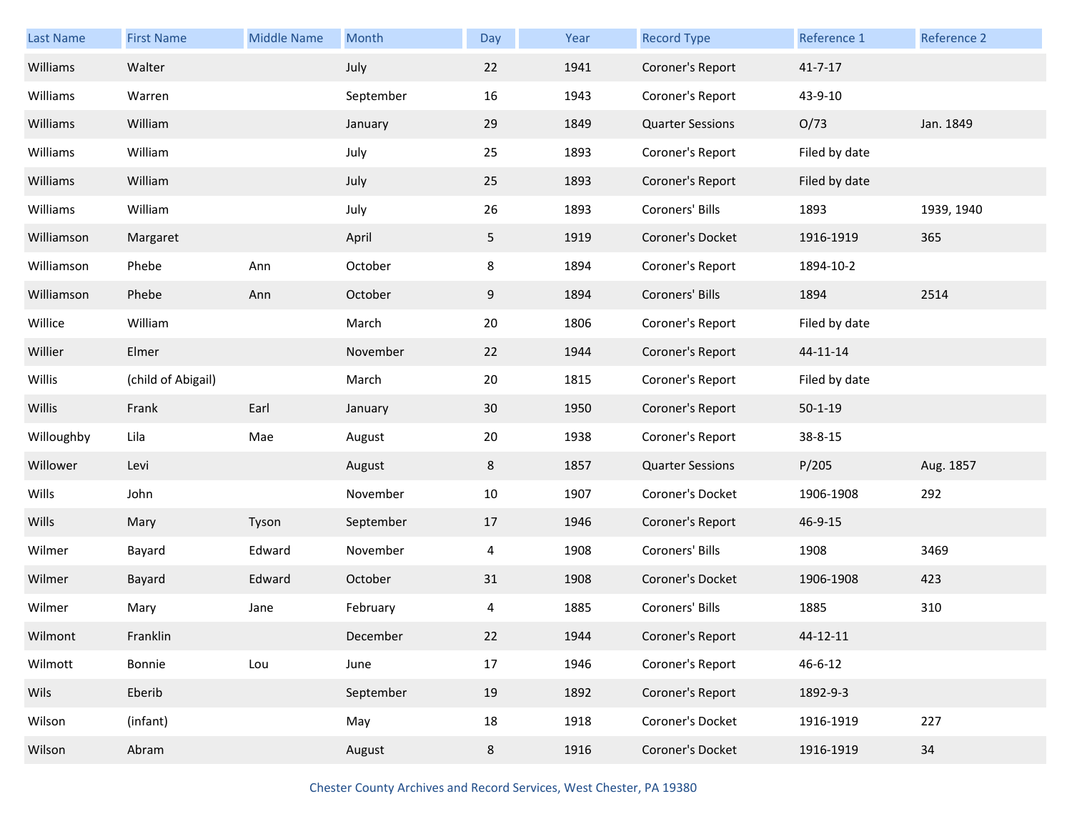| Last Name | First Name | Middle Name | Month | Day | Year | Record Type | Reference 1 | Reference 2 |
|---|---|---|---|---|---|---|---|---|
| Williams | Walter | | July | 22 | 1941 | Coroner's Report | 41-7-17 | |
| Williams | Warren | | September | 16 | 1943 | Coroner's Report | 43-9-10 | |
| Williams | William | | January | 29 | 1849 | Quarter Sessions | O/73 | Jan. 1849 |
| Williams | William | | July | 25 | 1893 | Coroner's Report | Filed by date | |
| Williams | William | | July | 25 | 1893 | Coroner's Report | Filed by date | |
| Williams | William | | July | 26 | 1893 | Coroners' Bills | 1893 | 1939, 1940 |
| Williamson | Margaret | | April | 5 | 1919 | Coroner's Docket | 1916-1919 | 365 |
| Williamson | Phebe | Ann | October | 8 | 1894 | Coroner's Report | 1894-10-2 | |
| Williamson | Phebe | Ann | October | 9 | 1894 | Coroners' Bills | 1894 | 2514 |
| Willice | William | | March | 20 | 1806 | Coroner's Report | Filed by date | |
| Willier | Elmer | | November | 22 | 1944 | Coroner's Report | 44-11-14 | |
| Willis | (child of Abigail) | | March | 20 | 1815 | Coroner's Report | Filed by date | |
| Willis | Frank | Earl | January | 30 | 1950 | Coroner's Report | 50-1-19 | |
| Willoughby | Lila | Mae | August | 20 | 1938 | Coroner's Report | 38-8-15 | |
| Willower | Levi | | August | 8 | 1857 | Quarter Sessions | P/205 | Aug. 1857 |
| Wills | John | | November | 10 | 1907 | Coroner's Docket | 1906-1908 | 292 |
| Wills | Mary | Tyson | September | 17 | 1946 | Coroner's Report | 46-9-15 | |
| Wilmer | Bayard | Edward | November | 4 | 1908 | Coroners' Bills | 1908 | 3469 |
| Wilmer | Bayard | Edward | October | 31 | 1908 | Coroner's Docket | 1906-1908 | 423 |
| Wilmer | Mary | Jane | February | 4 | 1885 | Coroners' Bills | 1885 | 310 |
| Wilmont | Franklin | | December | 22 | 1944 | Coroner's Report | 44-12-11 | |
| Wilmott | Bonnie | Lou | June | 17 | 1946 | Coroner's Report | 46-6-12 | |
| Wils | Eberib | | September | 19 | 1892 | Coroner's Report | 1892-9-3 | |
| Wilson | (infant) | | May | 18 | 1918 | Coroner's Docket | 1916-1919 | 227 |
| Wilson | Abram | | August | 8 | 1916 | Coroner's Docket | 1916-1919 | 34 |

Chester County Archives and Record Services, West Chester, PA 19380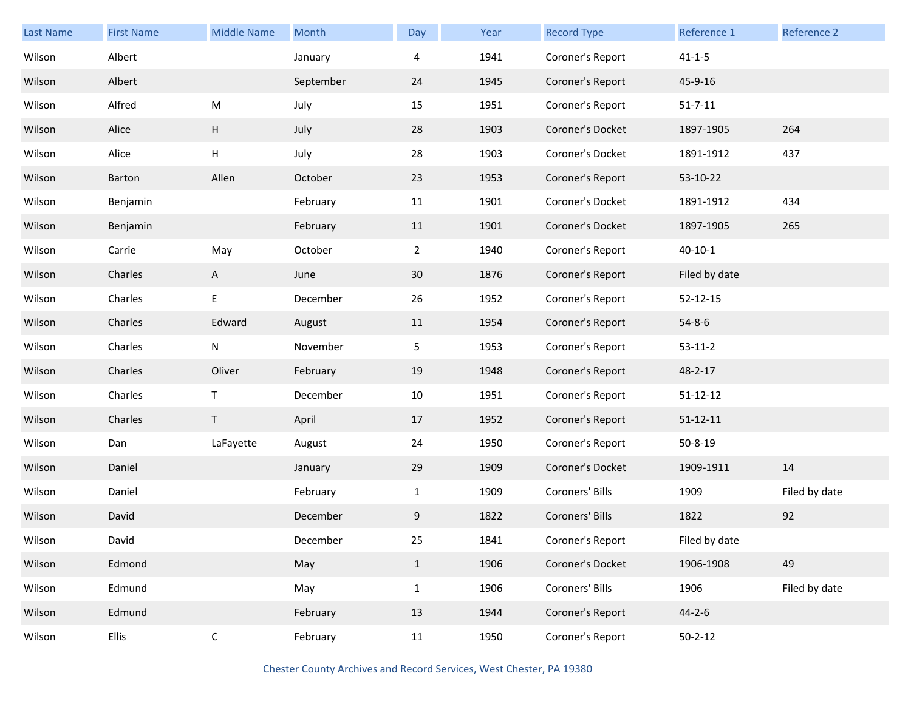| Last Name | First Name | Middle Name | Month | Day | Year | Record Type | Reference 1 | Reference 2 |
|---|---|---|---|---|---|---|---|---|
| Wilson | Albert | | January | 4 | 1941 | Coroner's Report | 41-1-5 | |
| Wilson | Albert | | September | 24 | 1945 | Coroner's Report | 45-9-16 | |
| Wilson | Alfred | M | July | 15 | 1951 | Coroner's Report | 51-7-11 | |
| Wilson | Alice | H | July | 28 | 1903 | Coroner's Docket | 1897-1905 | 264 |
| Wilson | Alice | H | July | 28 | 1903 | Coroner's Docket | 1891-1912 | 437 |
| Wilson | Barton | Allen | October | 23 | 1953 | Coroner's Report | 53-10-22 | |
| Wilson | Benjamin | | February | 11 | 1901 | Coroner's Docket | 1891-1912 | 434 |
| Wilson | Benjamin | | February | 11 | 1901 | Coroner's Docket | 1897-1905 | 265 |
| Wilson | Carrie | May | October | 2 | 1940 | Coroner's Report | 40-10-1 | |
| Wilson | Charles | A | June | 30 | 1876 | Coroner's Report | Filed by date | |
| Wilson | Charles | E | December | 26 | 1952 | Coroner's Report | 52-12-15 | |
| Wilson | Charles | Edward | August | 11 | 1954 | Coroner's Report | 54-8-6 | |
| Wilson | Charles | N | November | 5 | 1953 | Coroner's Report | 53-11-2 | |
| Wilson | Charles | Oliver | February | 19 | 1948 | Coroner's Report | 48-2-17 | |
| Wilson | Charles | T | December | 10 | 1951 | Coroner's Report | 51-12-12 | |
| Wilson | Charles | T | April | 17 | 1952 | Coroner's Report | 51-12-11 | |
| Wilson | Dan | LaFayette | August | 24 | 1950 | Coroner's Report | 50-8-19 | |
| Wilson | Daniel | | January | 29 | 1909 | Coroner's Docket | 1909-1911 | 14 |
| Wilson | Daniel | | February | 1 | 1909 | Coroners' Bills | 1909 | Filed by date |
| Wilson | David | | December | 9 | 1822 | Coroners' Bills | 1822 | 92 |
| Wilson | David | | December | 25 | 1841 | Coroner's Report | Filed by date | |
| Wilson | Edmond | | May | 1 | 1906 | Coroner's Docket | 1906-1908 | 49 |
| Wilson | Edmund | | May | 1 | 1906 | Coroners' Bills | 1906 | Filed by date |
| Wilson | Edmund | | February | 13 | 1944 | Coroner's Report | 44-2-6 | |
| Wilson | Ellis | C | February | 11 | 1950 | Coroner's Report | 50-2-12 | |

Chester County Archives and Record Services, West Chester, PA 19380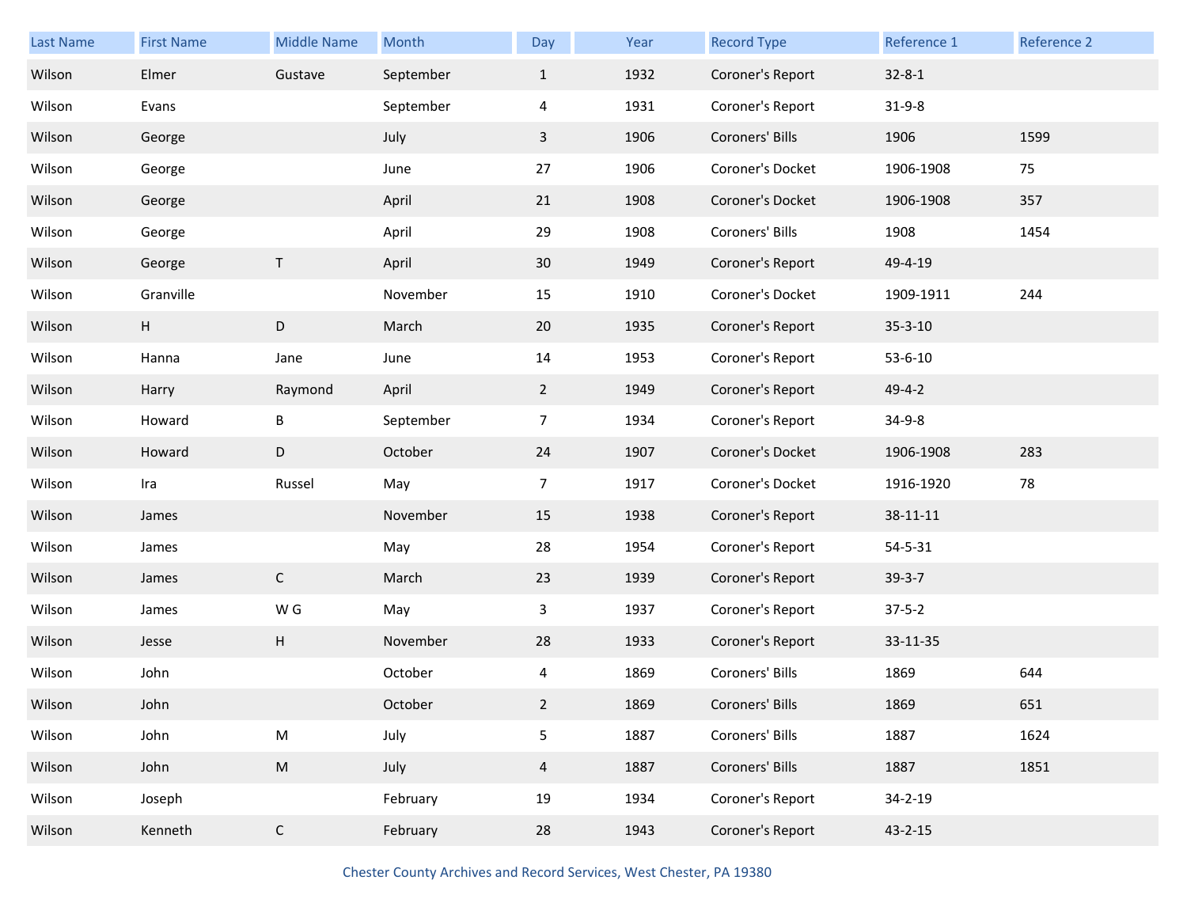| Last Name | First Name | Middle Name | Month | Day | Year | Record Type | Reference 1 | Reference 2 |
|---|---|---|---|---|---|---|---|---|
| Wilson | Elmer | Gustave | September | 1 | 1932 | Coroner's Report | 32-8-1 | |
| Wilson | Evans | | September | 4 | 1931 | Coroner's Report | 31-9-8 | |
| Wilson | George | | July | 3 | 1906 | Coroners' Bills | 1906 | 1599 |
| Wilson | George | | June | 27 | 1906 | Coroner's Docket | 1906-1908 | 75 |
| Wilson | George | | April | 21 | 1908 | Coroner's Docket | 1906-1908 | 357 |
| Wilson | George | | April | 29 | 1908 | Coroners' Bills | 1908 | 1454 |
| Wilson | George | T | April | 30 | 1949 | Coroner's Report | 49-4-19 | |
| Wilson | Granville | | November | 15 | 1910 | Coroner's Docket | 1909-1911 | 244 |
| Wilson | H | D | March | 20 | 1935 | Coroner's Report | 35-3-10 | |
| Wilson | Hanna | Jane | June | 14 | 1953 | Coroner's Report | 53-6-10 | |
| Wilson | Harry | Raymond | April | 2 | 1949 | Coroner's Report | 49-4-2 | |
| Wilson | Howard | B | September | 7 | 1934 | Coroner's Report | 34-9-8 | |
| Wilson | Howard | D | October | 24 | 1907 | Coroner's Docket | 1906-1908 | 283 |
| Wilson | Ira | Russel | May | 7 | 1917 | Coroner's Docket | 1916-1920 | 78 |
| Wilson | James | | November | 15 | 1938 | Coroner's Report | 38-11-11 | |
| Wilson | James | | May | 28 | 1954 | Coroner's Report | 54-5-31 | |
| Wilson | James | C | March | 23 | 1939 | Coroner's Report | 39-3-7 | |
| Wilson | James | W G | May | 3 | 1937 | Coroner's Report | 37-5-2 | |
| Wilson | Jesse | H | November | 28 | 1933 | Coroner's Report | 33-11-35 | |
| Wilson | John | | October | 4 | 1869 | Coroners' Bills | 1869 | 644 |
| Wilson | John | | October | 2 | 1869 | Coroners' Bills | 1869 | 651 |
| Wilson | John | M | July | 5 | 1887 | Coroners' Bills | 1887 | 1624 |
| Wilson | John | M | July | 4 | 1887 | Coroners' Bills | 1887 | 1851 |
| Wilson | Joseph | | February | 19 | 1934 | Coroner's Report | 34-2-19 | |
| Wilson | Kenneth | C | February | 28 | 1943 | Coroner's Report | 43-2-15 | |

Chester County Archives and Record Services, West Chester, PA 19380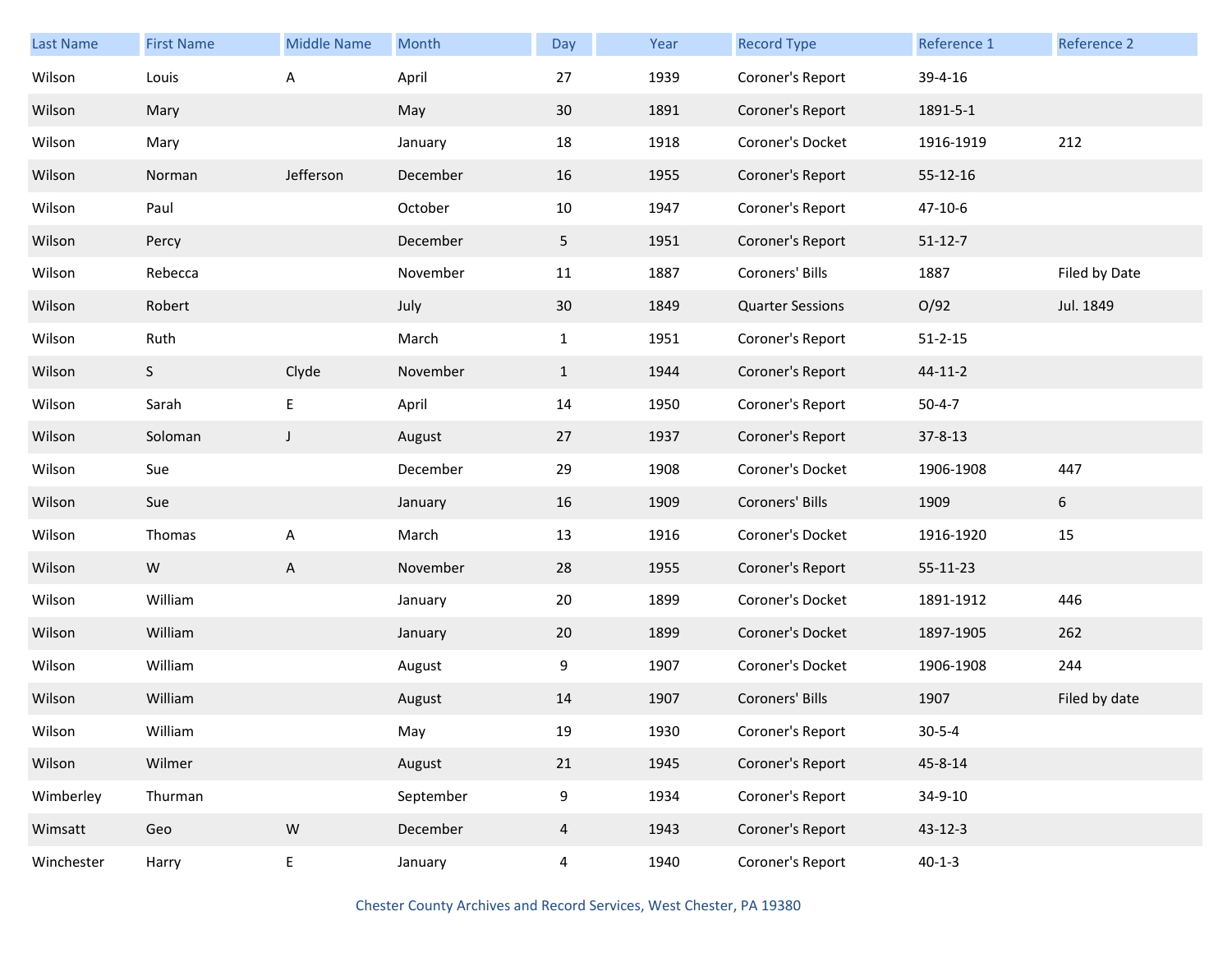| Last Name | First Name | Middle Name | Month | Day | Year | Record Type | Reference 1 | Reference 2 |
|---|---|---|---|---|---|---|---|---|
| Wilson | Louis | A | April | 27 | 1939 | Coroner's Report | 39-4-16 | |
| Wilson | Mary | | May | 30 | 1891 | Coroner's Report | 1891-5-1 | |
| Wilson | Mary | | January | 18 | 1918 | Coroner's Docket | 1916-1919 | 212 |
| Wilson | Norman | Jefferson | December | 16 | 1955 | Coroner's Report | 55-12-16 | |
| Wilson | Paul | | October | 10 | 1947 | Coroner's Report | 47-10-6 | |
| Wilson | Percy | | December | 5 | 1951 | Coroner's Report | 51-12-7 | |
| Wilson | Rebecca | | November | 11 | 1887 | Coroners' Bills | 1887 | Filed by Date |
| Wilson | Robert | | July | 30 | 1849 | Quarter Sessions | O/92 | Jul. 1849 |
| Wilson | Ruth | | March | 1 | 1951 | Coroner's Report | 51-2-15 | |
| Wilson | S | Clyde | November | 1 | 1944 | Coroner's Report | 44-11-2 | |
| Wilson | Sarah | E | April | 14 | 1950 | Coroner's Report | 50-4-7 | |
| Wilson | Soloman | J | August | 27 | 1937 | Coroner's Report | 37-8-13 | |
| Wilson | Sue | | December | 29 | 1908 | Coroner's Docket | 1906-1908 | 447 |
| Wilson | Sue | | January | 16 | 1909 | Coroners' Bills | 1909 | 6 |
| Wilson | Thomas | A | March | 13 | 1916 | Coroner's Docket | 1916-1920 | 15 |
| Wilson | W | A | November | 28 | 1955 | Coroner's Report | 55-11-23 | |
| Wilson | William | | January | 20 | 1899 | Coroner's Docket | 1891-1912 | 446 |
| Wilson | William | | January | 20 | 1899 | Coroner's Docket | 1897-1905 | 262 |
| Wilson | William | | August | 9 | 1907 | Coroner's Docket | 1906-1908 | 244 |
| Wilson | William | | August | 14 | 1907 | Coroners' Bills | 1907 | Filed by date |
| Wilson | William | | May | 19 | 1930 | Coroner's Report | 30-5-4 | |
| Wilson | Wilmer | | August | 21 | 1945 | Coroner's Report | 45-8-14 | |
| Wimberley | Thurman | | September | 9 | 1934 | Coroner's Report | 34-9-10 | |
| Wimsatt | Geo | W | December | 4 | 1943 | Coroner's Report | 43-12-3 | |
| Winchester | Harry | E | January | 4 | 1940 | Coroner's Report | 40-1-3 | |

Chester County Archives and Record Services, West Chester, PA 19380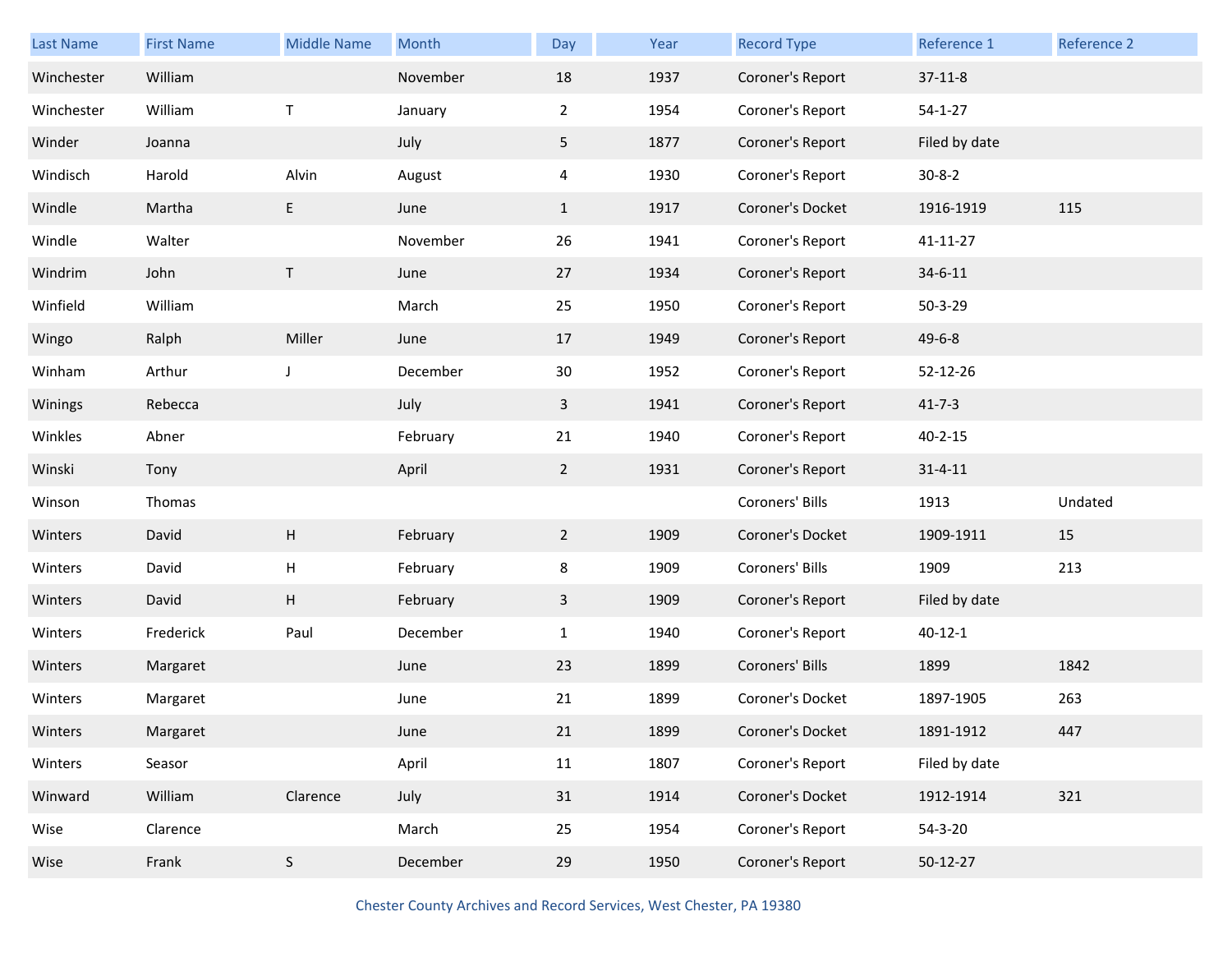| Last Name | First Name | Middle Name | Month | Day | Year | Record Type | Reference 1 | Reference 2 |
|---|---|---|---|---|---|---|---|---|
| Winchester | William | | November | 18 | 1937 | Coroner's Report | 37-11-8 | |
| Winchester | William | T | January | 2 | 1954 | Coroner's Report | 54-1-27 | |
| Winder | Joanna | | July | 5 | 1877 | Coroner's Report | Filed by date | |
| Windisch | Harold | Alvin | August | 4 | 1930 | Coroner's Report | 30-8-2 | |
| Windle | Martha | E | June | 1 | 1917 | Coroner's Docket | 1916-1919 | 115 |
| Windle | Walter | | November | 26 | 1941 | Coroner's Report | 41-11-27 | |
| Windrim | John | T | June | 27 | 1934 | Coroner's Report | 34-6-11 | |
| Winfield | William | | March | 25 | 1950 | Coroner's Report | 50-3-29 | |
| Wingo | Ralph | Miller | June | 17 | 1949 | Coroner's Report | 49-6-8 | |
| Winham | Arthur | J | December | 30 | 1952 | Coroner's Report | 52-12-26 | |
| Winings | Rebecca | | July | 3 | 1941 | Coroner's Report | 41-7-3 | |
| Winkles | Abner | | February | 21 | 1940 | Coroner's Report | 40-2-15 | |
| Winski | Tony | | April | 2 | 1931 | Coroner's Report | 31-4-11 | |
| Winson | Thomas | | | | | Coroners' Bills | 1913 | Undated |
| Winters | David | H | February | 2 | 1909 | Coroner's Docket | 1909-1911 | 15 |
| Winters | David | H | February | 8 | 1909 | Coroners' Bills | 1909 | 213 |
| Winters | David | H | February | 3 | 1909 | Coroner's Report | Filed by date | |
| Winters | Frederick | Paul | December | 1 | 1940 | Coroner's Report | 40-12-1 | |
| Winters | Margaret | | June | 23 | 1899 | Coroners' Bills | 1899 | 1842 |
| Winters | Margaret | | June | 21 | 1899 | Coroner's Docket | 1897-1905 | 263 |
| Winters | Margaret | | June | 21 | 1899 | Coroner's Docket | 1891-1912 | 447 |
| Winters | Seasor | | April | 11 | 1807 | Coroner's Report | Filed by date | |
| Winward | William | Clarence | July | 31 | 1914 | Coroner's Docket | 1912-1914 | 321 |
| Wise | Clarence | | March | 25 | 1954 | Coroner's Report | 54-3-20 | |
| Wise | Frank | S | December | 29 | 1950 | Coroner's Report | 50-12-27 | |

Chester County Archives and Record Services, West Chester, PA 19380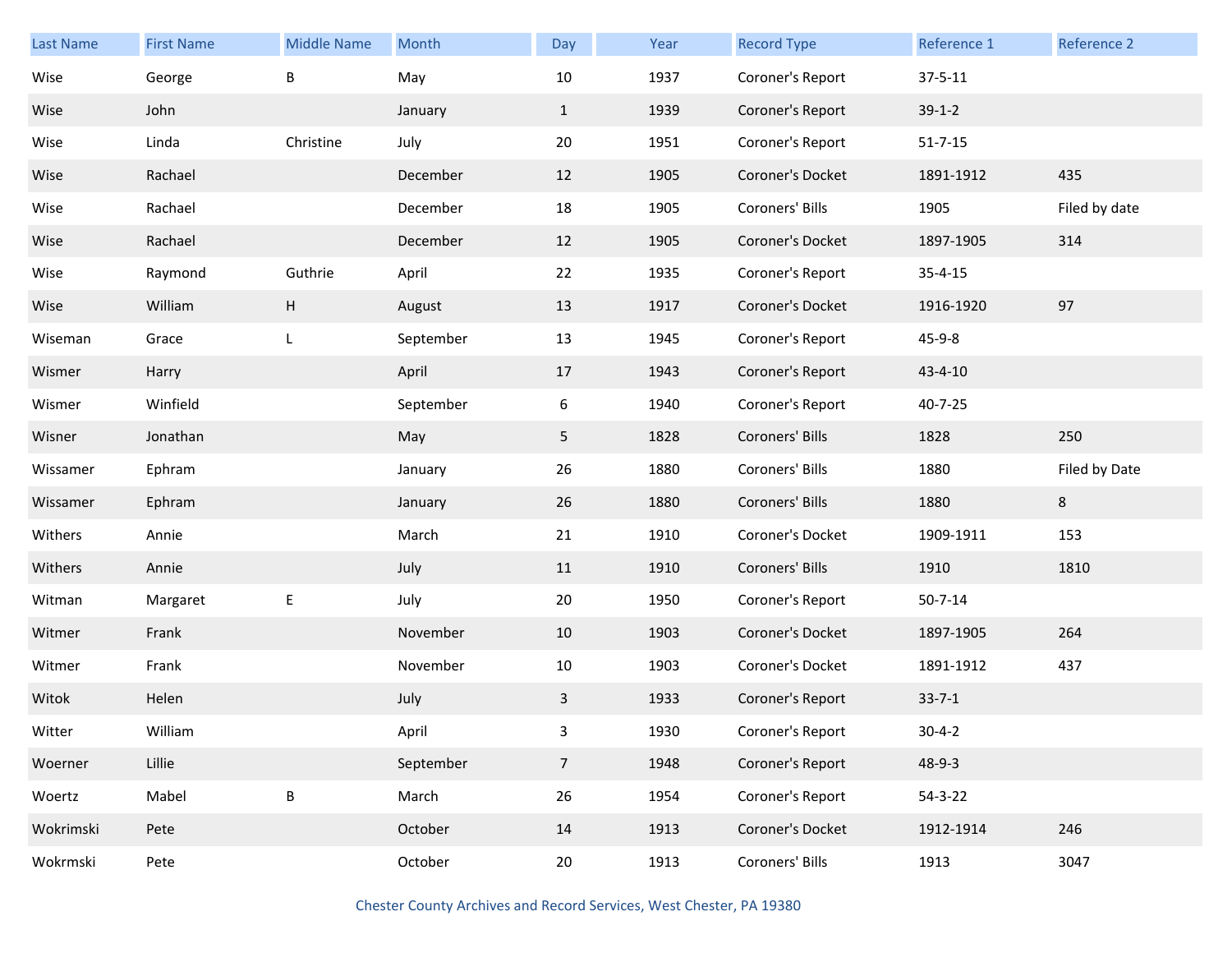| Last Name | First Name | Middle Name | Month | Day | Year | Record Type | Reference 1 | Reference 2 |
|---|---|---|---|---|---|---|---|---|
| Wise | George | B | May | 10 | 1937 | Coroner's Report | 37-5-11 | |
| Wise | John | | January | 1 | 1939 | Coroner's Report | 39-1-2 | |
| Wise | Linda | Christine | July | 20 | 1951 | Coroner's Report | 51-7-15 | |
| Wise | Rachael | | December | 12 | 1905 | Coroner's Docket | 1891-1912 | 435 |
| Wise | Rachael | | December | 18 | 1905 | Coroners' Bills | 1905 | Filed by date |
| Wise | Rachael | | December | 12 | 1905 | Coroner's Docket | 1897-1905 | 314 |
| Wise | Raymond | Guthrie | April | 22 | 1935 | Coroner's Report | 35-4-15 | |
| Wise | William | H | August | 13 | 1917 | Coroner's Docket | 1916-1920 | 97 |
| Wiseman | Grace | L | September | 13 | 1945 | Coroner's Report | 45-9-8 | |
| Wismer | Harry | | April | 17 | 1943 | Coroner's Report | 43-4-10 | |
| Wismer | Winfield | | September | 6 | 1940 | Coroner's Report | 40-7-25 | |
| Wisner | Jonathan | | May | 5 | 1828 | Coroners' Bills | 1828 | 250 |
| Wissamer | Ephram | | January | 26 | 1880 | Coroners' Bills | 1880 | Filed by Date |
| Wissamer | Ephram | | January | 26 | 1880 | Coroners' Bills | 1880 | 8 |
| Withers | Annie | | March | 21 | 1910 | Coroner's Docket | 1909-1911 | 153 |
| Withers | Annie | | July | 11 | 1910 | Coroners' Bills | 1910 | 1810 |
| Witman | Margaret | E | July | 20 | 1950 | Coroner's Report | 50-7-14 | |
| Witmer | Frank | | November | 10 | 1903 | Coroner's Docket | 1897-1905 | 264 |
| Witmer | Frank | | November | 10 | 1903 | Coroner's Docket | 1891-1912 | 437 |
| Witok | Helen | | July | 3 | 1933 | Coroner's Report | 33-7-1 | |
| Witter | William | | April | 3 | 1930 | Coroner's Report | 30-4-2 | |
| Woerner | Lillie | | September | 7 | 1948 | Coroner's Report | 48-9-3 | |
| Woertz | Mabel | B | March | 26 | 1954 | Coroner's Report | 54-3-22 | |
| Wokrimski | Pete | | October | 14 | 1913 | Coroner's Docket | 1912-1914 | 246 |
| Wokrmski | Pete | | October | 20 | 1913 | Coroners' Bills | 1913 | 3047 |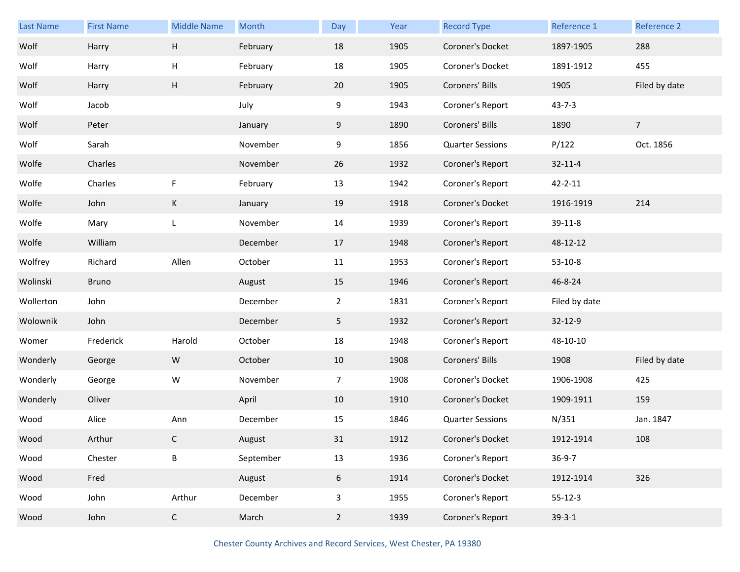| Last Name | First Name | Middle Name | Month | Day | Year | Record Type | Reference 1 | Reference 2 |
|---|---|---|---|---|---|---|---|---|
| Wolf | Harry | H | February | 18 | 1905 | Coroner's Docket | 1897-1905 | 288 |
| Wolf | Harry | H | February | 18 | 1905 | Coroner's Docket | 1891-1912 | 455 |
| Wolf | Harry | H | February | 20 | 1905 | Coroners' Bills | 1905 | Filed by date |
| Wolf | Jacob | | July | 9 | 1943 | Coroner's Report | 43-7-3 | |
| Wolf | Peter | | January | 9 | 1890 | Coroners' Bills | 1890 | 7 |
| Wolf | Sarah | | November | 9 | 1856 | Quarter Sessions | P/122 | Oct. 1856 |
| Wolfe | Charles | | November | 26 | 1932 | Coroner's Report | 32-11-4 | |
| Wolfe | Charles | F | February | 13 | 1942 | Coroner's Report | 42-2-11 | |
| Wolfe | John | K | January | 19 | 1918 | Coroner's Docket | 1916-1919 | 214 |
| Wolfe | Mary | L | November | 14 | 1939 | Coroner's Report | 39-11-8 | |
| Wolfe | William | | December | 17 | 1948 | Coroner's Report | 48-12-12 | |
| Wolfrey | Richard | Allen | October | 11 | 1953 | Coroner's Report | 53-10-8 | |
| Wolinski | Bruno | | August | 15 | 1946 | Coroner's Report | 46-8-24 | |
| Wollerton | John | | December | 2 | 1831 | Coroner's Report | Filed by date | |
| Wolownik | John | | December | 5 | 1932 | Coroner's Report | 32-12-9 | |
| Womer | Frederick | Harold | October | 18 | 1948 | Coroner's Report | 48-10-10 | |
| Wonderly | George | W | October | 10 | 1908 | Coroners' Bills | 1908 | Filed by date |
| Wonderly | George | W | November | 7 | 1908 | Coroner's Docket | 1906-1908 | 425 |
| Wonderly | Oliver | | April | 10 | 1910 | Coroner's Docket | 1909-1911 | 159 |
| Wood | Alice | Ann | December | 15 | 1846 | Quarter Sessions | N/351 | Jan. 1847 |
| Wood | Arthur | C | August | 31 | 1912 | Coroner's Docket | 1912-1914 | 108 |
| Wood | Chester | B | September | 13 | 1936 | Coroner's Report | 36-9-7 | |
| Wood | Fred | | August | 6 | 1914 | Coroner's Docket | 1912-1914 | 326 |
| Wood | John | Arthur | December | 3 | 1955 | Coroner's Report | 55-12-3 | |
| Wood | John | C | March | 2 | 1939 | Coroner's Report | 39-3-1 | |

Chester County Archives and Record Services, West Chester, PA 19380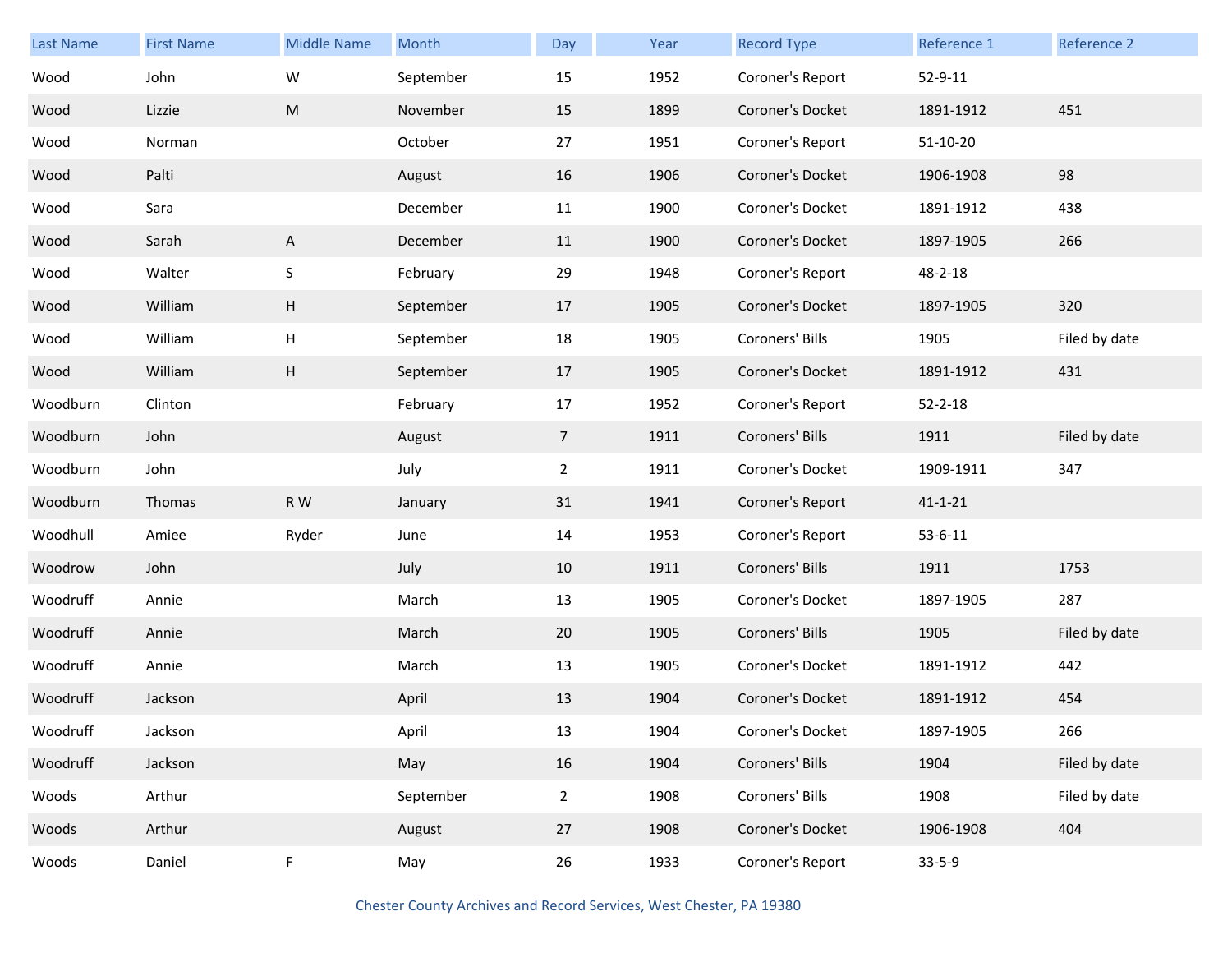| Last Name | First Name | Middle Name | Month | Day | Year | Record Type | Reference 1 | Reference 2 |
|---|---|---|---|---|---|---|---|---|
| Wood | John | W | September | 15 | 1952 | Coroner's Report | 52-9-11 | |
| Wood | Lizzie | M | November | 15 | 1899 | Coroner's Docket | 1891-1912 | 451 |
| Wood | Norman | | October | 27 | 1951 | Coroner's Report | 51-10-20 | |
| Wood | Palti | | August | 16 | 1906 | Coroner's Docket | 1906-1908 | 98 |
| Wood | Sara | | December | 11 | 1900 | Coroner's Docket | 1891-1912 | 438 |
| Wood | Sarah | A | December | 11 | 1900 | Coroner's Docket | 1897-1905 | 266 |
| Wood | Walter | S | February | 29 | 1948 | Coroner's Report | 48-2-18 | |
| Wood | William | H | September | 17 | 1905 | Coroner's Docket | 1897-1905 | 320 |
| Wood | William | H | September | 18 | 1905 | Coroners' Bills | 1905 | Filed by date |
| Wood | William | H | September | 17 | 1905 | Coroner's Docket | 1891-1912 | 431 |
| Woodburn | Clinton | | February | 17 | 1952 | Coroner's Report | 52-2-18 | |
| Woodburn | John | | August | 7 | 1911 | Coroners' Bills | 1911 | Filed by date |
| Woodburn | John | | July | 2 | 1911 | Coroner's Docket | 1909-1911 | 347 |
| Woodburn | Thomas | R W | January | 31 | 1941 | Coroner's Report | 41-1-21 | |
| Woodhull | Amiee | Ryder | June | 14 | 1953 | Coroner's Report | 53-6-11 | |
| Woodrow | John | | July | 10 | 1911 | Coroners' Bills | 1911 | 1753 |
| Woodruff | Annie | | March | 13 | 1905 | Coroner's Docket | 1897-1905 | 287 |
| Woodruff | Annie | | March | 20 | 1905 | Coroners' Bills | 1905 | Filed by date |
| Woodruff | Annie | | March | 13 | 1905 | Coroner's Docket | 1891-1912 | 442 |
| Woodruff | Jackson | | April | 13 | 1904 | Coroner's Docket | 1891-1912 | 454 |
| Woodruff | Jackson | | April | 13 | 1904 | Coroner's Docket | 1897-1905 | 266 |
| Woodruff | Jackson | | May | 16 | 1904 | Coroners' Bills | 1904 | Filed by date |
| Woods | Arthur | | September | 2 | 1908 | Coroners' Bills | 1908 | Filed by date |
| Woods | Arthur | | August | 27 | 1908 | Coroner's Docket | 1906-1908 | 404 |
| Woods | Daniel | F | May | 26 | 1933 | Coroner's Report | 33-5-9 | |

Chester County Archives and Record Services, West Chester, PA 19380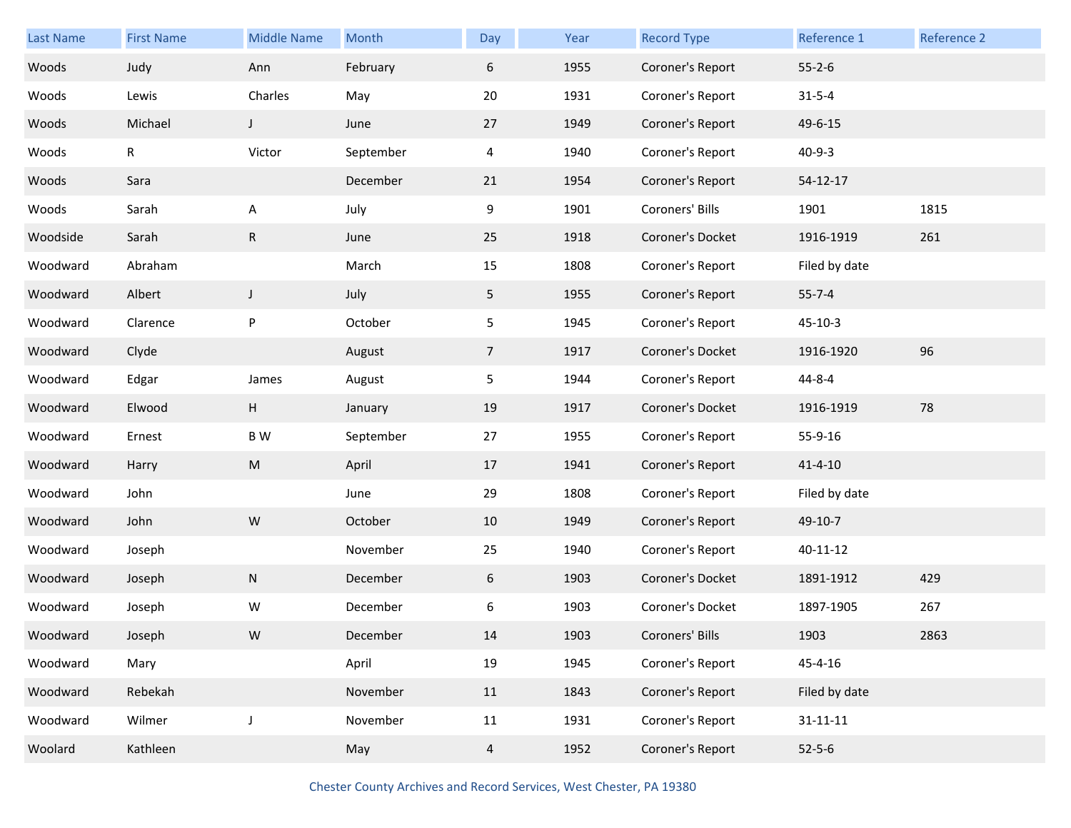| Last Name | First Name | Middle Name | Month | Day | Year | Record Type | Reference 1 | Reference 2 |
|---|---|---|---|---|---|---|---|---|
| Woods | Judy | Ann | February | 6 | 1955 | Coroner's Report | 55-2-6 | |
| Woods | Lewis | Charles | May | 20 | 1931 | Coroner's Report | 31-5-4 | |
| Woods | Michael | J | June | 27 | 1949 | Coroner's Report | 49-6-15 | |
| Woods | R | Victor | September | 4 | 1940 | Coroner's Report | 40-9-3 | |
| Woods | Sara | | December | 21 | 1954 | Coroner's Report | 54-12-17 | |
| Woods | Sarah | A | July | 9 | 1901 | Coroners' Bills | 1901 | 1815 |
| Woodside | Sarah | R | June | 25 | 1918 | Coroner's Docket | 1916-1919 | 261 |
| Woodward | Abraham | | March | 15 | 1808 | Coroner's Report | Filed by date | |
| Woodward | Albert | J | July | 5 | 1955 | Coroner's Report | 55-7-4 | |
| Woodward | Clarence | P | October | 5 | 1945 | Coroner's Report | 45-10-3 | |
| Woodward | Clyde | | August | 7 | 1917 | Coroner's Docket | 1916-1920 | 96 |
| Woodward | Edgar | James | August | 5 | 1944 | Coroner's Report | 44-8-4 | |
| Woodward | Elwood | H | January | 19 | 1917 | Coroner's Docket | 1916-1919 | 78 |
| Woodward | Ernest | B W | September | 27 | 1955 | Coroner's Report | 55-9-16 | |
| Woodward | Harry | M | April | 17 | 1941 | Coroner's Report | 41-4-10 | |
| Woodward | John | | June | 29 | 1808 | Coroner's Report | Filed by date | |
| Woodward | John | W | October | 10 | 1949 | Coroner's Report | 49-10-7 | |
| Woodward | Joseph | | November | 25 | 1940 | Coroner's Report | 40-11-12 | |
| Woodward | Joseph | N | December | 6 | 1903 | Coroner's Docket | 1891-1912 | 429 |
| Woodward | Joseph | W | December | 6 | 1903 | Coroner's Docket | 1897-1905 | 267 |
| Woodward | Joseph | W | December | 14 | 1903 | Coroners' Bills | 1903 | 2863 |
| Woodward | Mary | | April | 19 | 1945 | Coroner's Report | 45-4-16 | |
| Woodward | Rebekah | | November | 11 | 1843 | Coroner's Report | Filed by date | |
| Woodward | Wilmer | J | November | 11 | 1931 | Coroner's Report | 31-11-11 | |
| Woolard | Kathleen | | May | 4 | 1952 | Coroner's Report | 52-5-6 | |

Chester County Archives and Record Services, West Chester, PA 19380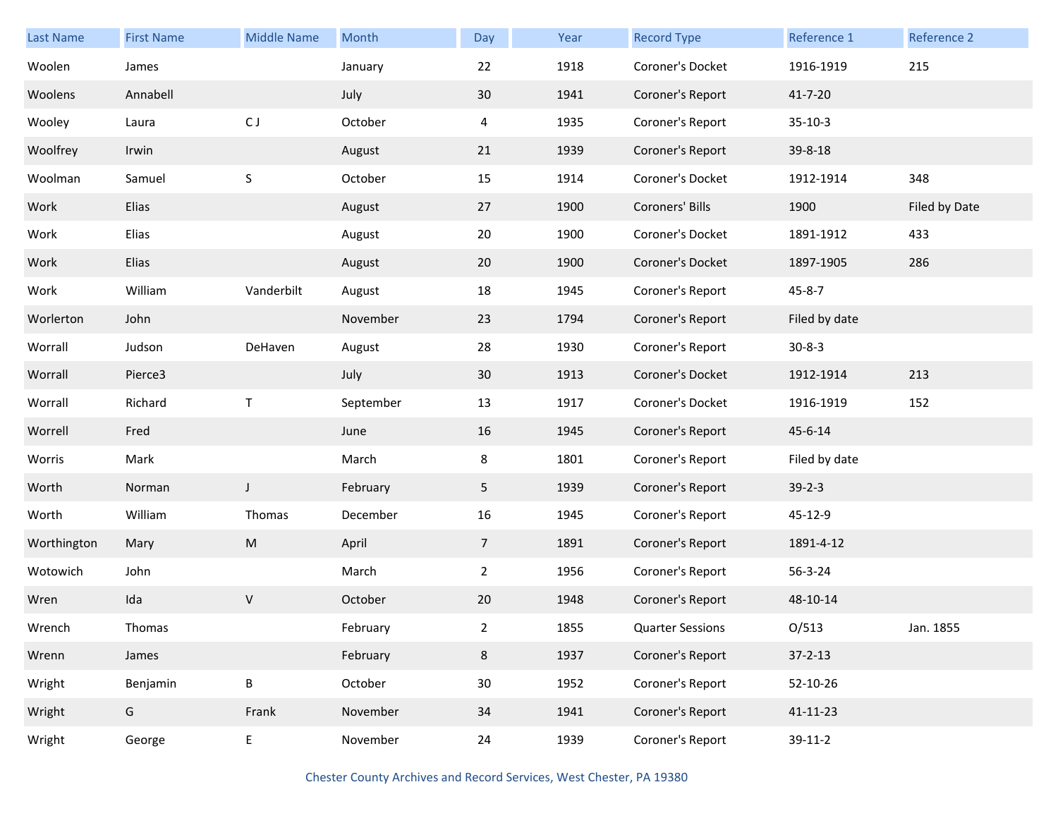| Last Name | First Name | Middle Name | Month | Day | Year | Record Type | Reference 1 | Reference 2 |
| --- | --- | --- | --- | --- | --- | --- | --- | --- |
| Woolen | James | | January | 22 | 1918 | Coroner's Docket | 1916-1919 | 215 |
| Woolens | Annabell | | July | 30 | 1941 | Coroner's Report | 41-7-20 | |
| Wooley | Laura | C J | October | 4 | 1935 | Coroner's Report | 35-10-3 | |
| Woolfrey | Irwin | | August | 21 | 1939 | Coroner's Report | 39-8-18 | |
| Woolman | Samuel | S | October | 15 | 1914 | Coroner's Docket | 1912-1914 | 348 |
| Work | Elias | | August | 27 | 1900 | Coroners' Bills | 1900 | Filed by Date |
| Work | Elias | | August | 20 | 1900 | Coroner's Docket | 1891-1912 | 433 |
| Work | Elias | | August | 20 | 1900 | Coroner's Docket | 1897-1905 | 286 |
| Work | William | Vanderbilt | August | 18 | 1945 | Coroner's Report | 45-8-7 | |
| Worlerton | John | | November | 23 | 1794 | Coroner's Report | Filed by date | |
| Worrall | Judson | DeHaven | August | 28 | 1930 | Coroner's Report | 30-8-3 | |
| Worrall | Pierce3 | | July | 30 | 1913 | Coroner's Docket | 1912-1914 | 213 |
| Worrall | Richard | T | September | 13 | 1917 | Coroner's Docket | 1916-1919 | 152 |
| Worrell | Fred | | June | 16 | 1945 | Coroner's Report | 45-6-14 | |
| Worris | Mark | | March | 8 | 1801 | Coroner's Report | Filed by date | |
| Worth | Norman | J | February | 5 | 1939 | Coroner's Report | 39-2-3 | |
| Worth | William | Thomas | December | 16 | 1945 | Coroner's Report | 45-12-9 | |
| Worthington | Mary | M | April | 7 | 1891 | Coroner's Report | 1891-4-12 | |
| Wotowich | John | | March | 2 | 1956 | Coroner's Report | 56-3-24 | |
| Wren | Ida | V | October | 20 | 1948 | Coroner's Report | 48-10-14 | |
| Wrench | Thomas | | February | 2 | 1855 | Quarter Sessions | O/513 | Jan. 1855 |
| Wrenn | James | | February | 8 | 1937 | Coroner's Report | 37-2-13 | |
| Wright | Benjamin | B | October | 30 | 1952 | Coroner's Report | 52-10-26 | |
| Wright | G | Frank | November | 34 | 1941 | Coroner's Report | 41-11-23 | |
| Wright | George | E | November | 24 | 1939 | Coroner's Report | 39-11-2 | |

Chester County Archives and Record Services, West Chester, PA 19380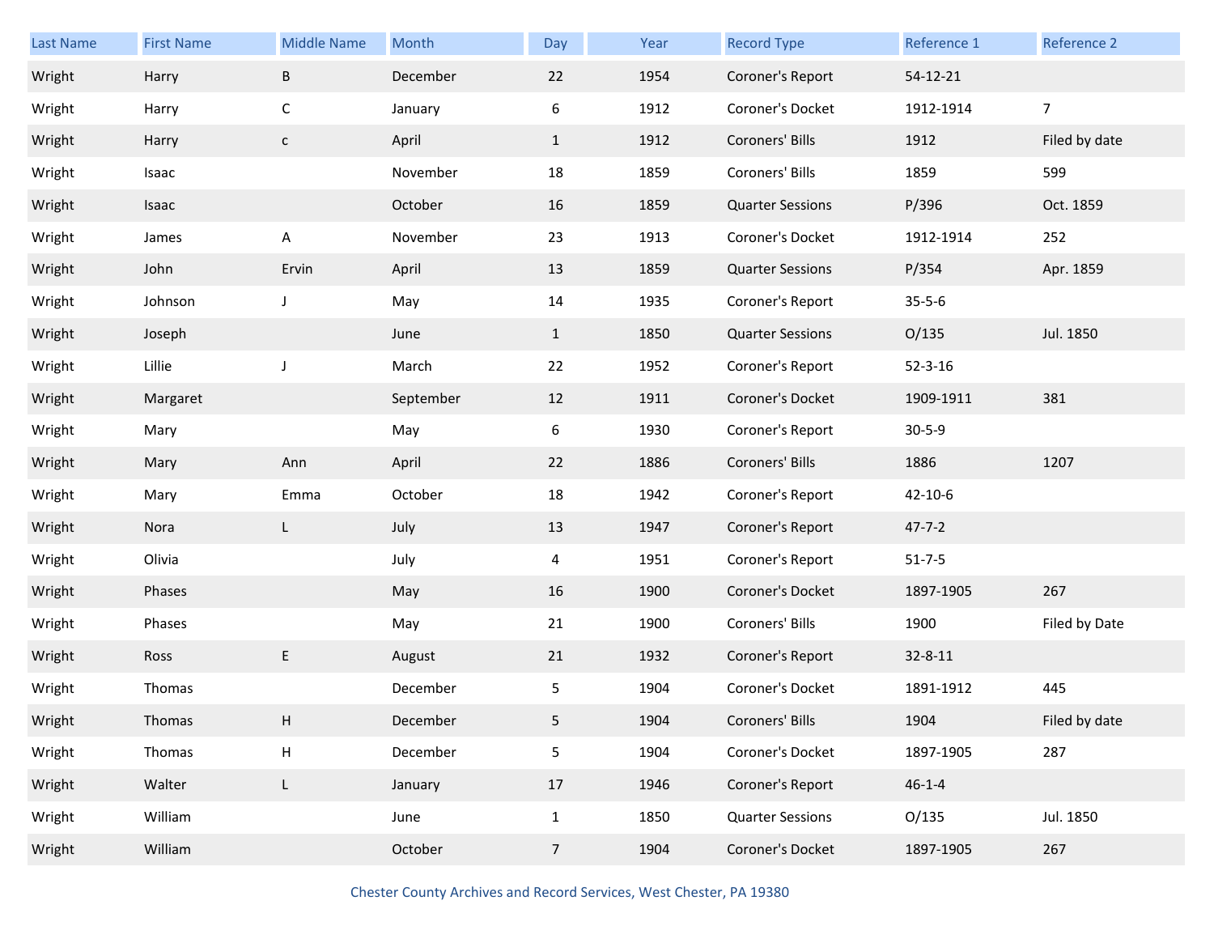| Last Name | First Name | Middle Name | Month | Day | Year | Record Type | Reference 1 | Reference 2 |
|---|---|---|---|---|---|---|---|---|
| Wright | Harry | B | December | 22 | 1954 | Coroner's Report | 54-12-21 | |
| Wright | Harry | C | January | 6 | 1912 | Coroner's Docket | 1912-1914 | 7 |
| Wright | Harry | c | April | 1 | 1912 | Coroners' Bills | 1912 | Filed by date |
| Wright | Isaac | | November | 18 | 1859 | Coroners' Bills | 1859 | 599 |
| Wright | Isaac | | October | 16 | 1859 | Quarter Sessions | P/396 | Oct. 1859 |
| Wright | James | A | November | 23 | 1913 | Coroner's Docket | 1912-1914 | 252 |
| Wright | John | Ervin | April | 13 | 1859 | Quarter Sessions | P/354 | Apr. 1859 |
| Wright | Johnson | J | May | 14 | 1935 | Coroner's Report | 35-5-6 | |
| Wright | Joseph | | June | 1 | 1850 | Quarter Sessions | O/135 | Jul. 1850 |
| Wright | Lillie | J | March | 22 | 1952 | Coroner's Report | 52-3-16 | |
| Wright | Margaret | | September | 12 | 1911 | Coroner's Docket | 1909-1911 | 381 |
| Wright | Mary | | May | 6 | 1930 | Coroner's Report | 30-5-9 | |
| Wright | Mary | Ann | April | 22 | 1886 | Coroners' Bills | 1886 | 1207 |
| Wright | Mary | Emma | October | 18 | 1942 | Coroner's Report | 42-10-6 | |
| Wright | Nora | L | July | 13 | 1947 | Coroner's Report | 47-7-2 | |
| Wright | Olivia | | July | 4 | 1951 | Coroner's Report | 51-7-5 | |
| Wright | Phases | | May | 16 | 1900 | Coroner's Docket | 1897-1905 | 267 |
| Wright | Phases | | May | 21 | 1900 | Coroners' Bills | 1900 | Filed by Date |
| Wright | Ross | E | August | 21 | 1932 | Coroner's Report | 32-8-11 | |
| Wright | Thomas | | December | 5 | 1904 | Coroner's Docket | 1891-1912 | 445 |
| Wright | Thomas | H | December | 5 | 1904 | Coroners' Bills | 1904 | Filed by date |
| Wright | Thomas | H | December | 5 | 1904 | Coroner's Docket | 1897-1905 | 287 |
| Wright | Walter | L | January | 17 | 1946 | Coroner's Report | 46-1-4 | |
| Wright | William | | June | 1 | 1850 | Quarter Sessions | O/135 | Jul. 1850 |
| Wright | William | | October | 7 | 1904 | Coroner's Docket | 1897-1905 | 267 |

Chester County Archives and Record Services, West Chester, PA 19380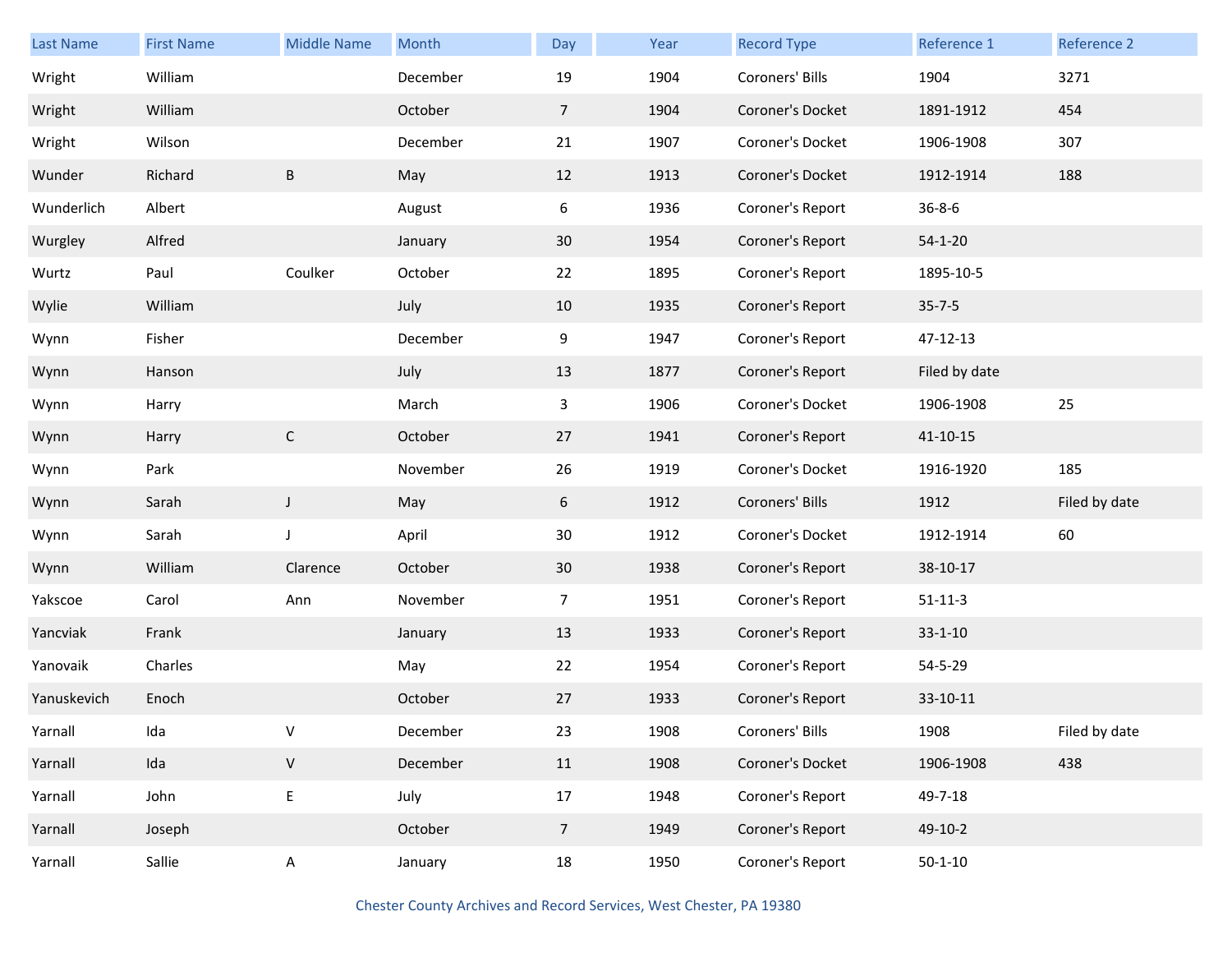| Last Name | First Name | Middle Name | Month | Day | Year | Record Type | Reference 1 | Reference 2 |
|---|---|---|---|---|---|---|---|---|
| Wright | William | | December | 19 | 1904 | Coroners' Bills | 1904 | 3271 |
| Wright | William | | October | 7 | 1904 | Coroner's Docket | 1891-1912 | 454 |
| Wright | Wilson | | December | 21 | 1907 | Coroner's Docket | 1906-1908 | 307 |
| Wunder | Richard | B | May | 12 | 1913 | Coroner's Docket | 1912-1914 | 188 |
| Wunderlich | Albert | | August | 6 | 1936 | Coroner's Report | 36-8-6 | |
| Wurgley | Alfred | | January | 30 | 1954 | Coroner's Report | 54-1-20 | |
| Wurtz | Paul | Coulker | October | 22 | 1895 | Coroner's Report | 1895-10-5 | |
| Wylie | William | | July | 10 | 1935 | Coroner's Report | 35-7-5 | |
| Wynn | Fisher | | December | 9 | 1947 | Coroner's Report | 47-12-13 | |
| Wynn | Hanson | | July | 13 | 1877 | Coroner's Report | Filed by date | |
| Wynn | Harry | | March | 3 | 1906 | Coroner's Docket | 1906-1908 | 25 |
| Wynn | Harry | C | October | 27 | 1941 | Coroner's Report | 41-10-15 | |
| Wynn | Park | | November | 26 | 1919 | Coroner's Docket | 1916-1920 | 185 |
| Wynn | Sarah | J | May | 6 | 1912 | Coroners' Bills | 1912 | Filed by date |
| Wynn | Sarah | J | April | 30 | 1912 | Coroner's Docket | 1912-1914 | 60 |
| Wynn | William | Clarence | October | 30 | 1938 | Coroner's Report | 38-10-17 | |
| Yakscoe | Carol | Ann | November | 7 | 1951 | Coroner's Report | 51-11-3 | |
| Yancviak | Frank | | January | 13 | 1933 | Coroner's Report | 33-1-10 | |
| Yanovaik | Charles | | May | 22 | 1954 | Coroner's Report | 54-5-29 | |
| Yanuskevich | Enoch | | October | 27 | 1933 | Coroner's Report | 33-10-11 | |
| Yarnall | Ida | V | December | 23 | 1908 | Coroners' Bills | 1908 | Filed by date |
| Yarnall | Ida | V | December | 11 | 1908 | Coroner's Docket | 1906-1908 | 438 |
| Yarnall | John | E | July | 17 | 1948 | Coroner's Report | 49-7-18 | |
| Yarnall | Joseph | | October | 7 | 1949 | Coroner's Report | 49-10-2 | |
| Yarnall | Sallie | A | January | 18 | 1950 | Coroner's Report | 50-1-10 | |

Chester County Archives and Record Services, West Chester, PA 19380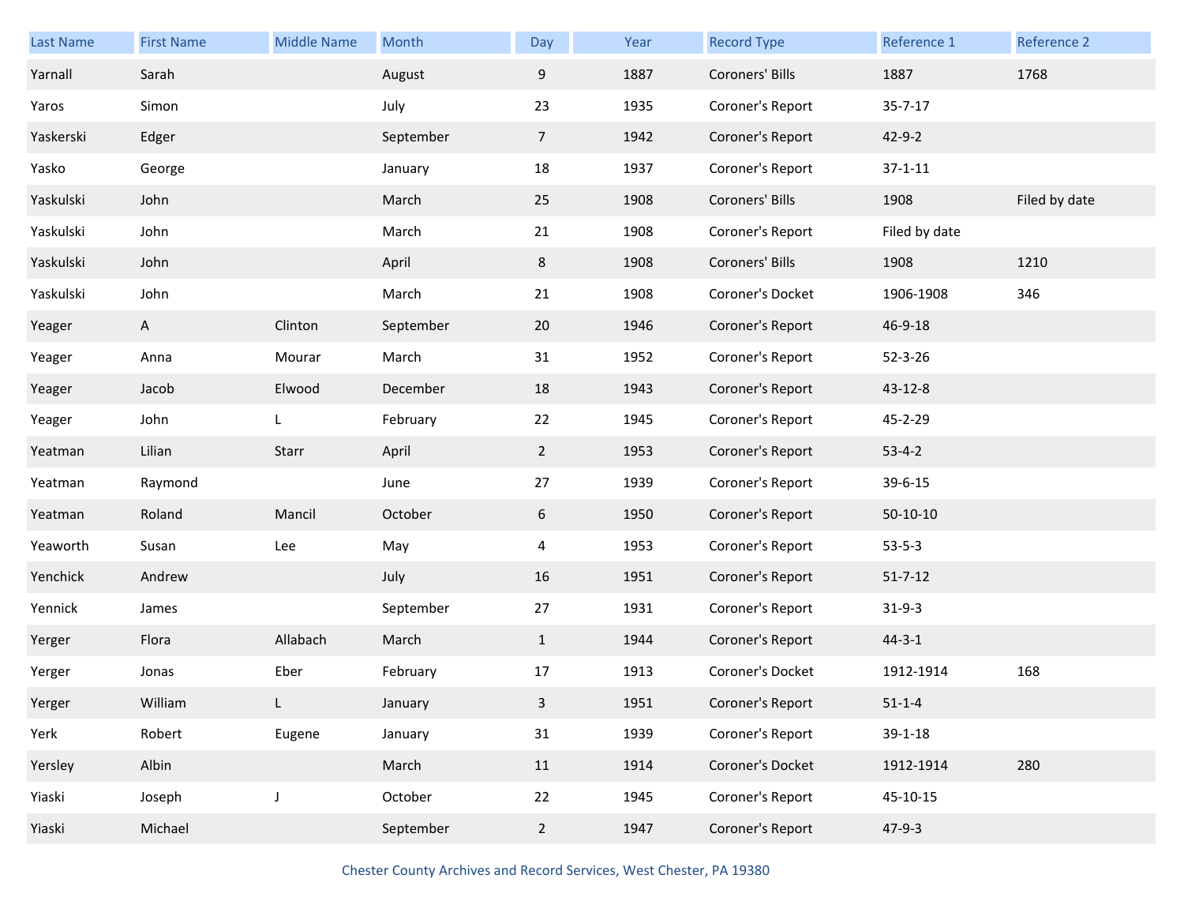| Last Name | First Name | Middle Name | Month | Day | Year | Record Type | Reference 1 | Reference 2 |
|---|---|---|---|---|---|---|---|---|
| Yarnall | Sarah | | August | 9 | 1887 | Coroners' Bills | 1887 | 1768 |
| Yaros | Simon | | July | 23 | 1935 | Coroner's Report | 35-7-17 | |
| Yaskerski | Edger | | September | 7 | 1942 | Coroner's Report | 42-9-2 | |
| Yasko | George | | January | 18 | 1937 | Coroner's Report | 37-1-11 | |
| Yaskulski | John | | March | 25 | 1908 | Coroners' Bills | 1908 | Filed by date |
| Yaskulski | John | | March | 21 | 1908 | Coroner's Report | Filed by date | |
| Yaskulski | John | | April | 8 | 1908 | Coroners' Bills | 1908 | 1210 |
| Yaskulski | John | | March | 21 | 1908 | Coroner's Docket | 1906-1908 | 346 |
| Yeager | A | Clinton | September | 20 | 1946 | Coroner's Report | 46-9-18 | |
| Yeager | Anna | Mourar | March | 31 | 1952 | Coroner's Report | 52-3-26 | |
| Yeager | Jacob | Elwood | December | 18 | 1943 | Coroner's Report | 43-12-8 | |
| Yeager | John | L | February | 22 | 1945 | Coroner's Report | 45-2-29 | |
| Yeatman | Lilian | Starr | April | 2 | 1953 | Coroner's Report | 53-4-2 | |
| Yeatman | Raymond | | June | 27 | 1939 | Coroner's Report | 39-6-15 | |
| Yeatman | Roland | Mancil | October | 6 | 1950 | Coroner's Report | 50-10-10 | |
| Yeaworth | Susan | Lee | May | 4 | 1953 | Coroner's Report | 53-5-3 | |
| Yenchick | Andrew | | July | 16 | 1951 | Coroner's Report | 51-7-12 | |
| Yennick | James | | September | 27 | 1931 | Coroner's Report | 31-9-3 | |
| Yerger | Flora | Allabach | March | 1 | 1944 | Coroner's Report | 44-3-1 | |
| Yerger | Jonas | Eber | February | 17 | 1913 | Coroner's Docket | 1912-1914 | 168 |
| Yerger | William | L | January | 3 | 1951 | Coroner's Report | 51-1-4 | |
| Yerk | Robert | Eugene | January | 31 | 1939 | Coroner's Report | 39-1-18 | |
| Yersley | Albin | | March | 11 | 1914 | Coroner's Docket | 1912-1914 | 280 |
| Yiaski | Joseph | J | October | 22 | 1945 | Coroner's Report | 45-10-15 | |
| Yiaski | Michael | | September | 2 | 1947 | Coroner's Report | 47-9-3 | |

Chester County Archives and Record Services, West Chester, PA 19380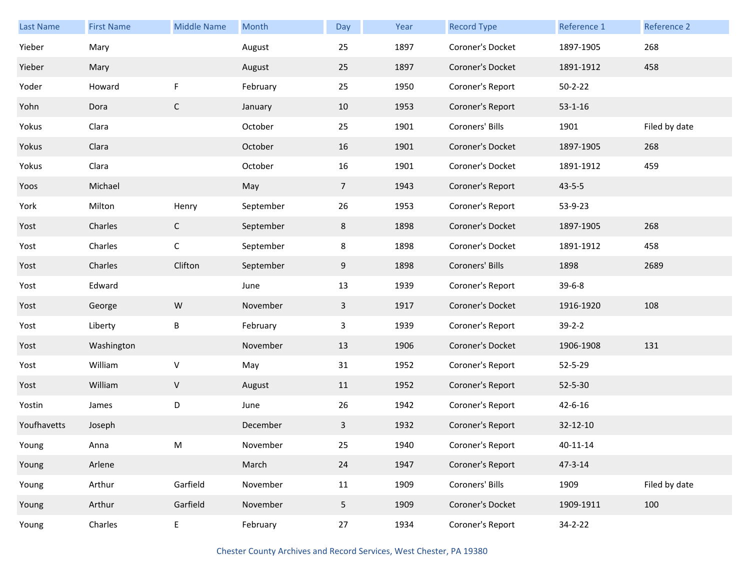| Last Name | First Name | Middle Name | Month | Day | Year | Record Type | Reference 1 | Reference 2 |
|---|---|---|---|---|---|---|---|---|
| Yieber | Mary | | August | 25 | 1897 | Coroner's Docket | 1897-1905 | 268 |
| Yieber | Mary | | August | 25 | 1897 | Coroner's Docket | 1891-1912 | 458 |
| Yoder | Howard | F | February | 25 | 1950 | Coroner's Report | 50-2-22 | |
| Yohn | Dora | C | January | 10 | 1953 | Coroner's Report | 53-1-16 | |
| Yokus | Clara | | October | 25 | 1901 | Coroners' Bills | 1901 | Filed by date |
| Yokus | Clara | | October | 16 | 1901 | Coroner's Docket | 1897-1905 | 268 |
| Yokus | Clara | | October | 16 | 1901 | Coroner's Docket | 1891-1912 | 459 |
| Yoos | Michael | | May | 7 | 1943 | Coroner's Report | 43-5-5 | |
| York | Milton | Henry | September | 26 | 1953 | Coroner's Report | 53-9-23 | |
| Yost | Charles | C | September | 8 | 1898 | Coroner's Docket | 1897-1905 | 268 |
| Yost | Charles | C | September | 8 | 1898 | Coroner's Docket | 1891-1912 | 458 |
| Yost | Charles | Clifton | September | 9 | 1898 | Coroners' Bills | 1898 | 2689 |
| Yost | Edward | | June | 13 | 1939 | Coroner's Report | 39-6-8 | |
| Yost | George | W | November | 3 | 1917 | Coroner's Docket | 1916-1920 | 108 |
| Yost | Liberty | B | February | 3 | 1939 | Coroner's Report | 39-2-2 | |
| Yost | Washington | | November | 13 | 1906 | Coroner's Docket | 1906-1908 | 131 |
| Yost | William | V | May | 31 | 1952 | Coroner's Report | 52-5-29 | |
| Yost | William | V | August | 11 | 1952 | Coroner's Report | 52-5-30 | |
| Yostin | James | D | June | 26 | 1942 | Coroner's Report | 42-6-16 | |
| Youfhavetts | Joseph | | December | 3 | 1932 | Coroner's Report | 32-12-10 | |
| Young | Anna | M | November | 25 | 1940 | Coroner's Report | 40-11-14 | |
| Young | Arlene | | March | 24 | 1947 | Coroner's Report | 47-3-14 | |
| Young | Arthur | Garfield | November | 11 | 1909 | Coroners' Bills | 1909 | Filed by date |
| Young | Arthur | Garfield | November | 5 | 1909 | Coroner's Docket | 1909-1911 | 100 |
| Young | Charles | E | February | 27 | 1934 | Coroner's Report | 34-2-22 | |

Chester County Archives and Record Services, West Chester, PA 19380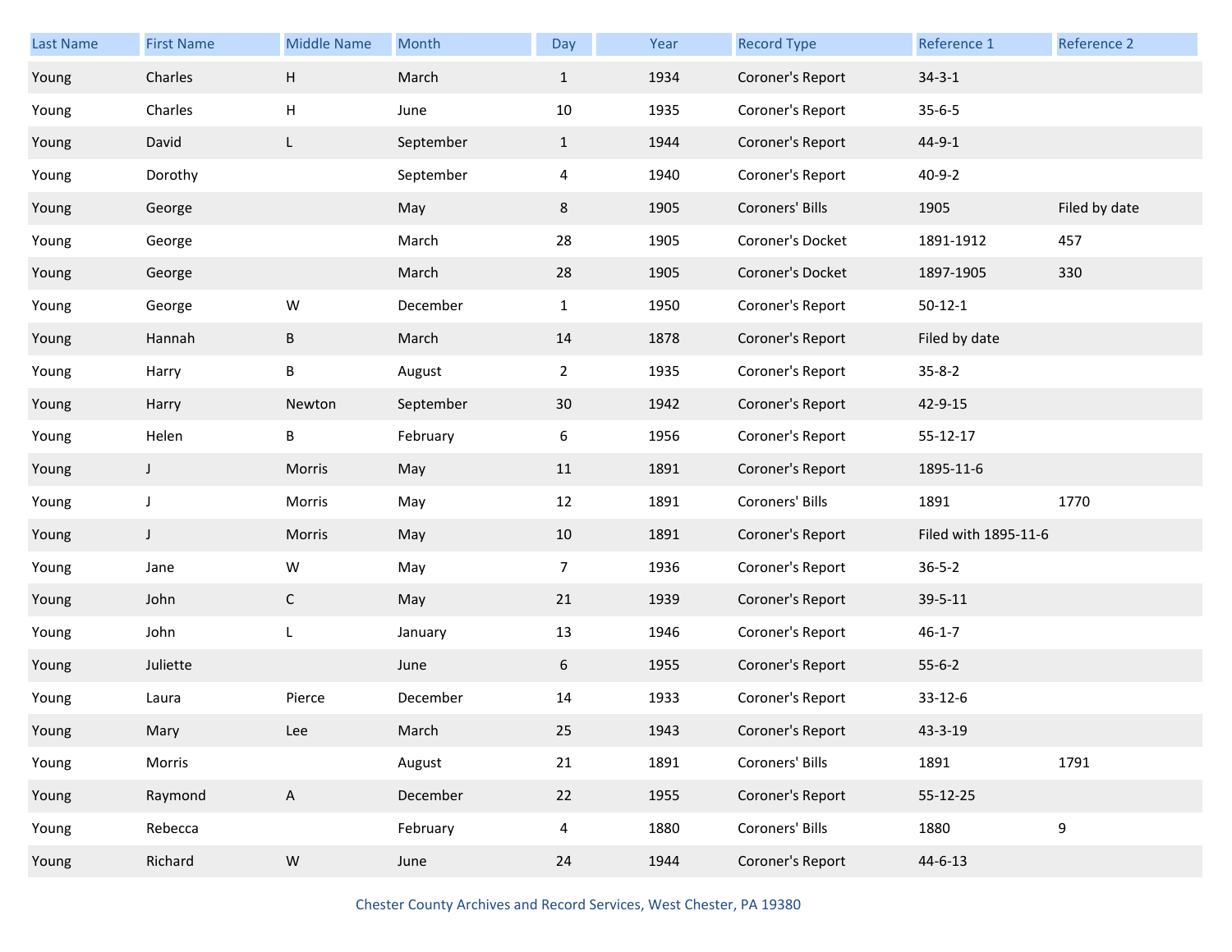| Last Name | First Name | Middle Name | Month | Day | Year | Record Type | Reference 1 | Reference 2 |
|---|---|---|---|---|---|---|---|---|
| Young | Charles | H | March | 1 | 1934 | Coroner's Report | 34-3-1 | |
| Young | Charles | H | June | 10 | 1935 | Coroner's Report | 35-6-5 | |
| Young | David | L | September | 1 | 1944 | Coroner's Report | 44-9-1 | |
| Young | Dorothy | | September | 4 | 1940 | Coroner's Report | 40-9-2 | |
| Young | George | | May | 8 | 1905 | Coroners' Bills | 1905 | Filed by date |
| Young | George | | March | 28 | 1905 | Coroner's Docket | 1891-1912 | 457 |
| Young | George | | March | 28 | 1905 | Coroner's Docket | 1897-1905 | 330 |
| Young | George | W | December | 1 | 1950 | Coroner's Report | 50-12-1 | |
| Young | Hannah | B | March | 14 | 1878 | Coroner's Report | Filed by date | |
| Young | Harry | B | August | 2 | 1935 | Coroner's Report | 35-8-2 | |
| Young | Harry | Newton | September | 30 | 1942 | Coroner's Report | 42-9-15 | |
| Young | Helen | B | February | 6 | 1956 | Coroner's Report | 55-12-17 | |
| Young | J | Morris | May | 11 | 1891 | Coroner's Report | 1895-11-6 | |
| Young | J | Morris | May | 12 | 1891 | Coroners' Bills | 1891 | 1770 |
| Young | J | Morris | May | 10 | 1891 | Coroner's Report | Filed with 1895-11-6 | |
| Young | Jane | W | May | 7 | 1936 | Coroner's Report | 36-5-2 | |
| Young | John | C | May | 21 | 1939 | Coroner's Report | 39-5-11 | |
| Young | John | L | January | 13 | 1946 | Coroner's Report | 46-1-7 | |
| Young | Juliette | | June | 6 | 1955 | Coroner's Report | 55-6-2 | |
| Young | Laura | Pierce | December | 14 | 1933 | Coroner's Report | 33-12-6 | |
| Young | Mary | Lee | March | 25 | 1943 | Coroner's Report | 43-3-19 | |
| Young | Morris | | August | 21 | 1891 | Coroners' Bills | 1891 | 1791 |
| Young | Raymond | A | December | 22 | 1955 | Coroner's Report | 55-12-25 | |
| Young | Rebecca | | February | 4 | 1880 | Coroners' Bills | 1880 | 9 |
| Young | Richard | W | June | 24 | 1944 | Coroner's Report | 44-6-13 | |

Chester County Archives and Record Services, West Chester, PA 19380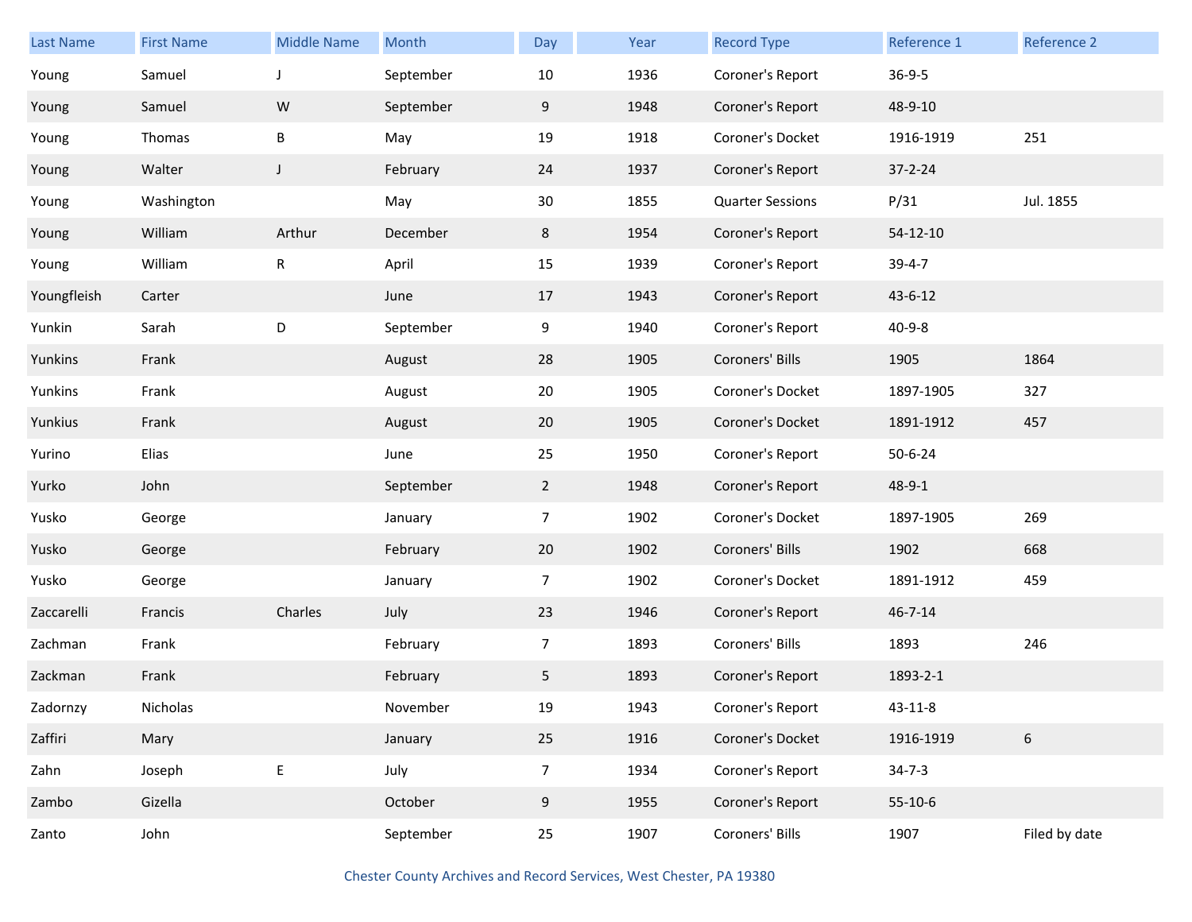| Last Name | First Name | Middle Name | Month | Day | Year | Record Type | Reference 1 | Reference 2 |
|---|---|---|---|---|---|---|---|---|
| Young | Samuel | J | September | 10 | 1936 | Coroner's Report | 36-9-5 | |
| Young | Samuel | W | September | 9 | 1948 | Coroner's Report | 48-9-10 | |
| Young | Thomas | B | May | 19 | 1918 | Coroner's Docket | 1916-1919 | 251 |
| Young | Walter | J | February | 24 | 1937 | Coroner's Report | 37-2-24 | |
| Young | Washington | | May | 30 | 1855 | Quarter Sessions | P/31 | Jul. 1855 |
| Young | William | Arthur | December | 8 | 1954 | Coroner's Report | 54-12-10 | |
| Young | William | R | April | 15 | 1939 | Coroner's Report | 39-4-7 | |
| Youngfleish | Carter | | June | 17 | 1943 | Coroner's Report | 43-6-12 | |
| Yunkin | Sarah | D | September | 9 | 1940 | Coroner's Report | 40-9-8 | |
| Yunkins | Frank | | August | 28 | 1905 | Coroners' Bills | 1905 | 1864 |
| Yunkins | Frank | | August | 20 | 1905 | Coroner's Docket | 1897-1905 | 327 |
| Yunkius | Frank | | August | 20 | 1905 | Coroner's Docket | 1891-1912 | 457 |
| Yurino | Elias | | June | 25 | 1950 | Coroner's Report | 50-6-24 | |
| Yurko | John | | September | 2 | 1948 | Coroner's Report | 48-9-1 | |
| Yusko | George | | January | 7 | 1902 | Coroner's Docket | 1897-1905 | 269 |
| Yusko | George | | February | 20 | 1902 | Coroners' Bills | 1902 | 668 |
| Yusko | George | | January | 7 | 1902 | Coroner's Docket | 1891-1912 | 459 |
| Zaccarelli | Francis | Charles | July | 23 | 1946 | Coroner's Report | 46-7-14 | |
| Zachman | Frank | | February | 7 | 1893 | Coroners' Bills | 1893 | 246 |
| Zackman | Frank | | February | 5 | 1893 | Coroner's Report | 1893-2-1 | |
| Zadornzy | Nicholas | | November | 19 | 1943 | Coroner's Report | 43-11-8 | |
| Zaffiri | Mary | | January | 25 | 1916 | Coroner's Docket | 1916-1919 | 6 |
| Zahn | Joseph | E | July | 7 | 1934 | Coroner's Report | 34-7-3 | |
| Zambo | Gizella | | October | 9 | 1955 | Coroner's Report | 55-10-6 | |
| Zanto | John | | September | 25 | 1907 | Coroners' Bills | 1907 | Filed by date |

Chester County Archives and Record Services, West Chester, PA 19380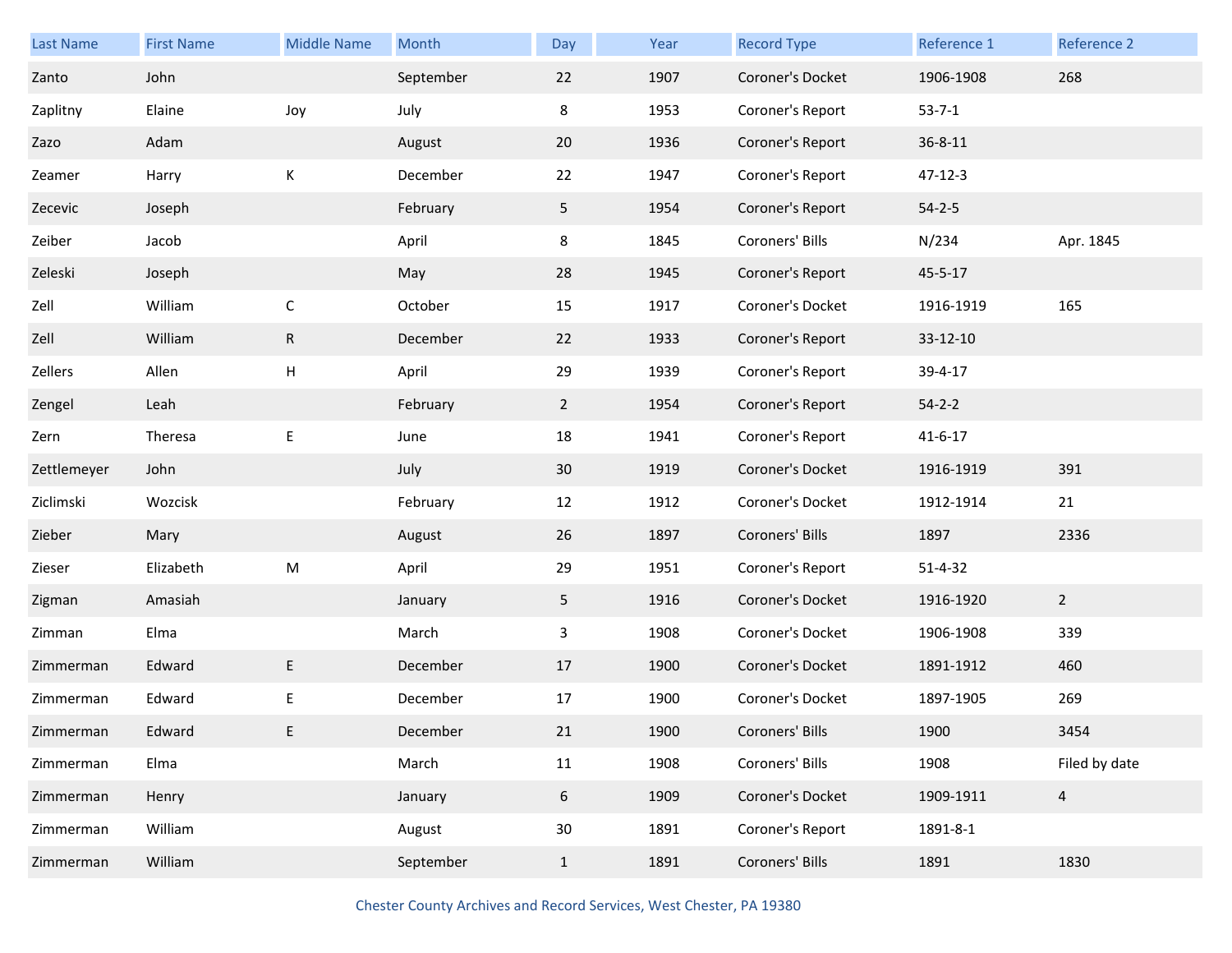| Last Name | First Name | Middle Name | Month | Day | Year | Record Type | Reference 1 | Reference 2 |
|---|---|---|---|---|---|---|---|---|
| Zanto | John | | September | 22 | 1907 | Coroner's Docket | 1906-1908 | 268 |
| Zaplitny | Elaine | Joy | July | 8 | 1953 | Coroner's Report | 53-7-1 | |
| Zazo | Adam | | August | 20 | 1936 | Coroner's Report | 36-8-11 | |
| Zeamer | Harry | K | December | 22 | 1947 | Coroner's Report | 47-12-3 | |
| Zecevic | Joseph | | February | 5 | 1954 | Coroner's Report | 54-2-5 | |
| Zeiber | Jacob | | April | 8 | 1845 | Coroners' Bills | N/234 | Apr. 1845 |
| Zeleski | Joseph | | May | 28 | 1945 | Coroner's Report | 45-5-17 | |
| Zell | William | C | October | 15 | 1917 | Coroner's Docket | 1916-1919 | 165 |
| Zell | William | R | December | 22 | 1933 | Coroner's Report | 33-12-10 | |
| Zellers | Allen | H | April | 29 | 1939 | Coroner's Report | 39-4-17 | |
| Zengel | Leah | | February | 2 | 1954 | Coroner's Report | 54-2-2 | |
| Zern | Theresa | E | June | 18 | 1941 | Coroner's Report | 41-6-17 | |
| Zettlemeyer | John | | July | 30 | 1919 | Coroner's Docket | 1916-1919 | 391 |
| Ziclimski | Wozcisk | | February | 12 | 1912 | Coroner's Docket | 1912-1914 | 21 |
| Zieber | Mary | | August | 26 | 1897 | Coroners' Bills | 1897 | 2336 |
| Zieser | Elizabeth | M | April | 29 | 1951 | Coroner's Report | 51-4-32 | |
| Zigman | Amasiah | | January | 5 | 1916 | Coroner's Docket | 1916-1920 | 2 |
| Zimman | Elma | | March | 3 | 1908 | Coroner's Docket | 1906-1908 | 339 |
| Zimmerman | Edward | E | December | 17 | 1900 | Coroner's Docket | 1891-1912 | 460 |
| Zimmerman | Edward | E | December | 17 | 1900 | Coroner's Docket | 1897-1905 | 269 |
| Zimmerman | Edward | E | December | 21 | 1900 | Coroners' Bills | 1900 | 3454 |
| Zimmerman | Elma | | March | 11 | 1908 | Coroners' Bills | 1908 | Filed by date |
| Zimmerman | Henry | | January | 6 | 1909 | Coroner's Docket | 1909-1911 | 4 |
| Zimmerman | William | | August | 30 | 1891 | Coroner's Report | 1891-8-1 | |
| Zimmerman | William | | September | 1 | 1891 | Coroners' Bills | 1891 | 1830 |

Chester County Archives and Record Services, West Chester, PA 19380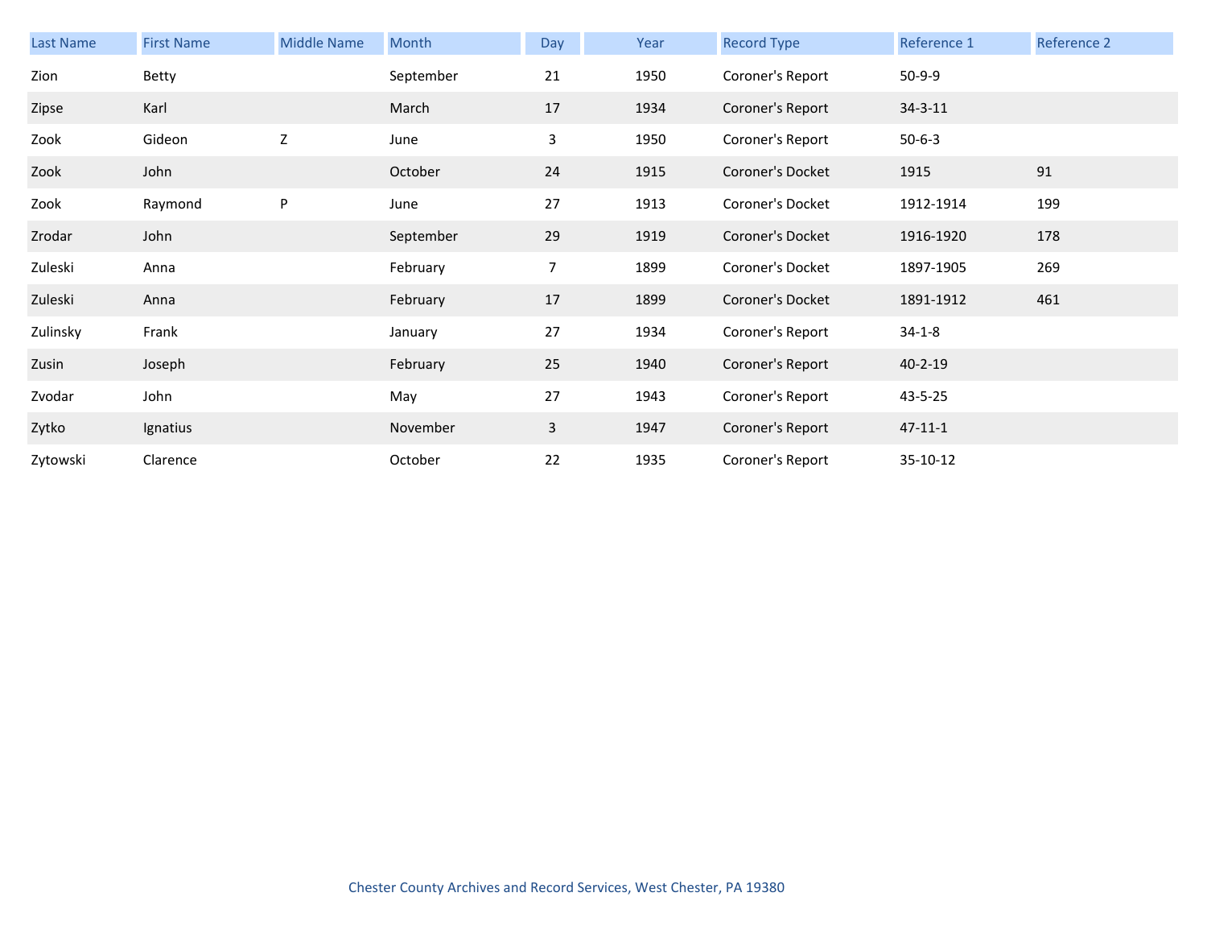| Last Name | First Name | Middle Name | Month | Day | Year | Record Type | Reference 1 | Reference 2 |
|---|---|---|---|---|---|---|---|---|
| Zion | Betty | | September | 21 | 1950 | Coroner's Report | 50-9-9 | |
| Zipse | Karl | | March | 17 | 1934 | Coroner's Report | 34-3-11 | |
| Zook | Gideon | Z | June | 3 | 1950 | Coroner's Report | 50-6-3 | |
| Zook | John | | October | 24 | 1915 | Coroner's Docket | 1915 | 91 |
| Zook | Raymond | P | June | 27 | 1913 | Coroner's Docket | 1912-1914 | 199 |
| Zrodar | John | | September | 29 | 1919 | Coroner's Docket | 1916-1920 | 178 |
| Zuleski | Anna | | February | 7 | 1899 | Coroner's Docket | 1897-1905 | 269 |
| Zuleski | Anna | | February | 17 | 1899 | Coroner's Docket | 1891-1912 | 461 |
| Zulinsky | Frank | | January | 27 | 1934 | Coroner's Report | 34-1-8 | |
| Zusin | Joseph | | February | 25 | 1940 | Coroner's Report | 40-2-19 | |
| Zvodar | John | | May | 27 | 1943 | Coroner's Report | 43-5-25 | |
| Zytko | Ignatius | | November | 3 | 1947 | Coroner's Report | 47-11-1 | |
| Zytowski | Clarence | | October | 22 | 1935 | Coroner's Report | 35-10-12 | |